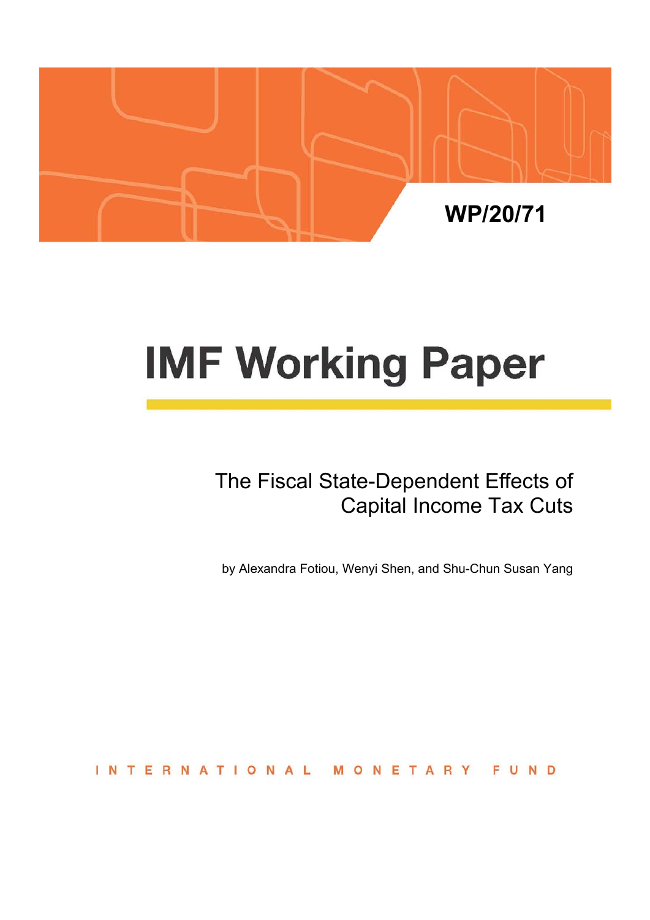WP/20/71

# IMF Working Paper

## The Fiscal State-Dependent Effects of Capital Income Tax Cuts

by Alexandra Fotiou, Wenyi Shen, and Shu-Chun Susan Yang

INTERNATIONAL MONETARY FUND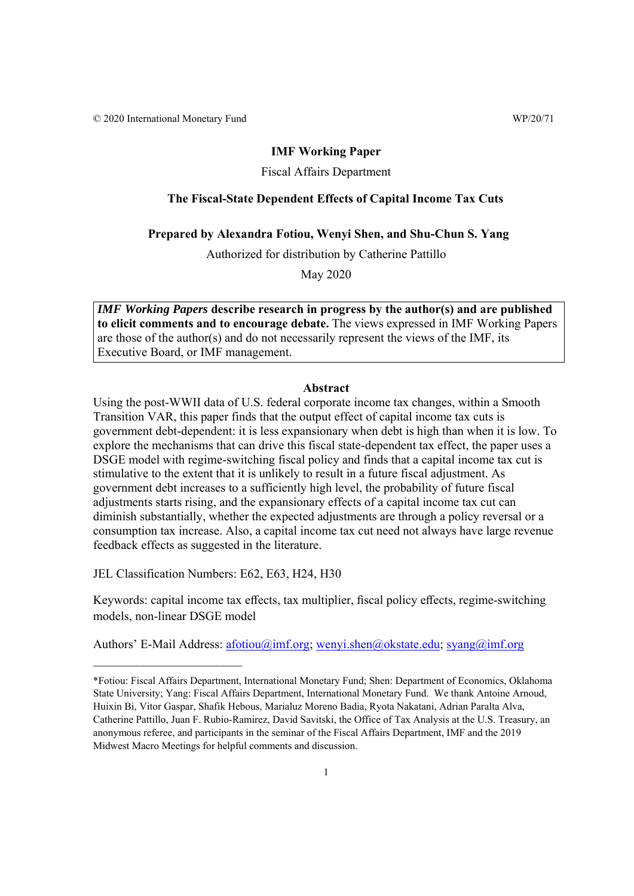© 2020 International Monetary Fund WP/20/71

**IMF Working Paper**

Fiscal Affairs Department

**The Fiscal-State Dependent Effects of Capital Income Tax Cuts**

**Prepared by Alexandra Fotiou, Wenyi Shen, and Shu-Chun S. Yang**

Authorized for distribution by Catherine Pattillo

May 2020

***IMF Working Papers* describe research in progress by the author(s) and are published to elicit comments and to encourage debate.** The views expressed in IMF Working Papers are those of the author(s) and do not necessarily represent the views of the IMF, its Executive Board, or IMF management.

**Abstract**

Using the post-WWII data of U.S. federal corporate income tax changes, within a Smooth Transition VAR, this paper finds that the output effect of capital income tax cuts is government debt-dependent: it is less expansionary when debt is high than when it is low. To explore the mechanisms that can drive this fiscal state-dependent tax effect, the paper uses a DSGE model with regime-switching fiscal policy and finds that a capital income tax cut is stimulative to the extent that it is unlikely to result in a future fiscal adjustment. As government debt increases to a sufficiently high level, the probability of future fiscal adjustments starts rising, and the expansionary effects of a capital income tax cut can diminish substantially, whether the expected adjustments are through a policy reversal or a consumption tax increase. Also, a capital income tax cut need not always have large revenue feedback effects as suggested in the literature.

JEL Classification Numbers: E62, E63, H24, H30

Keywords: capital income tax effects, tax multiplier, fiscal policy effects, regime-switching models, non-linear DSGE model

Authors' E-Mail Address: afotiou@imf.org; wenyi.shen@okstate.edu; syang@imf.org

---

*Fotiou: Fiscal Affairs Department, International Monetary Fund; Shen: Department of Economics, Oklahoma State University; Yang: Fiscal Affairs Department, International Monetary Fund. We thank Antoine Arnoud, Huixin Bi, Vitor Gaspar, Shafik Hebous, Marialuz Moreno Badia, Ryota Nakatani, Adrian Paralta Alva, Catherine Pattillo, Juan F. Rubio-Ramirez, David Savitski, the Office of Tax Analysis at the U.S. Treasury, an anonymous referee, and participants in the seminar of the Fiscal Affairs Department, IMF and the 2019 Midwest Macro Meetings for helpful comments and discussion.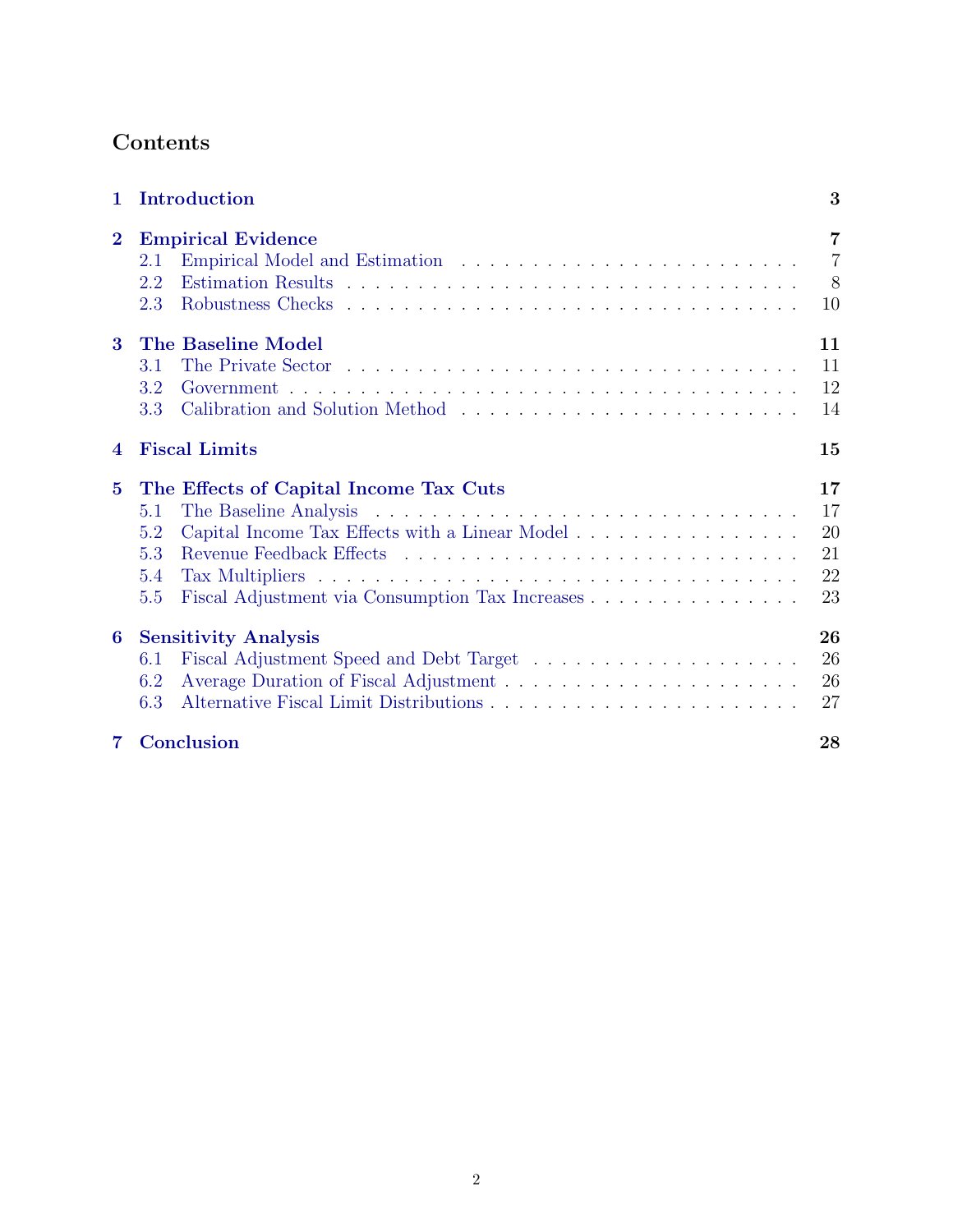# Contents

**1 Introduction** — 3

**2 Empirical Evidence** — 7
- 2.1 Empirical Model and Estimation — 7
- 2.2 Estimation Results — 8
- 2.3 Robustness Checks — 10

**3 The Baseline Model** — 11
- 3.1 The Private Sector — 11
- 3.2 Government — 12
- 3.3 Calibration and Solution Method — 14

**4 Fiscal Limits** — 15

**5 The Effects of Capital Income Tax Cuts** — 17
- 5.1 The Baseline Analysis — 17
- 5.2 Capital Income Tax Effects with a Linear Model — 20
- 5.3 Revenue Feedback Effects — 21
- 5.4 Tax Multipliers — 22
- 5.5 Fiscal Adjustment via Consumption Tax Increases — 23

**6 Sensitivity Analysis** — 26
- 6.1 Fiscal Adjustment Speed and Debt Target — 26
- 6.2 Average Duration of Fiscal Adjustment — 26
- 6.3 Alternative Fiscal Limit Distributions — 27

**7 Conclusion** — 28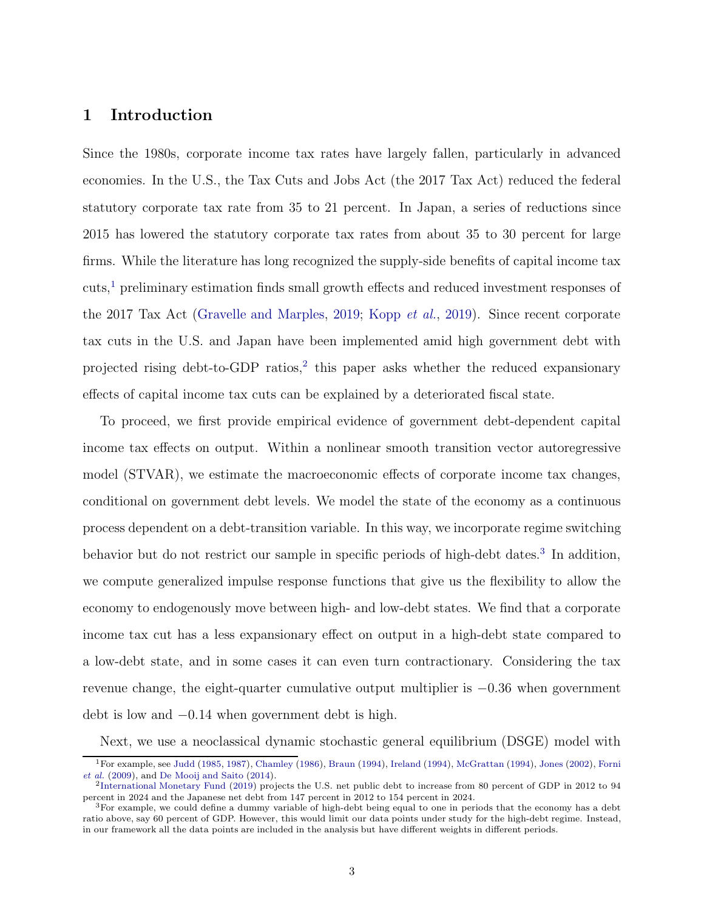# 1 Introduction

Since the 1980s, corporate income tax rates have largely fallen, particularly in advanced economies. In the U.S., the Tax Cuts and Jobs Act (the 2017 Tax Act) reduced the federal statutory corporate tax rate from 35 to 21 percent. In Japan, a series of reductions since 2015 has lowered the statutory corporate tax rates from about 35 to 30 percent for large firms. While the literature has long recognized the supply-side benefits of capital income tax cuts,[1] preliminary estimation finds small growth effects and reduced investment responses of the 2017 Tax Act (Gravelle and Marples, 2019; Kopp *et al.*, 2019). Since recent corporate tax cuts in the U.S. and Japan have been implemented amid high government debt with projected rising debt-to-GDP ratios,[2] this paper asks whether the reduced expansionary effects of capital income tax cuts can be explained by a deteriorated fiscal state.

To proceed, we first provide empirical evidence of government debt-dependent capital income tax effects on output. Within a nonlinear smooth transition vector autoregressive model (STVAR), we estimate the macroeconomic effects of corporate income tax changes, conditional on government debt levels. We model the state of the economy as a continuous process dependent on a debt-transition variable. In this way, we incorporate regime switching behavior but do not restrict our sample in specific periods of high-debt dates.[3] In addition, we compute generalized impulse response functions that give us the flexibility to allow the economy to endogenously move between high- and low-debt states. We find that a corporate income tax cut has a less expansionary effect on output in a high-debt state compared to a low-debt state, and in some cases it can even turn contractionary. Considering the tax revenue change, the eight-quarter cumulative output multiplier is $-0.36$ when government debt is low and $-0.14$ when government debt is high.

Next, we use a neoclassical dynamic stochastic general equilibrium (DSGE) model with

---

[1] For example, see Judd (1985, 1987), Chamley (1986), Braun (1994), Ireland (1994), McGrattan (1994), Jones (2002), Forni *et al.* (2009), and De Mooij and Saito (2014).

[2] International Monetary Fund (2019) projects the U.S. net public debt to increase from 80 percent of GDP in 2012 to 94 percent in 2024 and the Japanese net debt from 147 percent in 2012 to 154 percent in 2024.

[3] For example, we could define a dummy variable of high-debt being equal to one in periods that the economy has a debt ratio above, say 60 percent of GDP. However, this would limit our data points under study for the high-debt regime. Instead, in our framework all the data points are included in the analysis but have different weights in different periods.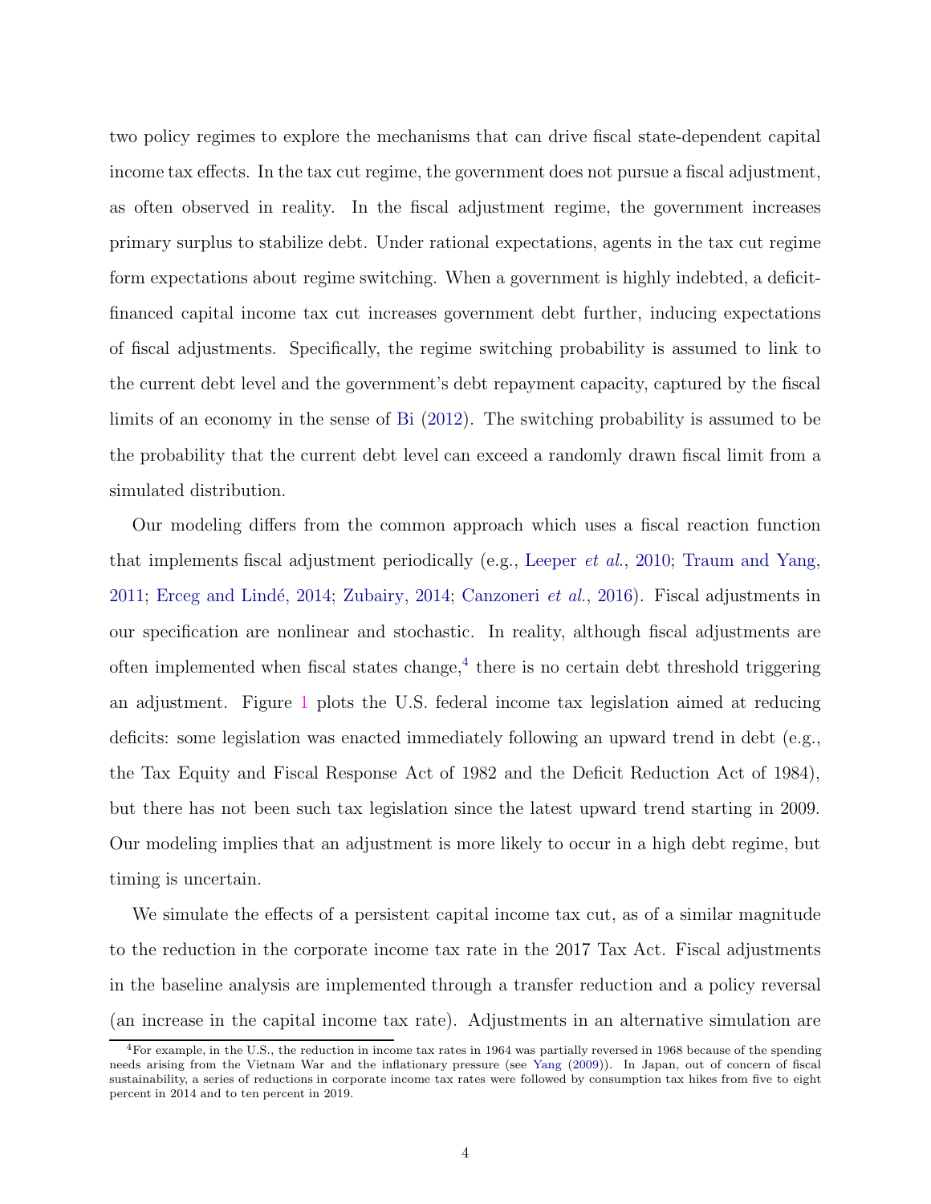two policy regimes to explore the mechanisms that can drive fiscal state-dependent capital income tax effects. In the tax cut regime, the government does not pursue a fiscal adjustment, as often observed in reality. In the fiscal adjustment regime, the government increases primary surplus to stabilize debt. Under rational expectations, agents in the tax cut regime form expectations about regime switching. When a government is highly indebted, a deficit-financed capital income tax cut increases government debt further, inducing expectations of fiscal adjustments. Specifically, the regime switching probability is assumed to link to the current debt level and the government's debt repayment capacity, captured by the fiscal limits of an economy in the sense of Bi (2012). The switching probability is assumed to be the probability that the current debt level can exceed a randomly drawn fiscal limit from a simulated distribution.

Our modeling differs from the common approach which uses a fiscal reaction function that implements fiscal adjustment periodically (e.g., Leeper *et al.*, 2010; Traum and Yang, 2011; Erceg and Lindé, 2014; Zubairy, 2014; Canzoneri *et al.*, 2016). Fiscal adjustments in our specification are nonlinear and stochastic. In reality, although fiscal adjustments are often implemented when fiscal states change,[4] there is no certain debt threshold triggering an adjustment. Figure 1 plots the U.S. federal income tax legislation aimed at reducing deficits: some legislation was enacted immediately following an upward trend in debt (e.g., the Tax Equity and Fiscal Response Act of 1982 and the Deficit Reduction Act of 1984), but there has not been such tax legislation since the latest upward trend starting in 2009. Our modeling implies that an adjustment is more likely to occur in a high debt regime, but timing is uncertain.

We simulate the effects of a persistent capital income tax cut, as of a similar magnitude to the reduction in the corporate income tax rate in the 2017 Tax Act. Fiscal adjustments in the baseline analysis are implemented through a transfer reduction and a policy reversal (an increase in the capital income tax rate). Adjustments in an alternative simulation are

[4] For example, in the U.S., the reduction in income tax rates in 1964 was partially reversed in 1968 because of the spending needs arising from the Vietnam War and the inflationary pressure (see Yang (2009)). In Japan, out of concern of fiscal sustainability, a series of reductions in corporate income tax rates were followed by consumption tax hikes from five to eight percent in 2014 and to ten percent in 2019.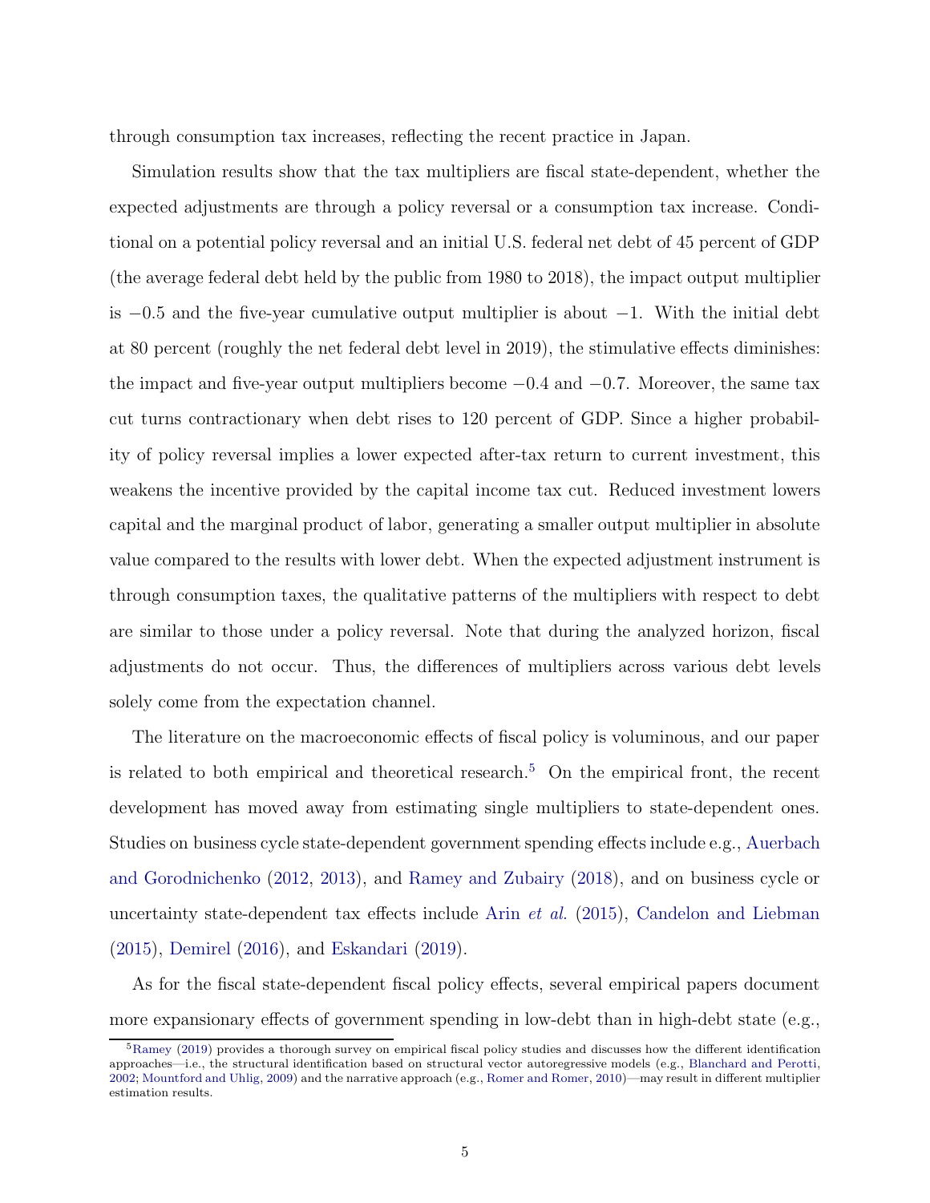through consumption tax increases, reflecting the recent practice in Japan.

Simulation results show that the tax multipliers are fiscal state-dependent, whether the expected adjustments are through a policy reversal or a consumption tax increase. Conditional on a potential policy reversal and an initial U.S. federal net debt of 45 percent of GDP (the average federal debt held by the public from 1980 to 2018), the impact output multiplier is $-0.5$ and the five-year cumulative output multiplier is about $-1$. With the initial debt at 80 percent (roughly the net federal debt level in 2019), the stimulative effects diminishes: the impact and five-year output multipliers become $-0.4$ and $-0.7$. Moreover, the same tax cut turns contractionary when debt rises to 120 percent of GDP. Since a higher probability of policy reversal implies a lower expected after-tax return to current investment, this weakens the incentive provided by the capital income tax cut. Reduced investment lowers capital and the marginal product of labor, generating a smaller output multiplier in absolute value compared to the results with lower debt. When the expected adjustment instrument is through consumption taxes, the qualitative patterns of the multipliers with respect to debt are similar to those under a policy reversal. Note that during the analyzed horizon, fiscal adjustments do not occur. Thus, the differences of multipliers across various debt levels solely come from the expectation channel.

The literature on the macroeconomic effects of fiscal policy is voluminous, and our paper is related to both empirical and theoretical research.[5] On the empirical front, the recent development has moved away from estimating single multipliers to state-dependent ones. Studies on business cycle state-dependent government spending effects include e.g., Auerbach and Gorodnichenko (2012, 2013), and Ramey and Zubairy (2018), and on business cycle or uncertainty state-dependent tax effects include Arin *et al.* (2015), Candelon and Liebman (2015), Demirel (2016), and Eskandari (2019).

As for the fiscal state-dependent fiscal policy effects, several empirical papers document more expansionary effects of government spending in low-debt than in high-debt state (e.g.,

[5] Ramey (2019) provides a thorough survey on empirical fiscal policy studies and discusses how the different identification approaches—i.e., the structural identification based on structural vector autoregressive models (e.g., Blanchard and Perotti, 2002; Mountford and Uhlig, 2009) and the narrative approach (e.g., Romer and Romer, 2010)—may result in different multiplier estimation results.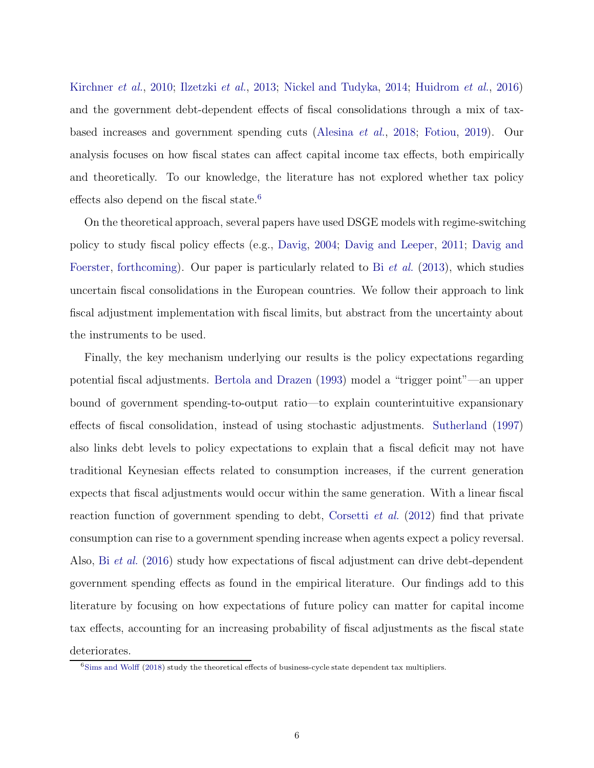Kirchner *et al.*, 2010; Ilzetzki *et al.*, 2013; Nickel and Tudyka, 2014; Huidrom *et al.*, 2016) and the government debt-dependent effects of fiscal consolidations through a mix of tax-based increases and government spending cuts (Alesina *et al.*, 2018; Fotiou, 2019). Our analysis focuses on how fiscal states can affect capital income tax effects, both empirically and theoretically. To our knowledge, the literature has not explored whether tax policy effects also depend on the fiscal state.[6]

On the theoretical approach, several papers have used DSGE models with regime-switching policy to study fiscal policy effects (e.g., Davig, 2004; Davig and Leeper, 2011; Davig and Foerster, forthcoming). Our paper is particularly related to Bi *et al.* (2013), which studies uncertain fiscal consolidations in the European countries. We follow their approach to link fiscal adjustment implementation with fiscal limits, but abstract from the uncertainty about the instruments to be used.

Finally, the key mechanism underlying our results is the policy expectations regarding potential fiscal adjustments. Bertola and Drazen (1993) model a "trigger point"—an upper bound of government spending-to-output ratio—to explain counterintuitive expansionary effects of fiscal consolidation, instead of using stochastic adjustments. Sutherland (1997) also links debt levels to policy expectations to explain that a fiscal deficit may not have traditional Keynesian effects related to consumption increases, if the current generation expects that fiscal adjustments would occur within the same generation. With a linear fiscal reaction function of government spending to debt, Corsetti *et al.* (2012) find that private consumption can rise to a government spending increase when agents expect a policy reversal. Also, Bi *et al.* (2016) study how expectations of fiscal adjustment can drive debt-dependent government spending effects as found in the empirical literature. Our findings add to this literature by focusing on how expectations of future policy can matter for capital income tax effects, accounting for an increasing probability of fiscal adjustments as the fiscal state deteriorates.

[6] Sims and Wolff (2018) study the theoretical effects of business-cycle state dependent tax multipliers.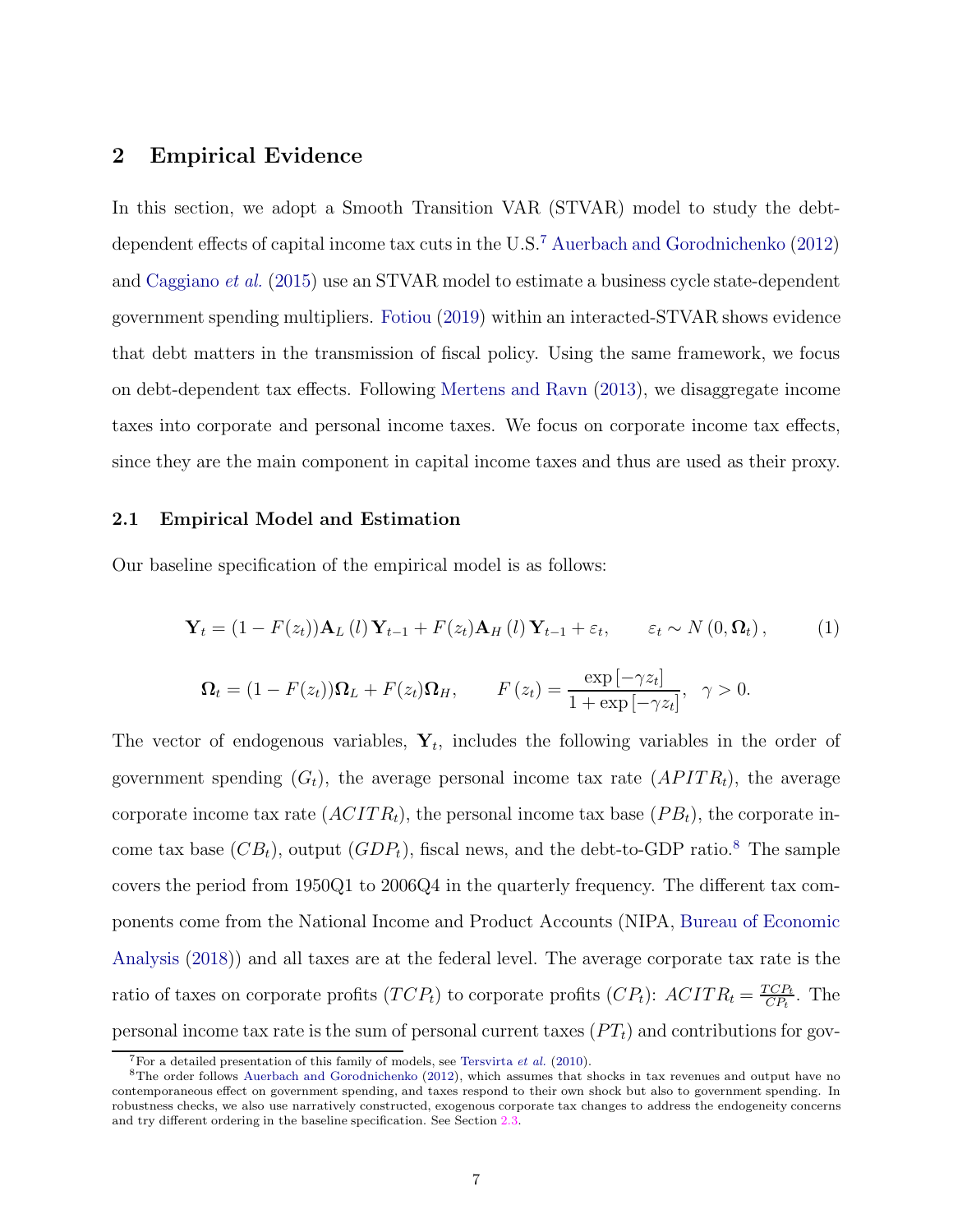## 2 Empirical Evidence

In this section, we adopt a Smooth Transition VAR (STVAR) model to study the debt-dependent effects of capital income tax cuts in the U.S.[7] Auerbach and Gorodnichenko (2012) and Caggiano *et al.* (2015) use an STVAR model to estimate a business cycle state-dependent government spending multipliers. Fotiou (2019) within an interacted-STVAR shows evidence that debt matters in the transmission of fiscal policy. Using the same framework, we focus on debt-dependent tax effects. Following Mertens and Ravn (2013), we disaggregate income taxes into corporate and personal income taxes. We focus on corporate income tax effects, since they are the main component in capital income taxes and thus are used as their proxy.

### 2.1 Empirical Model and Estimation

Our baseline specification of the empirical model is as follows:

$$\mathbf{Y}_t = (1 - F(z_t))\mathbf{A}_L(l)\,\mathbf{Y}_{t-1} + F(z_t)\mathbf{A}_H(l)\,\mathbf{Y}_{t-1} + \varepsilon_t, \qquad \varepsilon_t \sim N(0, \mathbf{\Omega}_t), \tag{1}$$

$$\mathbf{\Omega}_t = (1 - F(z_t))\mathbf{\Omega}_L + F(z_t)\mathbf{\Omega}_H, \qquad F(z_t) = \frac{\exp[-\gamma z_t]}{1 + \exp[-\gamma z_t]}, \quad \gamma > 0.$$

The vector of endogenous variables, $\mathbf{Y}_t$, includes the following variables in the order of government spending ($G_t$), the average personal income tax rate ($APITR_t$), the average corporate income tax rate ($ACITR_t$), the personal income tax base ($PB_t$), the corporate income tax base ($CB_t$), output ($GDP_t$), fiscal news, and the debt-to-GDP ratio.[8] The sample covers the period from 1950Q1 to 2006Q4 in the quarterly frequency. The different tax components come from the National Income and Product Accounts (NIPA, Bureau of Economic Analysis (2018)) and all taxes are at the federal level. The average corporate tax rate is the ratio of taxes on corporate profits ($TCP_t$) to corporate profits ($CP_t$): $ACITR_t = \frac{TCP_t}{CP_t}$. The personal income tax rate is the sum of personal current taxes ($PT_t$) and contributions for gov-

[7] For a detailed presentation of this family of models, see Tersvirta *et al.* (2010).

[8] The order follows Auerbach and Gorodnichenko (2012), which assumes that shocks in tax revenues and output have no contemporaneous effect on government spending, and taxes respond to their own shock but also to government spending. In robustness checks, we also use narratively constructed, exogenous corporate tax changes to address the endogeneity concerns and try different ordering in the baseline specification. See Section 2.3.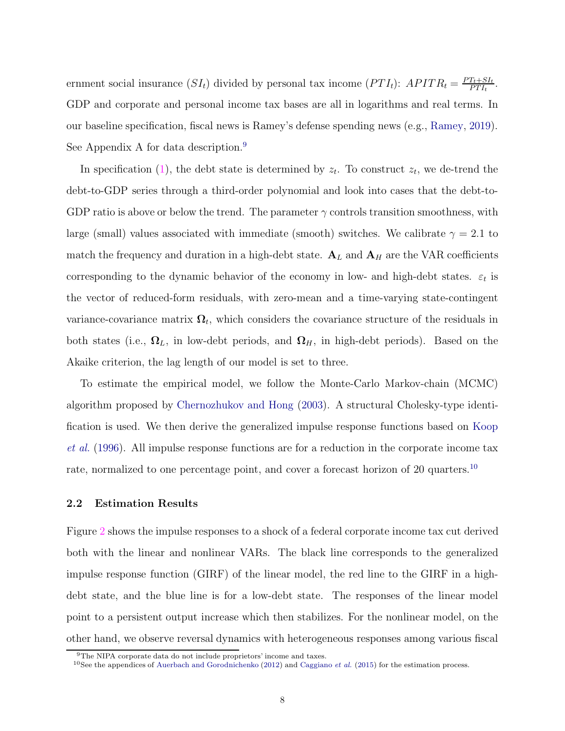ernment social insurance ($SI_t$) divided by personal tax income ($PTI_t$): $APITR_t = \frac{PT_t + SI_t}{PTI_t}$. GDP and corporate and personal income tax bases are all in logarithms and real terms. In our baseline specification, fiscal news is Ramey's defense spending news (e.g., Ramey, 2019). See Appendix A for data description.[9]

In specification (1), the debt state is determined by $z_t$. To construct $z_t$, we de-trend the debt-to-GDP series through a third-order polynomial and look into cases that the debt-to-GDP ratio is above or below the trend. The parameter $\gamma$ controls transition smoothness, with large (small) values associated with immediate (smooth) switches. We calibrate $\gamma = 2.1$ to match the frequency and duration in a high-debt state. $\mathbf{A}_L$ and $\mathbf{A}_H$ are the VAR coefficients corresponding to the dynamic behavior of the economy in low- and high-debt states. $\varepsilon_t$ is the vector of reduced-form residuals, with zero-mean and a time-varying state-contingent variance-covariance matrix $\mathbf{\Omega}_t$, which considers the covariance structure of the residuals in both states (i.e., $\mathbf{\Omega}_L$, in low-debt periods, and $\mathbf{\Omega}_H$, in high-debt periods). Based on the Akaike criterion, the lag length of our model is set to three.

To estimate the empirical model, we follow the Monte-Carlo Markov-chain (MCMC) algorithm proposed by Chernozhukov and Hong (2003). A structural Cholesky-type identification is used. We then derive the generalized impulse response functions based on Koop *et al.* (1996). All impulse response functions are for a reduction in the corporate income tax rate, normalized to one percentage point, and cover a forecast horizon of 20 quarters.[10]

### 2.2 Estimation Results

Figure 2 shows the impulse responses to a shock of a federal corporate income tax cut derived both with the linear and nonlinear VARs. The black line corresponds to the generalized impulse response function (GIRF) of the linear model, the red line to the GIRF in a high-debt state, and the blue line is for a low-debt state. The responses of the linear model point to a persistent output increase which then stabilizes. For the nonlinear model, on the other hand, we observe reversal dynamics with heterogeneous responses among various fiscal

[9] The NIPA corporate data do not include proprietors' income and taxes.

[10] See the appendices of Auerbach and Gorodnichenko (2012) and Caggiano *et al.* (2015) for the estimation process.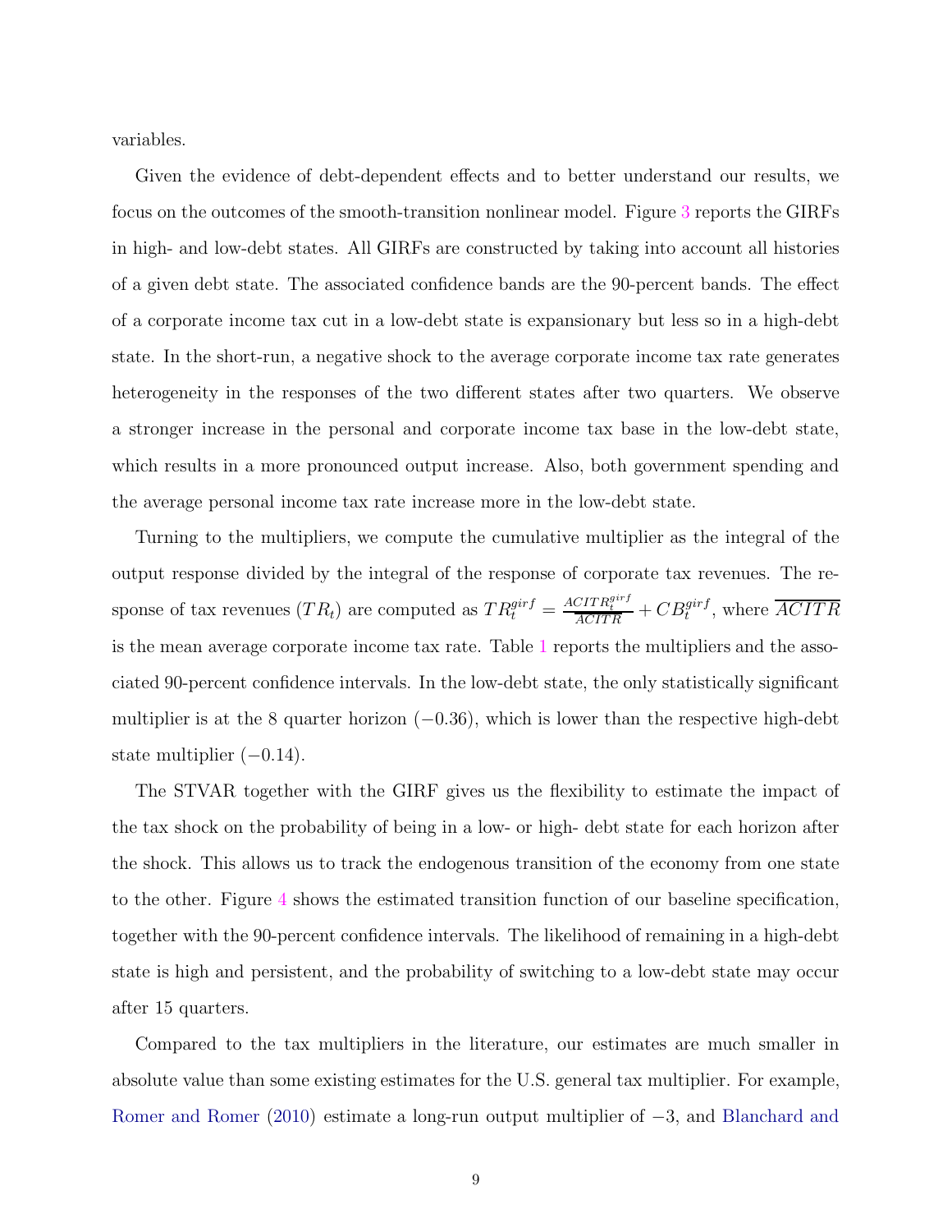variables.

Given the evidence of debt-dependent effects and to better understand our results, we focus on the outcomes of the smooth-transition nonlinear model. Figure 3 reports the GIRFs in high- and low-debt states. All GIRFs are constructed by taking into account all histories of a given debt state. The associated confidence bands are the 90-percent bands. The effect of a corporate income tax cut in a low-debt state is expansionary but less so in a high-debt state. In the short-run, a negative shock to the average corporate income tax rate generates heterogeneity in the responses of the two different states after two quarters. We observe a stronger increase in the personal and corporate income tax base in the low-debt state, which results in a more pronounced output increase. Also, both government spending and the average personal income tax rate increase more in the low-debt state.

Turning to the multipliers, we compute the cumulative multiplier as the integral of the output response divided by the integral of the response of corporate tax revenues. The response of tax revenues ($TR_t$) are computed as $TR_t^{girf} = \frac{ACITR_t^{girf}}{\overline{ACITR}} + CB_t^{girf}$, where $\overline{ACITR}$ is the mean average corporate income tax rate. Table 1 reports the multipliers and the associated 90-percent confidence intervals. In the low-debt state, the only statistically significant multiplier is at the 8 quarter horizon ($-0.36$), which is lower than the respective high-debt state multiplier ($-0.14$).

The STVAR together with the GIRF gives us the flexibility to estimate the impact of the tax shock on the probability of being in a low- or high- debt state for each horizon after the shock. This allows us to track the endogenous transition of the economy from one state to the other. Figure 4 shows the estimated transition function of our baseline specification, together with the 90-percent confidence intervals. The likelihood of remaining in a high-debt state is high and persistent, and the probability of switching to a low-debt state may occur after 15 quarters.

Compared to the tax multipliers in the literature, our estimates are much smaller in absolute value than some existing estimates for the U.S. general tax multiplier. For example, Romer and Romer (2010) estimate a long-run output multiplier of $-3$, and Blanchard and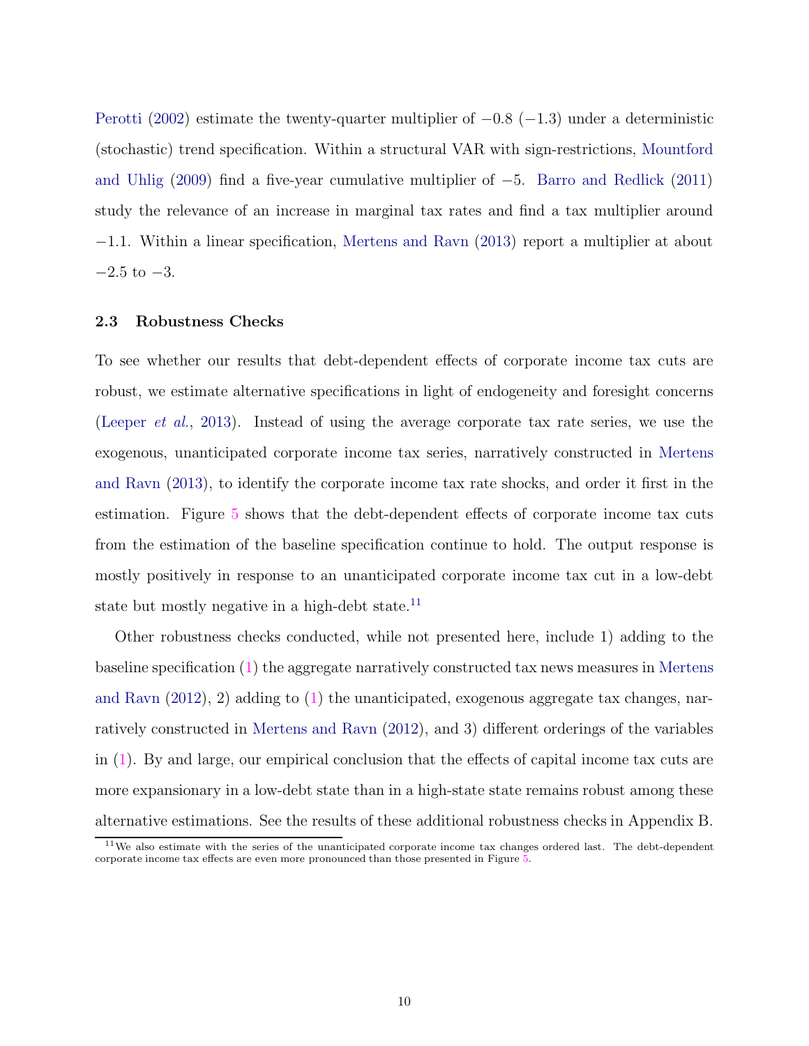Perotti (2002) estimate the twenty-quarter multiplier of $-0.8$ ($-1.3$) under a deterministic (stochastic) trend specification. Within a structural VAR with sign-restrictions, Mountford and Uhlig (2009) find a five-year cumulative multiplier of $-5$. Barro and Redlick (2011) study the relevance of an increase in marginal tax rates and find a tax multiplier around $-1.1$. Within a linear specification, Mertens and Ravn (2013) report a multiplier at about $-2.5$ to $-3$.

### 2.3 Robustness Checks

To see whether our results that debt-dependent effects of corporate income tax cuts are robust, we estimate alternative specifications in light of endogeneity and foresight concerns (Leeper *et al.*, 2013). Instead of using the average corporate tax rate series, we use the exogenous, unanticipated corporate income tax series, narratively constructed in Mertens and Ravn (2013), to identify the corporate income tax rate shocks, and order it first in the estimation. Figure 5 shows that the debt-dependent effects of corporate income tax cuts from the estimation of the baseline specification continue to hold. The output response is mostly positively in response to an unanticipated corporate income tax cut in a low-debt state but mostly negative in a high-debt state.[11]

Other robustness checks conducted, while not presented here, include 1) adding to the baseline specification (1) the aggregate narratively constructed tax news measures in Mertens and Ravn (2012), 2) adding to (1) the unanticipated, exogenous aggregate tax changes, narratively constructed in Mertens and Ravn (2012), and 3) different orderings of the variables in (1). By and large, our empirical conclusion that the effects of capital income tax cuts are more expansionary in a low-debt state than in a high-state state remains robust among these alternative estimations. See the results of these additional robustness checks in Appendix B.

[11] We also estimate with the series of the unanticipated corporate income tax changes ordered last. The debt-dependent corporate income tax effects are even more pronounced than those presented in Figure 5.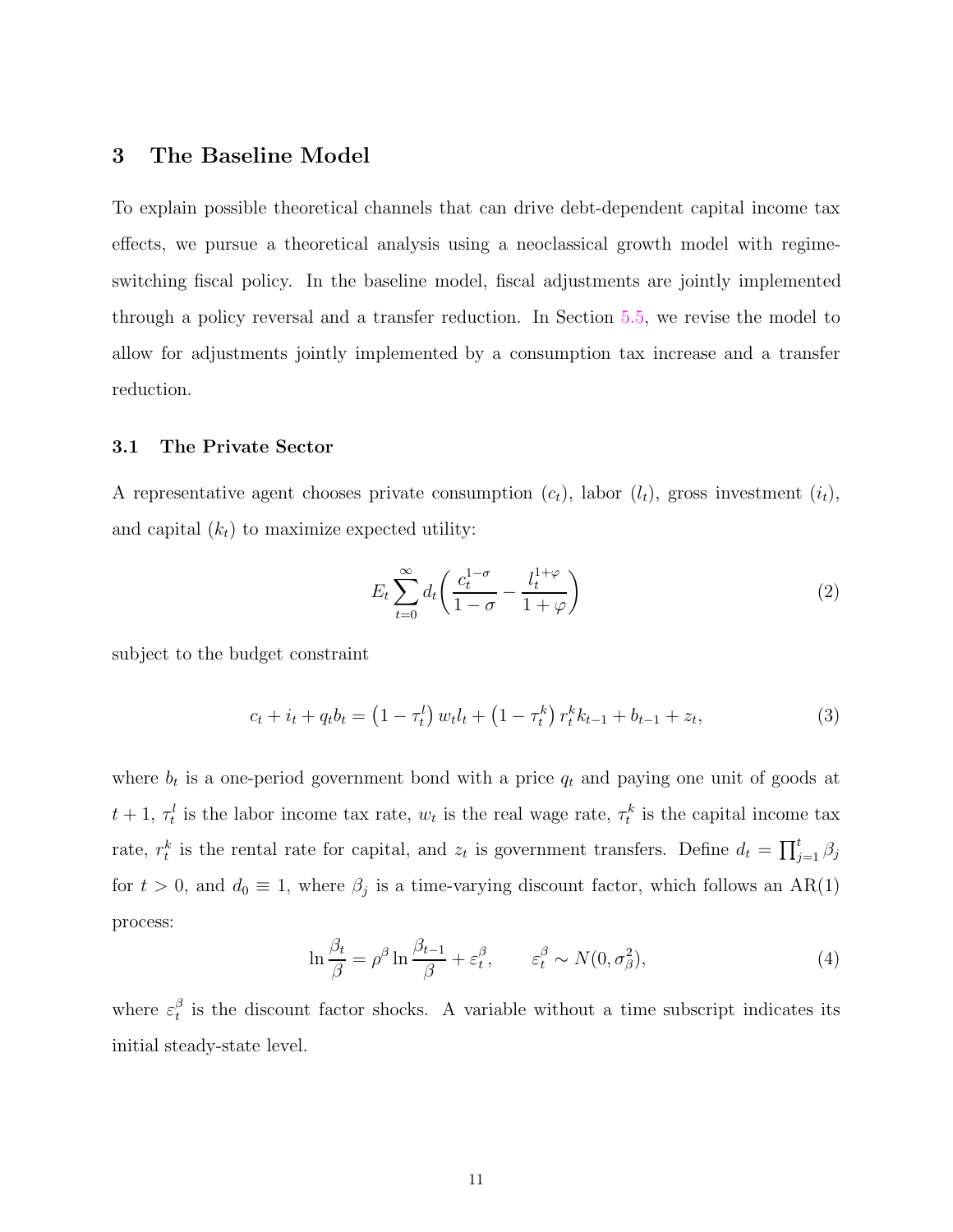## 3 The Baseline Model

To explain possible theoretical channels that can drive debt-dependent capital income tax effects, we pursue a theoretical analysis using a neoclassical growth model with regime-switching fiscal policy. In the baseline model, fiscal adjustments are jointly implemented through a policy reversal and a transfer reduction. In Section 5.5, we revise the model to allow for adjustments jointly implemented by a consumption tax increase and a transfer reduction.

### 3.1 The Private Sector

A representative agent chooses private consumption ($c_t$), labor ($l_t$), gross investment ($i_t$), and capital ($k_t$) to maximize expected utility:

$$E_t \sum_{t=0}^{\infty} d_t \left( \frac{c_t^{1-\sigma}}{1-\sigma} - \frac{l_t^{1+\varphi}}{1+\varphi} \right) \tag{2}$$

subject to the budget constraint

$$c_t + i_t + q_t b_t = \left(1 - \tau_t^l\right) w_t l_t + \left(1 - \tau_t^k\right) r_t^k k_{t-1} + b_{t-1} + z_t, \tag{3}$$

where $b_t$ is a one-period government bond with a price $q_t$ and paying one unit of goods at $t+1$, $\tau_t^l$ is the labor income tax rate, $w_t$ is the real wage rate, $\tau_t^k$ is the capital income tax rate, $r_t^k$ is the rental rate for capital, and $z_t$ is government transfers. Define $d_t = \prod_{j=1}^{t} \beta_j$ for $t > 0$, and $d_0 \equiv 1$, where $\beta_j$ is a time-varying discount factor, which follows an AR(1) process:

$$\ln \frac{\beta_t}{\beta} = \rho^\beta \ln \frac{\beta_{t-1}}{\beta} + \varepsilon_t^\beta, \qquad \varepsilon_t^\beta \sim N(0, \sigma_\beta^2), \tag{4}$$

where $\varepsilon_t^\beta$ is the discount factor shocks. A variable without a time subscript indicates its initial steady-state level.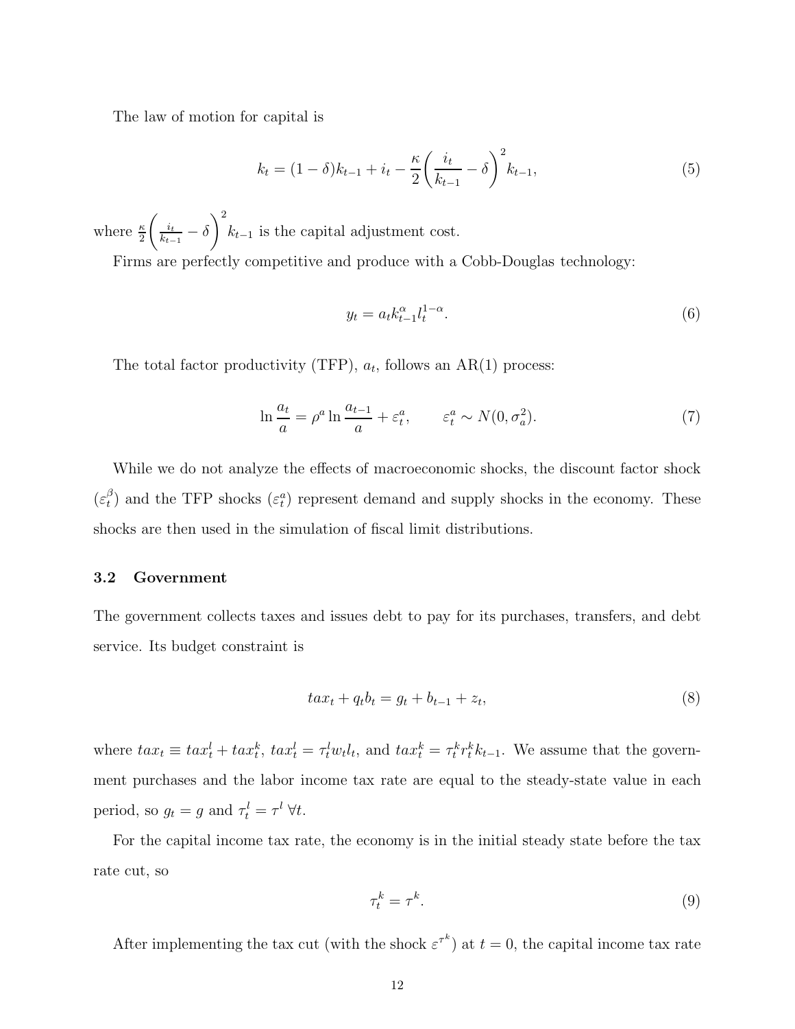The law of motion for capital is

$$k_t = (1-\delta)k_{t-1} + i_t - \frac{\kappa}{2}\bigg(\frac{i_t}{k_{t-1}} - \delta\bigg)^2 k_{t-1}, \tag{5}$$

where $\frac{\kappa}{2}\bigg(\frac{i_t}{k_{t-1}} - \delta\bigg)^2 k_{t-1}$ is the capital adjustment cost.

Firms are perfectly competitive and produce with a Cobb-Douglas technology:

$$y_t = a_t k_{t-1}^{\alpha} l_t^{1-\alpha}. \tag{6}$$

The total factor productivity (TFP), $a_t$, follows an AR(1) process:

$$\ln \frac{a_t}{a} = \rho^a \ln \frac{a_{t-1}}{a} + \varepsilon_t^a, \qquad \varepsilon_t^a \sim N(0, \sigma_a^2). \tag{7}$$

While we do not analyze the effects of macroeconomic shocks, the discount factor shock ($\varepsilon_t^{\beta}$) and the TFP shocks ($\varepsilon_t^a$) represent demand and supply shocks in the economy. These shocks are then used in the simulation of fiscal limit distributions.

### 3.2 Government

The government collects taxes and issues debt to pay for its purchases, transfers, and debt service. Its budget constraint is

$$tax_t + q_t b_t = g_t + b_{t-1} + z_t, \tag{8}$$

where $tax_t \equiv tax_t^l + tax_t^k$, $tax_t^l = \tau_t^l w_t l_t$, and $tax_t^k = \tau_t^k r_t^k k_{t-1}$. We assume that the government purchases and the labor income tax rate are equal to the steady-state value in each period, so $g_t = g$ and $\tau_t^l = \tau^l \; \forall t$.

For the capital income tax rate, the economy is in the initial steady state before the tax rate cut, so

$$\tau_t^k = \tau^k. \tag{9}$$

After implementing the tax cut (with the shock $\varepsilon^{\tau^k}$) at $t = 0$, the capital income tax rate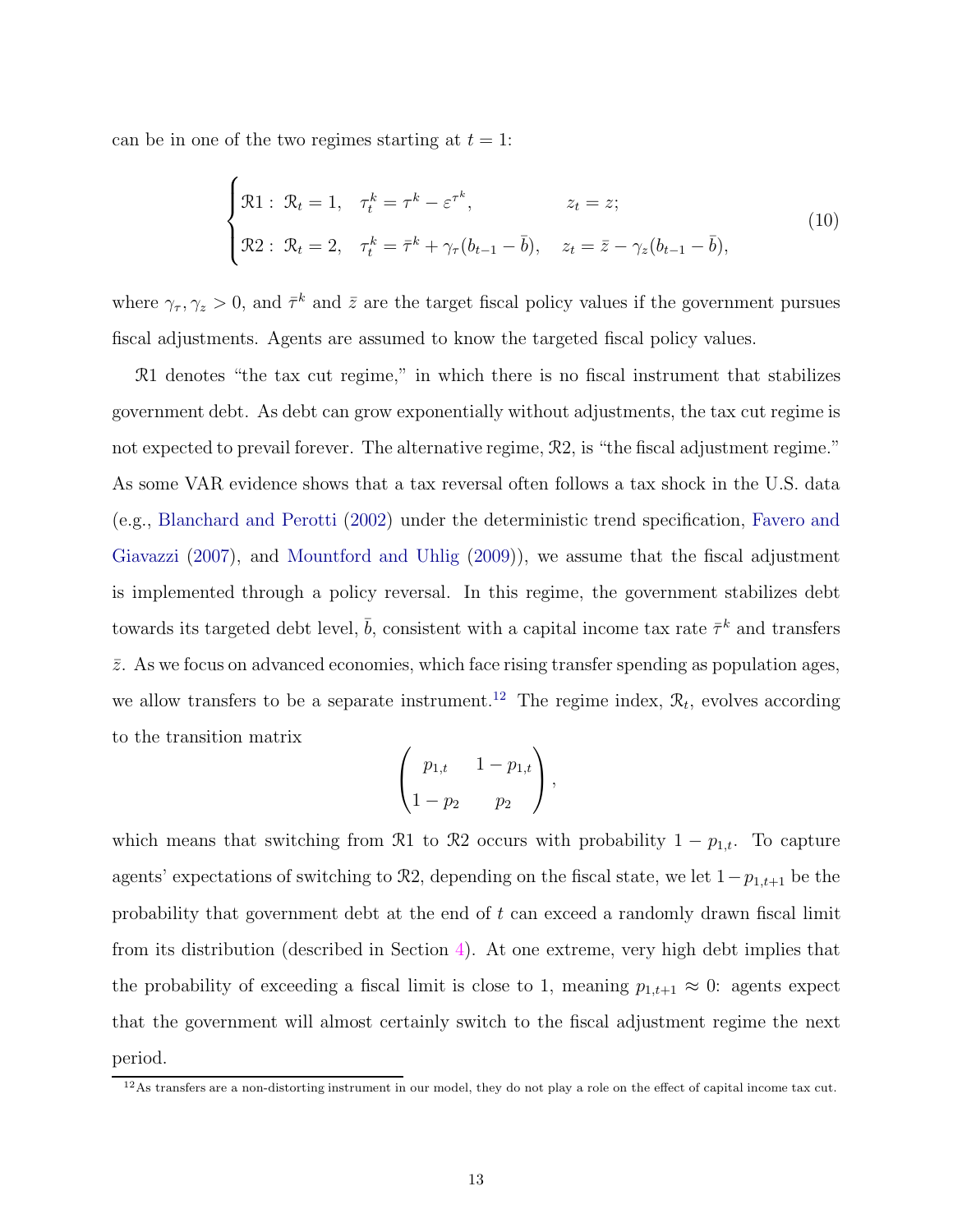can be in one of the two regimes starting at $t = 1$:

$$
\begin{cases}
\mathcal{R}1: \ \mathcal{R}_t = 1, \quad \tau_t^k = \tau^k - \varepsilon^{\tau^k}, \qquad\qquad\quad z_t = z; \\
\mathcal{R}2: \ \mathcal{R}_t = 2, \quad \tau_t^k = \bar{\tau}^k + \gamma_\tau (b_{t-1} - \bar{b}), \quad z_t = \bar{z} - \gamma_z (b_{t-1} - \bar{b}),
\end{cases}
\tag{10}
$$

where $\gamma_\tau, \gamma_z > 0$, and $\bar{\tau}^k$ and $\bar{z}$ are the target fiscal policy values if the government pursues fiscal adjustments. Agents are assumed to know the targeted fiscal policy values.

$\mathcal{R}1$ denotes "the tax cut regime," in which there is no fiscal instrument that stabilizes government debt. As debt can grow exponentially without adjustments, the tax cut regime is not expected to prevail forever. The alternative regime, $\mathcal{R}2$, is "the fiscal adjustment regime." As some VAR evidence shows that a tax reversal often follows a tax shock in the U.S. data (e.g., Blanchard and Perotti (2002) under the deterministic trend specification, Favero and Giavazzi (2007), and Mountford and Uhlig (2009)), we assume that the fiscal adjustment is implemented through a policy reversal. In this regime, the government stabilizes debt towards its targeted debt level, $\bar{b}$, consistent with a capital income tax rate $\bar{\tau}^k$ and transfers $\bar{z}$. As we focus on advanced economies, which face rising transfer spending as population ages, we allow transfers to be a separate instrument.[12] The regime index, $\mathcal{R}_t$, evolves according to the transition matrix

$$
\begin{pmatrix}
p_{1,t} & 1 - p_{1,t} \\
1 - p_2 & p_2
\end{pmatrix},
$$

which means that switching from $\mathcal{R}1$ to $\mathcal{R}2$ occurs with probability $1 - p_{1,t}$. To capture agents' expectations of switching to $\mathcal{R}2$, depending on the fiscal state, we let $1 - p_{1,t+1}$ be the probability that government debt at the end of $t$ can exceed a randomly drawn fiscal limit from its distribution (described in Section 4). At one extreme, very high debt implies that the probability of exceeding a fiscal limit is close to 1, meaning $p_{1,t+1} \approx 0$: agents expect that the government will almost certainly switch to the fiscal adjustment regime the next period.

[12] As transfers are a non-distorting instrument in our model, they do not play a role on the effect of capital income tax cut.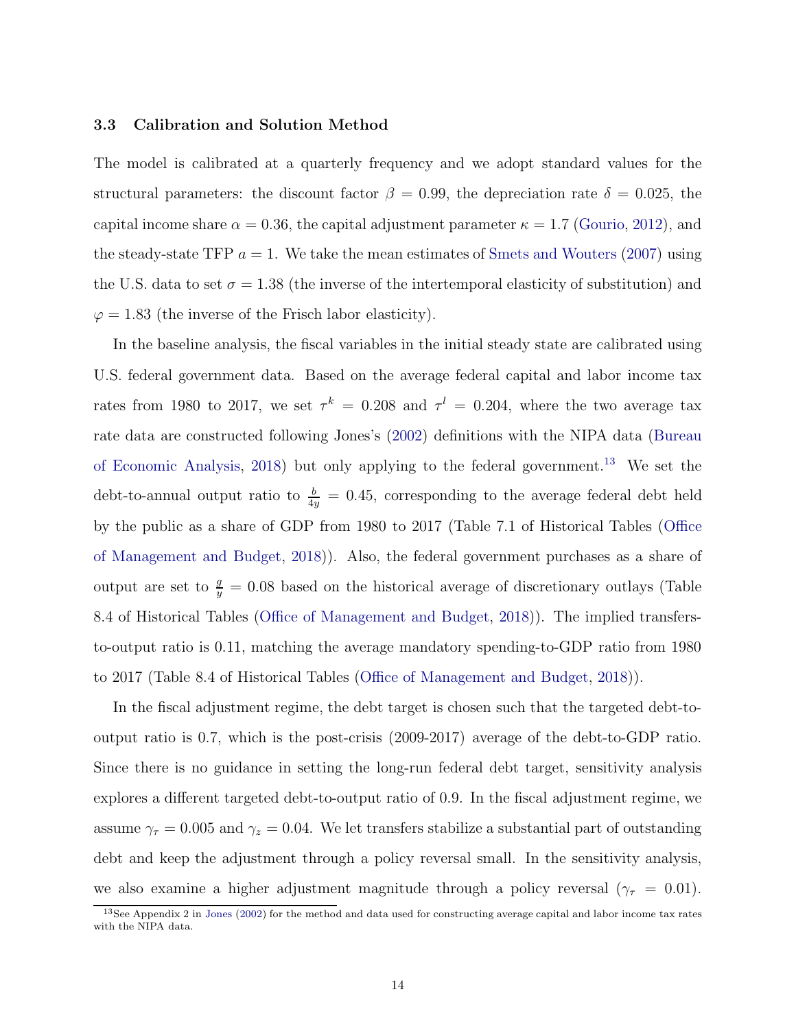### 3.3 Calibration and Solution Method

The model is calibrated at a quarterly frequency and we adopt standard values for the structural parameters: the discount factor $\beta = 0.99$, the depreciation rate $\delta = 0.025$, the capital income share $\alpha = 0.36$, the capital adjustment parameter $\kappa = 1.7$ (Gourio, 2012), and the steady-state TFP $a = 1$. We take the mean estimates of Smets and Wouters (2007) using the U.S. data to set $\sigma = 1.38$ (the inverse of the intertemporal elasticity of substitution) and $\varphi = 1.83$ (the inverse of the Frisch labor elasticity).

In the baseline analysis, the fiscal variables in the initial steady state are calibrated using U.S. federal government data. Based on the average federal capital and labor income tax rates from 1980 to 2017, we set $\tau^k = 0.208$ and $\tau^l = 0.204$, where the two average tax rate data are constructed following Jones's (2002) definitions with the NIPA data (Bureau of Economic Analysis, 2018) but only applying to the federal government.[13] We set the debt-to-annual output ratio to $\frac{b}{4y} = 0.45$, corresponding to the average federal debt held by the public as a share of GDP from 1980 to 2017 (Table 7.1 of Historical Tables (Office of Management and Budget, 2018)). Also, the federal government purchases as a share of output are set to $\frac{g}{y} = 0.08$ based on the historical average of discretionary outlays (Table 8.4 of Historical Tables (Office of Management and Budget, 2018)). The implied transfers-to-output ratio is 0.11, matching the average mandatory spending-to-GDP ratio from 1980 to 2017 (Table 8.4 of Historical Tables (Office of Management and Budget, 2018)).

In the fiscal adjustment regime, the debt target is chosen such that the targeted debt-to-output ratio is 0.7, which is the post-crisis (2009-2017) average of the debt-to-GDP ratio. Since there is no guidance in setting the long-run federal debt target, sensitivity analysis explores a different targeted debt-to-output ratio of 0.9. In the fiscal adjustment regime, we assume $\gamma_\tau = 0.005$ and $\gamma_z = 0.04$. We let transfers stabilize a substantial part of outstanding debt and keep the adjustment through a policy reversal small. In the sensitivity analysis, we also examine a higher adjustment magnitude through a policy reversal ($\gamma_\tau = 0.01$).

[13] See Appendix 2 in Jones (2002) for the method and data used for constructing average capital and labor income tax rates with the NIPA data.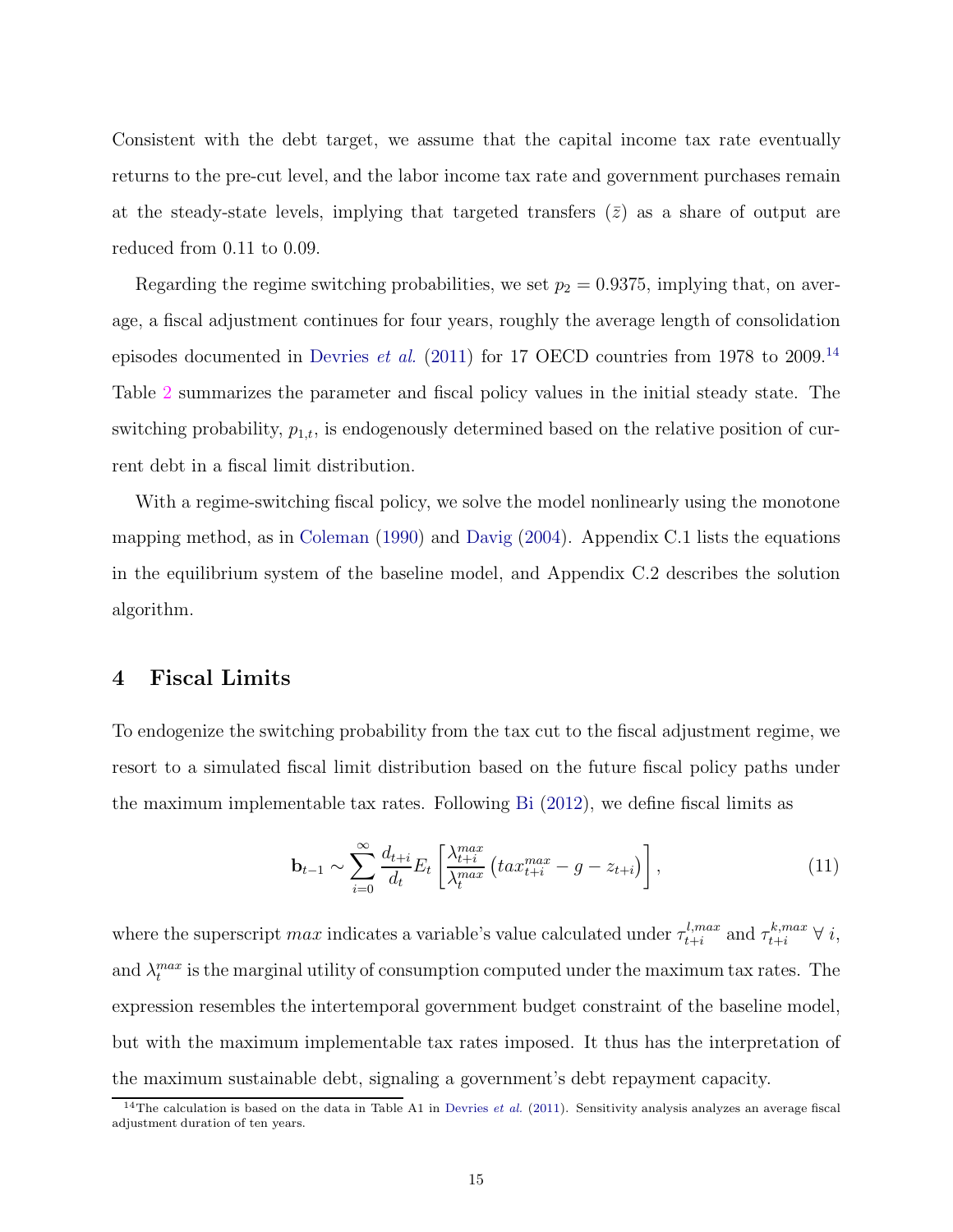Consistent with the debt target, we assume that the capital income tax rate eventually returns to the pre-cut level, and the labor income tax rate and government purchases remain at the steady-state levels, implying that targeted transfers ($\bar{z}$) as a share of output are reduced from 0.11 to 0.09.

Regarding the regime switching probabilities, we set $p_2 = 0.9375$, implying that, on average, a fiscal adjustment continues for four years, roughly the average length of consolidation episodes documented in Devries *et al.* (2011) for 17 OECD countries from 1978 to 2009.[14] Table 2 summarizes the parameter and fiscal policy values in the initial steady state. The switching probability, $p_{1,t}$, is endogenously determined based on the relative position of current debt in a fiscal limit distribution.

With a regime-switching fiscal policy, we solve the model nonlinearly using the monotone mapping method, as in Coleman (1990) and Davig (2004). Appendix C.1 lists the equations in the equilibrium system of the baseline model, and Appendix C.2 describes the solution algorithm.

# 4 Fiscal Limits

To endogenize the switching probability from the tax cut to the fiscal adjustment regime, we resort to a simulated fiscal limit distribution based on the future fiscal policy paths under the maximum implementable tax rates. Following Bi (2012), we define fiscal limits as

$$\mathbf{b}_{t-1} \sim \sum_{i=0}^{\infty} \frac{d_{t+i}}{d_t} E_t \left[ \frac{\lambda_{t+i}^{max}}{\lambda_t^{max}} \left( tax_{t+i}^{max} - g - z_{t+i} \right) \right], \tag{11}$$

where the superscript $max$ indicates a variable's value calculated under $\tau_{t+i}^{l,max}$ and $\tau_{t+i}^{k,max}$ $\forall$ $i$, and $\lambda_t^{max}$ is the marginal utility of consumption computed under the maximum tax rates. The expression resembles the intertemporal government budget constraint of the baseline model, but with the maximum implementable tax rates imposed. It thus has the interpretation of the maximum sustainable debt, signaling a government's debt repayment capacity.

[14] The calculation is based on the data in Table A1 in Devries *et al.* (2011). Sensitivity analysis analyzes an average fiscal adjustment duration of ten years.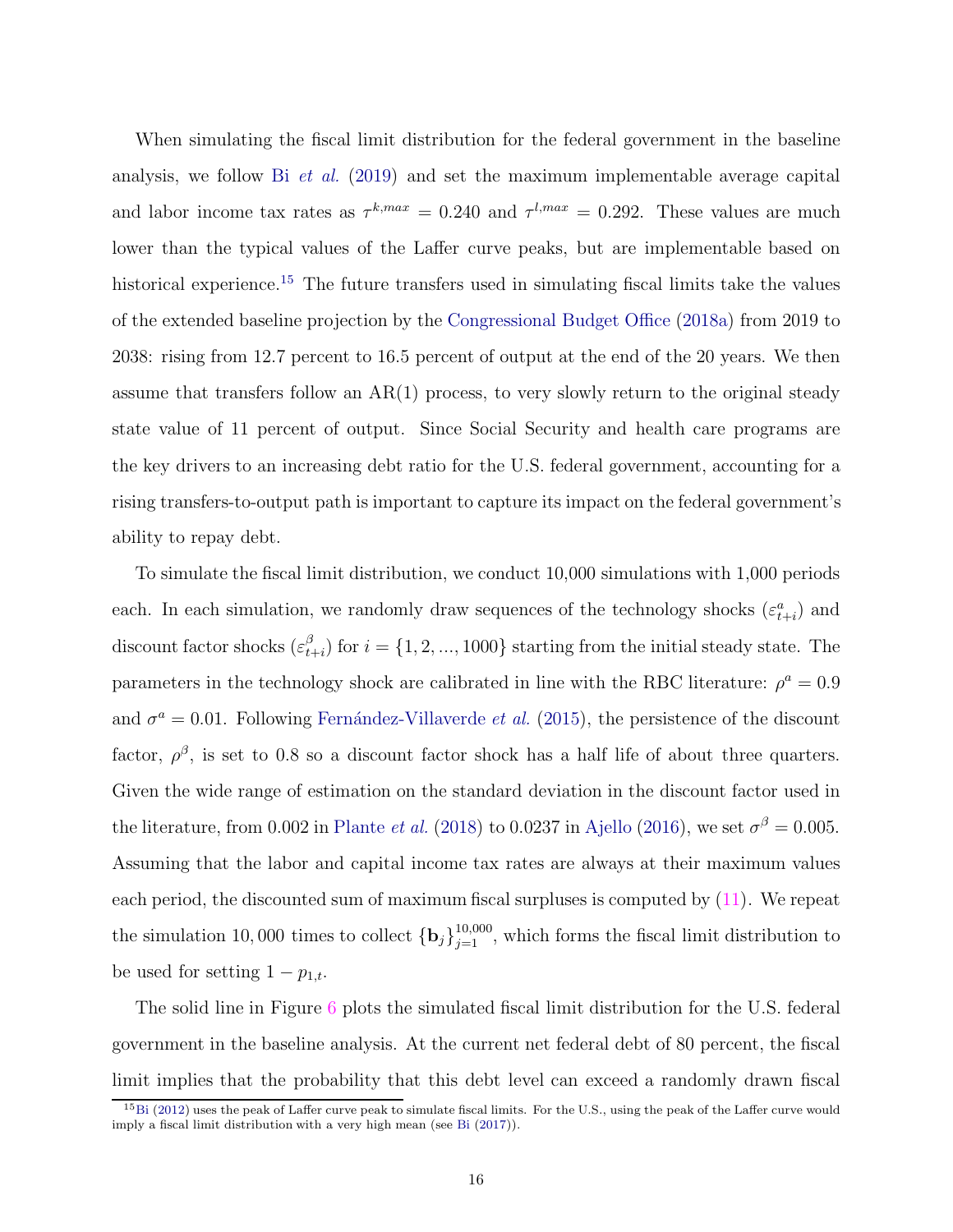When simulating the fiscal limit distribution for the federal government in the baseline analysis, we follow Bi *et al.* (2019) and set the maximum implementable average capital and labor income tax rates as $\tau^{k,max} = 0.240$ and $\tau^{l,max} = 0.292$. These values are much lower than the typical values of the Laffer curve peaks, but are implementable based on historical experience.[15] The future transfers used in simulating fiscal limits take the values of the extended baseline projection by the Congressional Budget Office (2018a) from 2019 to 2038: rising from 12.7 percent to 16.5 percent of output at the end of the 20 years. We then assume that transfers follow an AR(1) process, to very slowly return to the original steady state value of 11 percent of output. Since Social Security and health care programs are the key drivers to an increasing debt ratio for the U.S. federal government, accounting for a rising transfers-to-output path is important to capture its impact on the federal government's ability to repay debt.

To simulate the fiscal limit distribution, we conduct 10,000 simulations with 1,000 periods each. In each simulation, we randomly draw sequences of the technology shocks ($\varepsilon^{a}_{t+i}$) and discount factor shocks ($\varepsilon^{\beta}_{t+i}$) for $i = \{1, 2, ..., 1000\}$ starting from the initial steady state. The parameters in the technology shock are calibrated in line with the RBC literature: $\rho^a = 0.9$ and $\sigma^a = 0.01$. Following Fernández-Villaverde *et al.* (2015), the persistence of the discount factor, $\rho^\beta$, is set to 0.8 so a discount factor shock has a half life of about three quarters. Given the wide range of estimation on the standard deviation in the discount factor used in the literature, from 0.002 in Plante *et al.* (2018) to 0.0237 in Ajello (2016), we set $\sigma^\beta = 0.005$. Assuming that the labor and capital income tax rates are always at their maximum values each period, the discounted sum of maximum fiscal surpluses is computed by (11). We repeat the simulation 10,000 times to collect $\{\mathbf{b}_j\}_{j=1}^{10,000}$, which forms the fiscal limit distribution to be used for setting $1 - p_{1,t}$.

The solid line in Figure 6 plots the simulated fiscal limit distribution for the U.S. federal government in the baseline analysis. At the current net federal debt of 80 percent, the fiscal limit implies that the probability that this debt level can exceed a randomly drawn fiscal

[15] Bi (2012) uses the peak of Laffer curve peak to simulate fiscal limits. For the U.S., using the peak of the Laffer curve would imply a fiscal limit distribution with a very high mean (see Bi (2017)).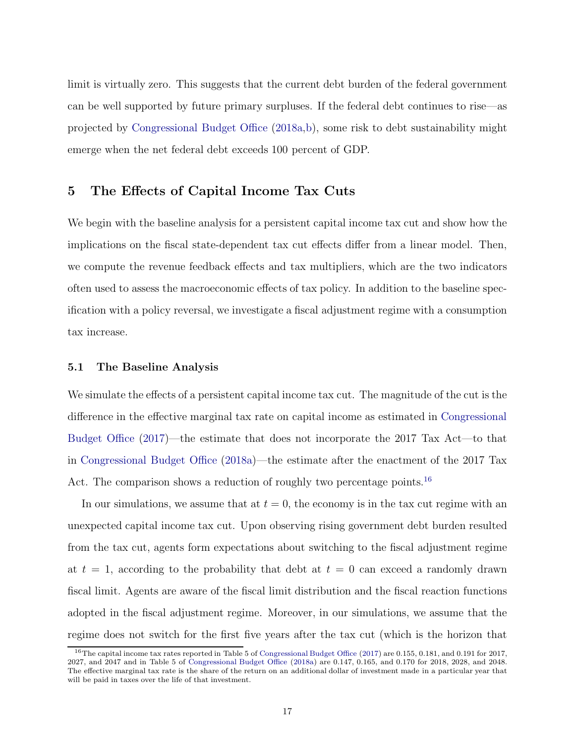limit is virtually zero. This suggests that the current debt burden of the federal government can be well supported by future primary surpluses. If the federal debt continues to rise—as projected by Congressional Budget Office (2018a,b), some risk to debt sustainability might emerge when the net federal debt exceeds 100 percent of GDP.

## 5 The Effects of Capital Income Tax Cuts

We begin with the baseline analysis for a persistent capital income tax cut and show how the implications on the fiscal state-dependent tax cut effects differ from a linear model. Then, we compute the revenue feedback effects and tax multipliers, which are the two indicators often used to assess the macroeconomic effects of tax policy. In addition to the baseline specification with a policy reversal, we investigate a fiscal adjustment regime with a consumption tax increase.

### 5.1 The Baseline Analysis

We simulate the effects of a persistent capital income tax cut. The magnitude of the cut is the difference in the effective marginal tax rate on capital income as estimated in Congressional Budget Office (2017)—the estimate that does not incorporate the 2017 Tax Act—to that in Congressional Budget Office (2018a)—the estimate after the enactment of the 2017 Tax Act. The comparison shows a reduction of roughly two percentage points.[16]

In our simulations, we assume that at $t = 0$, the economy is in the tax cut regime with an unexpected capital income tax cut. Upon observing rising government debt burden resulted from the tax cut, agents form expectations about switching to the fiscal adjustment regime at $t = 1$, according to the probability that debt at $t = 0$ can exceed a randomly drawn fiscal limit. Agents are aware of the fiscal limit distribution and the fiscal reaction functions adopted in the fiscal adjustment regime. Moreover, in our simulations, we assume that the regime does not switch for the first five years after the tax cut (which is the horizon that

[16] The capital income tax rates reported in Table 5 of Congressional Budget Office (2017) are 0.155, 0.181, and 0.191 for 2017, 2027, and 2047 and in Table 5 of Congressional Budget Office (2018a) are 0.147, 0.165, and 0.170 for 2018, 2028, and 2048. The effective marginal tax rate is the share of the return on an additional dollar of investment made in a particular year that will be paid in taxes over the life of that investment.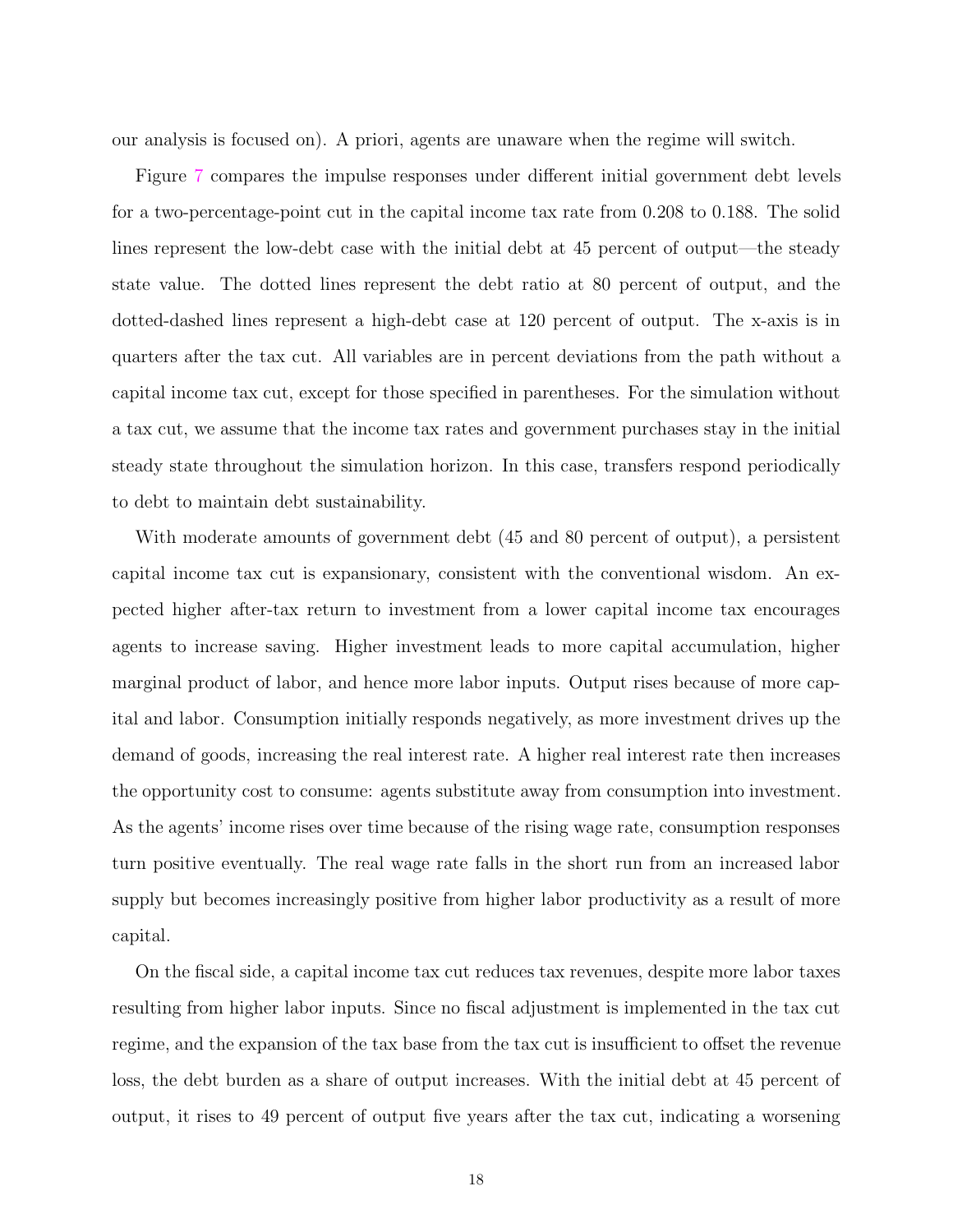our analysis is focused on). A priori, agents are unaware when the regime will switch.

Figure 7 compares the impulse responses under different initial government debt levels for a two-percentage-point cut in the capital income tax rate from 0.208 to 0.188. The solid lines represent the low-debt case with the initial debt at 45 percent of output—the steady state value. The dotted lines represent the debt ratio at 80 percent of output, and the dotted-dashed lines represent a high-debt case at 120 percent of output. The x-axis is in quarters after the tax cut. All variables are in percent deviations from the path without a capital income tax cut, except for those specified in parentheses. For the simulation without a tax cut, we assume that the income tax rates and government purchases stay in the initial steady state throughout the simulation horizon. In this case, transfers respond periodically to debt to maintain debt sustainability.

With moderate amounts of government debt (45 and 80 percent of output), a persistent capital income tax cut is expansionary, consistent with the conventional wisdom. An expected higher after-tax return to investment from a lower capital income tax encourages agents to increase saving. Higher investment leads to more capital accumulation, higher marginal product of labor, and hence more labor inputs. Output rises because of more capital and labor. Consumption initially responds negatively, as more investment drives up the demand of goods, increasing the real interest rate. A higher real interest rate then increases the opportunity cost to consume: agents substitute away from consumption into investment. As the agents' income rises over time because of the rising wage rate, consumption responses turn positive eventually. The real wage rate falls in the short run from an increased labor supply but becomes increasingly positive from higher labor productivity as a result of more capital.

On the fiscal side, a capital income tax cut reduces tax revenues, despite more labor taxes resulting from higher labor inputs. Since no fiscal adjustment is implemented in the tax cut regime, and the expansion of the tax base from the tax cut is insufficient to offset the revenue loss, the debt burden as a share of output increases. With the initial debt at 45 percent of output, it rises to 49 percent of output five years after the tax cut, indicating a worsening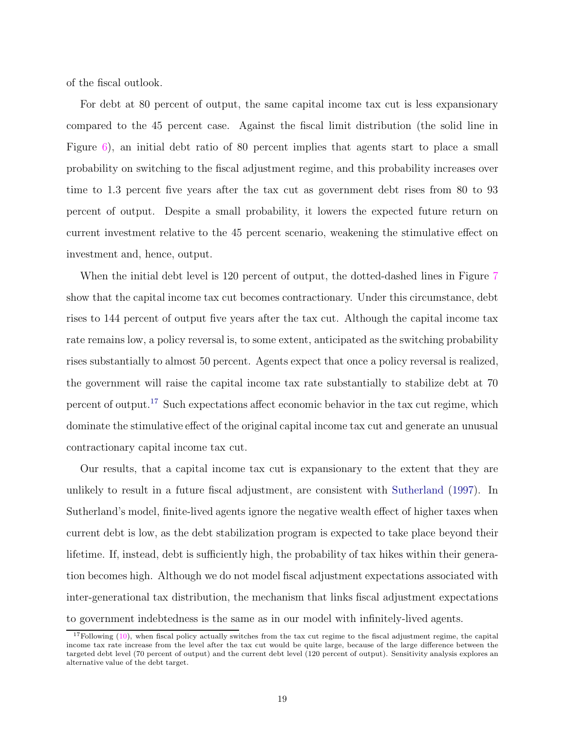of the fiscal outlook.

For debt at 80 percent of output, the same capital income tax cut is less expansionary compared to the 45 percent case. Against the fiscal limit distribution (the solid line in Figure 6), an initial debt ratio of 80 percent implies that agents start to place a small probability on switching to the fiscal adjustment regime, and this probability increases over time to 1.3 percent five years after the tax cut as government debt rises from 80 to 93 percent of output. Despite a small probability, it lowers the expected future return on current investment relative to the 45 percent scenario, weakening the stimulative effect on investment and, hence, output.

When the initial debt level is 120 percent of output, the dotted-dashed lines in Figure 7 show that the capital income tax cut becomes contractionary. Under this circumstance, debt rises to 144 percent of output five years after the tax cut. Although the capital income tax rate remains low, a policy reversal is, to some extent, anticipated as the switching probability rises substantially to almost 50 percent. Agents expect that once a policy reversal is realized, the government will raise the capital income tax rate substantially to stabilize debt at 70 percent of output.[17] Such expectations affect economic behavior in the tax cut regime, which dominate the stimulative effect of the original capital income tax cut and generate an unusual contractionary capital income tax cut.

Our results, that a capital income tax cut is expansionary to the extent that they are unlikely to result in a future fiscal adjustment, are consistent with Sutherland (1997). In Sutherland's model, finite-lived agents ignore the negative wealth effect of higher taxes when current debt is low, as the debt stabilization program is expected to take place beyond their lifetime. If, instead, debt is sufficiently high, the probability of tax hikes within their generation becomes high. Although we do not model fiscal adjustment expectations associated with inter-generational tax distribution, the mechanism that links fiscal adjustment expectations to government indebtedness is the same as in our model with infinitely-lived agents.

[17] Following (10), when fiscal policy actually switches from the tax cut regime to the fiscal adjustment regime, the capital income tax rate increase from the level after the tax cut would be quite large, because of the large difference between the targeted debt level (70 percent of output) and the current debt level (120 percent of output). Sensitivity analysis explores an alternative value of the debt target.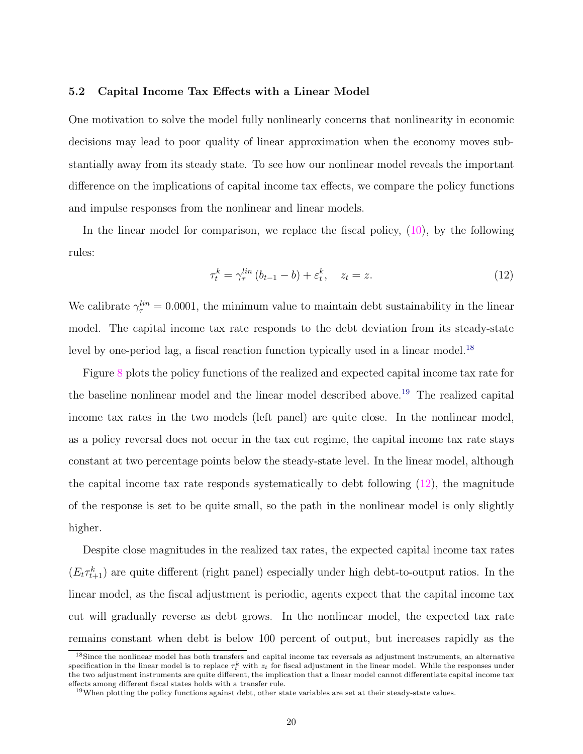### 5.2 Capital Income Tax Effects with a Linear Model

One motivation to solve the model fully nonlinearly concerns that nonlinearity in economic decisions may lead to poor quality of linear approximation when the economy moves substantially away from its steady state. To see how our nonlinear model reveals the important difference on the implications of capital income tax effects, we compare the policy functions and impulse responses from the nonlinear and linear models.

In the linear model for comparison, we replace the fiscal policy, (10), by the following rules:

$$\tau_t^k = \gamma_\tau^{lin} \left( b_{t-1} - b \right) + \varepsilon_t^k, \quad z_t = z. \tag{12}$$

We calibrate $\gamma_\tau^{lin} = 0.0001$, the minimum value to maintain debt sustainability in the linear model. The capital income tax rate responds to the debt deviation from its steady-state level by one-period lag, a fiscal reaction function typically used in a linear model.[18]

Figure 8 plots the policy functions of the realized and expected capital income tax rate for the baseline nonlinear model and the linear model described above.[19] The realized capital income tax rates in the two models (left panel) are quite close. In the nonlinear model, as a policy reversal does not occur in the tax cut regime, the capital income tax rate stays constant at two percentage points below the steady-state level. In the linear model, although the capital income tax rate responds systematically to debt following (12), the magnitude of the response is set to be quite small, so the path in the nonlinear model is only slightly higher.

Despite close magnitudes in the realized tax rates, the expected capital income tax rates ($E_t \tau_{t+1}^k$) are quite different (right panel) especially under high debt-to-output ratios. In the linear model, as the fiscal adjustment is periodic, agents expect that the capital income tax cut will gradually reverse as debt grows. In the nonlinear model, the expected tax rate remains constant when debt is below 100 percent of output, but increases rapidly as the

[18] Since the nonlinear model has both transfers and capital income tax reversals as adjustment instruments, an alternative specification in the linear model is to replace $\tau_t^k$ with $z_t$ for fiscal adjustment in the linear model. While the responses under the two adjustment instruments are quite different, the implication that a linear model cannot differentiate capital income tax effects among different fiscal states holds with a transfer rule.

[19] When plotting the policy functions against debt, other state variables are set at their steady-state values.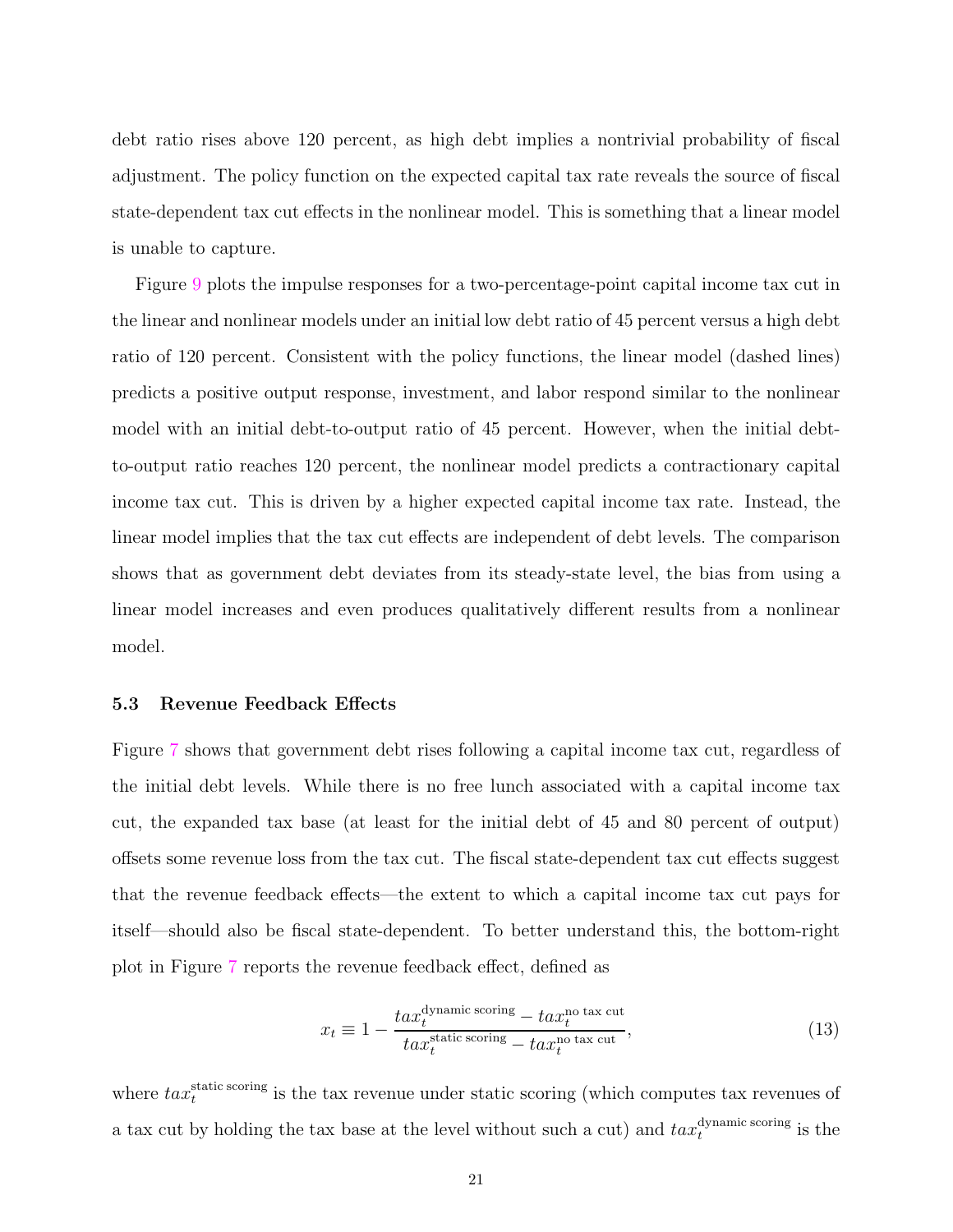debt ratio rises above 120 percent, as high debt implies a nontrivial probability of fiscal adjustment. The policy function on the expected capital tax rate reveals the source of fiscal state-dependent tax cut effects in the nonlinear model. This is something that a linear model is unable to capture.

Figure 9 plots the impulse responses for a two-percentage-point capital income tax cut in the linear and nonlinear models under an initial low debt ratio of 45 percent versus a high debt ratio of 120 percent. Consistent with the policy functions, the linear model (dashed lines) predicts a positive output response, investment, and labor respond similar to the nonlinear model with an initial debt-to-output ratio of 45 percent. However, when the initial debt-to-output ratio reaches 120 percent, the nonlinear model predicts a contractionary capital income tax cut. This is driven by a higher expected capital income tax rate. Instead, the linear model implies that the tax cut effects are independent of debt levels. The comparison shows that as government debt deviates from its steady-state level, the bias from using a linear model increases and even produces qualitatively different results from a nonlinear model.

### 5.3 Revenue Feedback Effects

Figure 7 shows that government debt rises following a capital income tax cut, regardless of the initial debt levels. While there is no free lunch associated with a capital income tax cut, the expanded tax base (at least for the initial debt of 45 and 80 percent of output) offsets some revenue loss from the tax cut. The fiscal state-dependent tax cut effects suggest that the revenue feedback effects—the extent to which a capital income tax cut pays for itself—should also be fiscal state-dependent. To better understand this, the bottom-right plot in Figure 7 reports the revenue feedback effect, defined as

$$x_t \equiv 1 - \frac{tax_t^{\text{dynamic scoring}} - tax_t^{\text{no tax cut}}}{tax_t^{\text{static scoring}} - tax_t^{\text{no tax cut}}}, \tag{13}$$

where $tax_t^{\text{static scoring}}$ is the tax revenue under static scoring (which computes tax revenues of a tax cut by holding the tax base at the level without such a cut) and $tax_t^{\text{dynamic scoring}}$ is the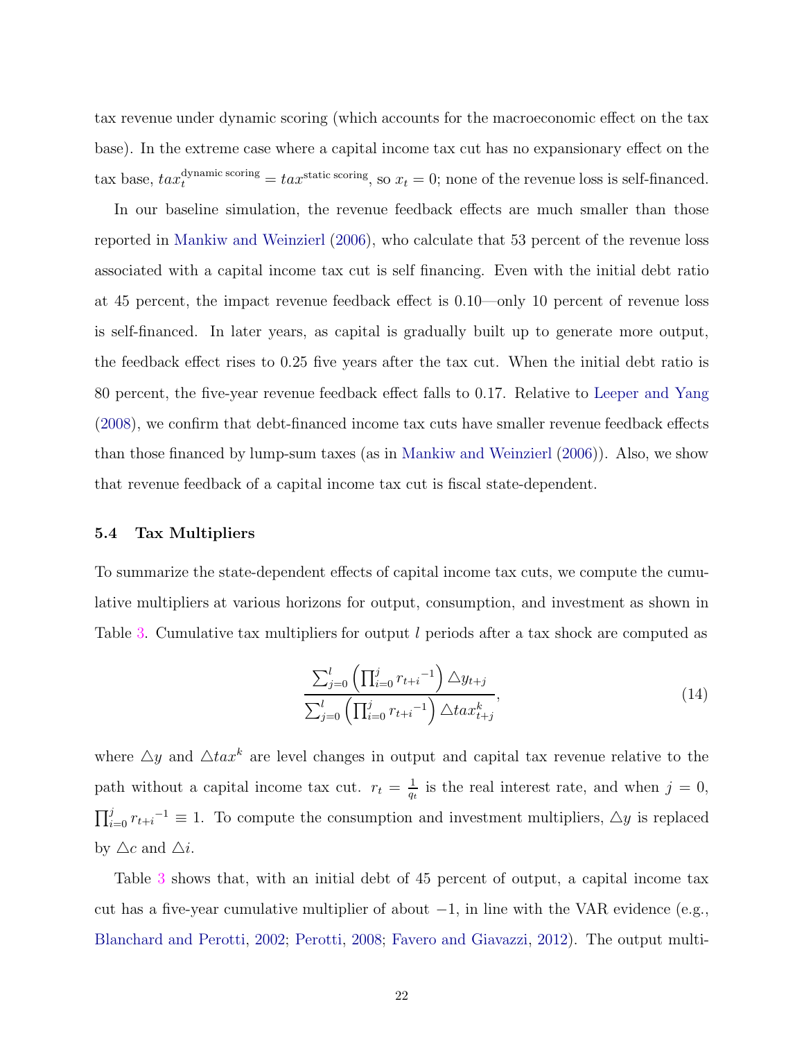tax revenue under dynamic scoring (which accounts for the macroeconomic effect on the tax base). In the extreme case where a capital income tax cut has no expansionary effect on the tax base, $tax_t^{\text{dynamic scoring}} = tax^{\text{static scoring}}$, so $x_t = 0$; none of the revenue loss is self-financed.

In our baseline simulation, the revenue feedback effects are much smaller than those reported in Mankiw and Weinzierl (2006), who calculate that 53 percent of the revenue loss associated with a capital income tax cut is self financing. Even with the initial debt ratio at 45 percent, the impact revenue feedback effect is 0.10—only 10 percent of revenue loss is self-financed. In later years, as capital is gradually built up to generate more output, the feedback effect rises to 0.25 five years after the tax cut. When the initial debt ratio is 80 percent, the five-year revenue feedback effect falls to 0.17. Relative to Leeper and Yang (2008), we confirm that debt-financed income tax cuts have smaller revenue feedback effects than those financed by lump-sum taxes (as in Mankiw and Weinzierl (2006)). Also, we show that revenue feedback of a capital income tax cut is fiscal state-dependent.

### 5.4 Tax Multipliers

To summarize the state-dependent effects of capital income tax cuts, we compute the cumulative multipliers at various horizons for output, consumption, and investment as shown in Table 3. Cumulative tax multipliers for output $l$ periods after a tax shock are computed as

$$\frac{\sum_{j=0}^{l} \left( \prod_{i=0}^{j} {r_{t+i}}^{-1} \right) \triangle y_{t+j}}{\sum_{j=0}^{l} \left( \prod_{i=0}^{j} {r_{t+i}}^{-1} \right) \triangle tax_{t+j}^{k}}, \tag{14}$$

where $\triangle y$ and $\triangle tax^k$ are level changes in output and capital tax revenue relative to the path without a capital income tax cut. $r_t = \frac{1}{q_t}$ is the real interest rate, and when $j = 0$, $\prod_{i=0}^{j} {r_{t+i}}^{-1} \equiv 1$. To compute the consumption and investment multipliers, $\triangle y$ is replaced by $\triangle c$ and $\triangle i$.

Table 3 shows that, with an initial debt of 45 percent of output, a capital income tax cut has a five-year cumulative multiplier of about $-1$, in line with the VAR evidence (e.g., Blanchard and Perotti, 2002; Perotti, 2008; Favero and Giavazzi, 2012). The output multi-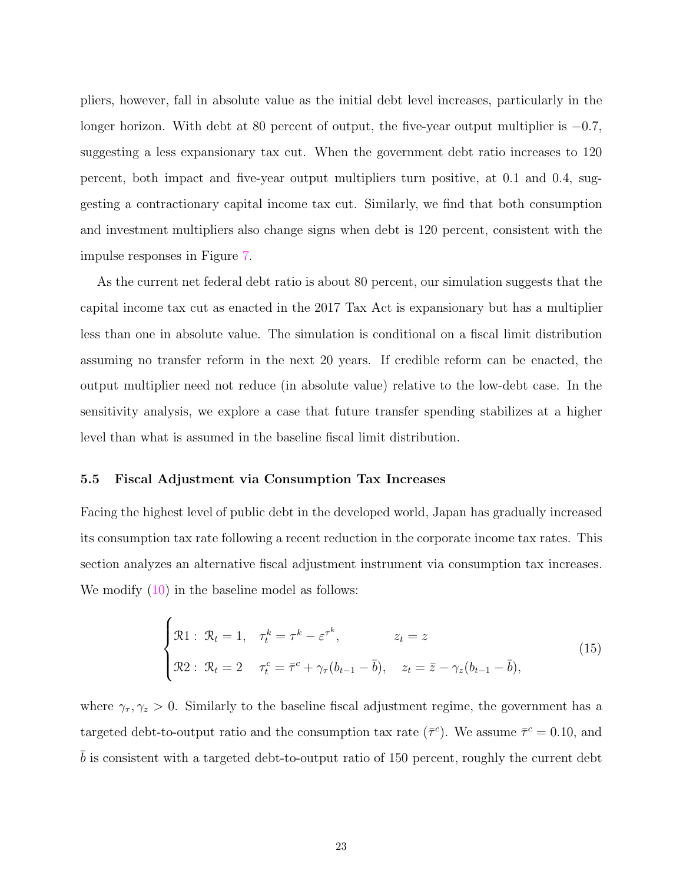pliers, however, fall in absolute value as the initial debt level increases, particularly in the longer horizon. With debt at 80 percent of output, the five-year output multiplier is $-0.7$, suggesting a less expansionary tax cut. When the government debt ratio increases to 120 percent, both impact and five-year output multipliers turn positive, at 0.1 and 0.4, suggesting a contractionary capital income tax cut. Similarly, we find that both consumption and investment multipliers also change signs when debt is 120 percent, consistent with the impulse responses in Figure 7.

As the current net federal debt ratio is about 80 percent, our simulation suggests that the capital income tax cut as enacted in the 2017 Tax Act is expansionary but has a multiplier less than one in absolute value. The simulation is conditional on a fiscal limit distribution assuming no transfer reform in the next 20 years. If credible reform can be enacted, the output multiplier need not reduce (in absolute value) relative to the low-debt case. In the sensitivity analysis, we explore a case that future transfer spending stabilizes at a higher level than what is assumed in the baseline fiscal limit distribution.

### 5.5 Fiscal Adjustment via Consumption Tax Increases

Facing the highest level of public debt in the developed world, Japan has gradually increased its consumption tax rate following a recent reduction in the corporate income tax rates. This section analyzes an alternative fiscal adjustment instrument via consumption tax increases. We modify (10) in the baseline model as follows:

$$
\begin{cases}
\mathcal{R}1: \ \mathcal{R}_t = 1, \quad \tau_t^k = \tau^k - \varepsilon^{\tau^k}, \qquad\qquad z_t = z \\
\mathcal{R}2: \ \mathcal{R}_t = 2 \quad \ \tau_t^c = \bar{\tau}^c + \gamma_\tau (b_{t-1} - \bar{b}), \quad z_t = \bar{z} - \gamma_z (b_{t-1} - \bar{b}),
\end{cases}
\tag{15}
$$

where $\gamma_\tau, \gamma_z > 0$. Similarly to the baseline fiscal adjustment regime, the government has a targeted debt-to-output ratio and the consumption tax rate ($\bar{\tau}^c$). We assume $\bar{\tau}^c = 0.10$, and $\bar{b}$ is consistent with a targeted debt-to-output ratio of 150 percent, roughly the current debt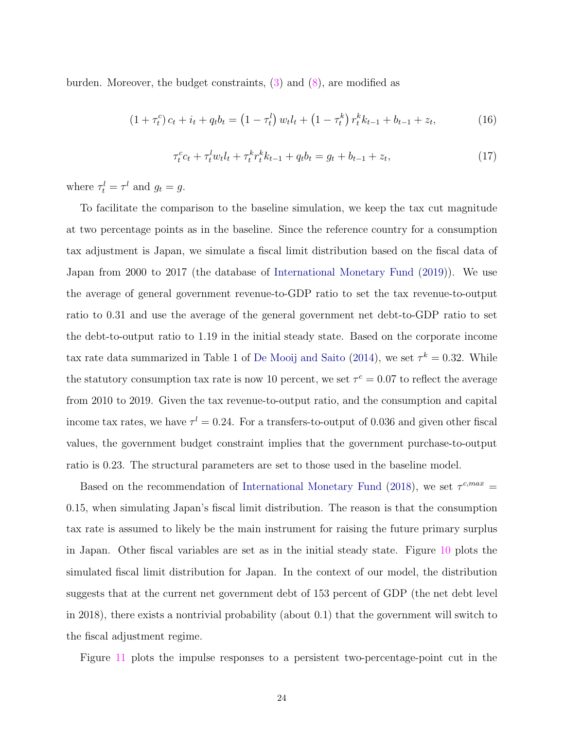burden. Moreover, the budget constraints, (3) and (8), are modified as

$$\left(1+\tau_t^c\right)c_t + i_t + q_t b_t = \left(1-\tau_t^l\right)w_t l_t + \left(1-\tau_t^k\right)r_t^k k_{t-1} + b_{t-1} + z_t, \tag{16}$$

$$\tau_t^c c_t + \tau_t^l w_t l_t + \tau_t^k r_t^k k_{t-1} + q_t b_t = g_t + b_{t-1} + z_t, \tag{17}$$

where $\tau_t^l = \tau^l$ and $g_t = g$.

To facilitate the comparison to the baseline simulation, we keep the tax cut magnitude at two percentage points as in the baseline. Since the reference country for a consumption tax adjustment is Japan, we simulate a fiscal limit distribution based on the fiscal data of Japan from 2000 to 2017 (the database of International Monetary Fund (2019)). We use the average of general government revenue-to-GDP ratio to set the tax revenue-to-output ratio to 0.31 and use the average of the general government net debt-to-GDP ratio to set the debt-to-output ratio to 1.19 in the initial steady state. Based on the corporate income tax rate data summarized in Table 1 of De Mooij and Saito (2014), we set $\tau^k = 0.32$. While the statutory consumption tax rate is now 10 percent, we set $\tau^c = 0.07$ to reflect the average from 2010 to 2019. Given the tax revenue-to-output ratio, and the consumption and capital income tax rates, we have $\tau^l = 0.24$. For a transfers-to-output of 0.036 and given other fiscal values, the government budget constraint implies that the government purchase-to-output ratio is 0.23. The structural parameters are set to those used in the baseline model.

Based on the recommendation of International Monetary Fund (2018), we set $\tau^{c,max} = 0.15$, when simulating Japan's fiscal limit distribution. The reason is that the consumption tax rate is assumed to likely be the main instrument for raising the future primary surplus in Japan. Other fiscal variables are set as in the initial steady state. Figure 10 plots the simulated fiscal limit distribution for Japan. In the context of our model, the distribution suggests that at the current net government debt of 153 percent of GDP (the net debt level in 2018), there exists a nontrivial probability (about 0.1) that the government will switch to the fiscal adjustment regime.

Figure 11 plots the impulse responses to a persistent two-percentage-point cut in the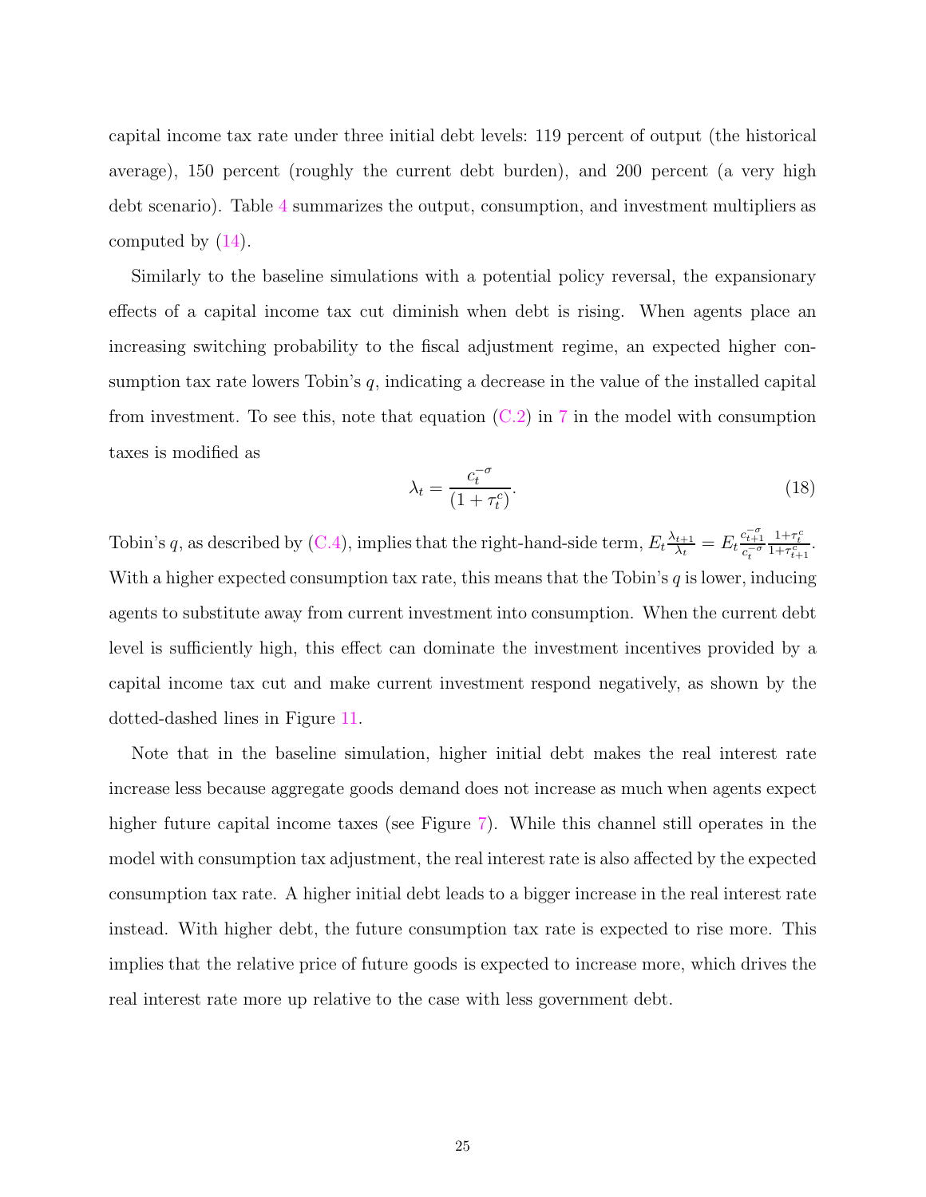capital income tax rate under three initial debt levels: 119 percent of output (the historical average), 150 percent (roughly the current debt burden), and 200 percent (a very high debt scenario). Table 4 summarizes the output, consumption, and investment multipliers as computed by (14).

Similarly to the baseline simulations with a potential policy reversal, the expansionary effects of a capital income tax cut diminish when debt is rising. When agents place an increasing switching probability to the fiscal adjustment regime, an expected higher consumption tax rate lowers Tobin's $q$, indicating a decrease in the value of the installed capital from investment. To see this, note that equation (C.2) in 7 in the model with consumption taxes is modified as

$$\lambda_t = \frac{c_t^{-\sigma}}{(1+\tau_t^c)}. \tag{18}$$

Tobin's $q$, as described by (C.4), implies that the right-hand-side term, $E_t \frac{\lambda_{t+1}}{\lambda_t} = E_t \frac{c_{t+1}^{-\sigma}}{c_t^{-\sigma}} \frac{1+\tau_t^c}{1+\tau_{t+1}^c}$. With a higher expected consumption tax rate, this means that the Tobin's $q$ is lower, inducing agents to substitute away from current investment into consumption. When the current debt level is sufficiently high, this effect can dominate the investment incentives provided by a capital income tax cut and make current investment respond negatively, as shown by the dotted-dashed lines in Figure 11.

Note that in the baseline simulation, higher initial debt makes the real interest rate increase less because aggregate goods demand does not increase as much when agents expect higher future capital income taxes (see Figure 7). While this channel still operates in the model with consumption tax adjustment, the real interest rate is also affected by the expected consumption tax rate. A higher initial debt leads to a bigger increase in the real interest rate instead. With higher debt, the future consumption tax rate is expected to rise more. This implies that the relative price of future goods is expected to increase more, which drives the real interest rate more up relative to the case with less government debt.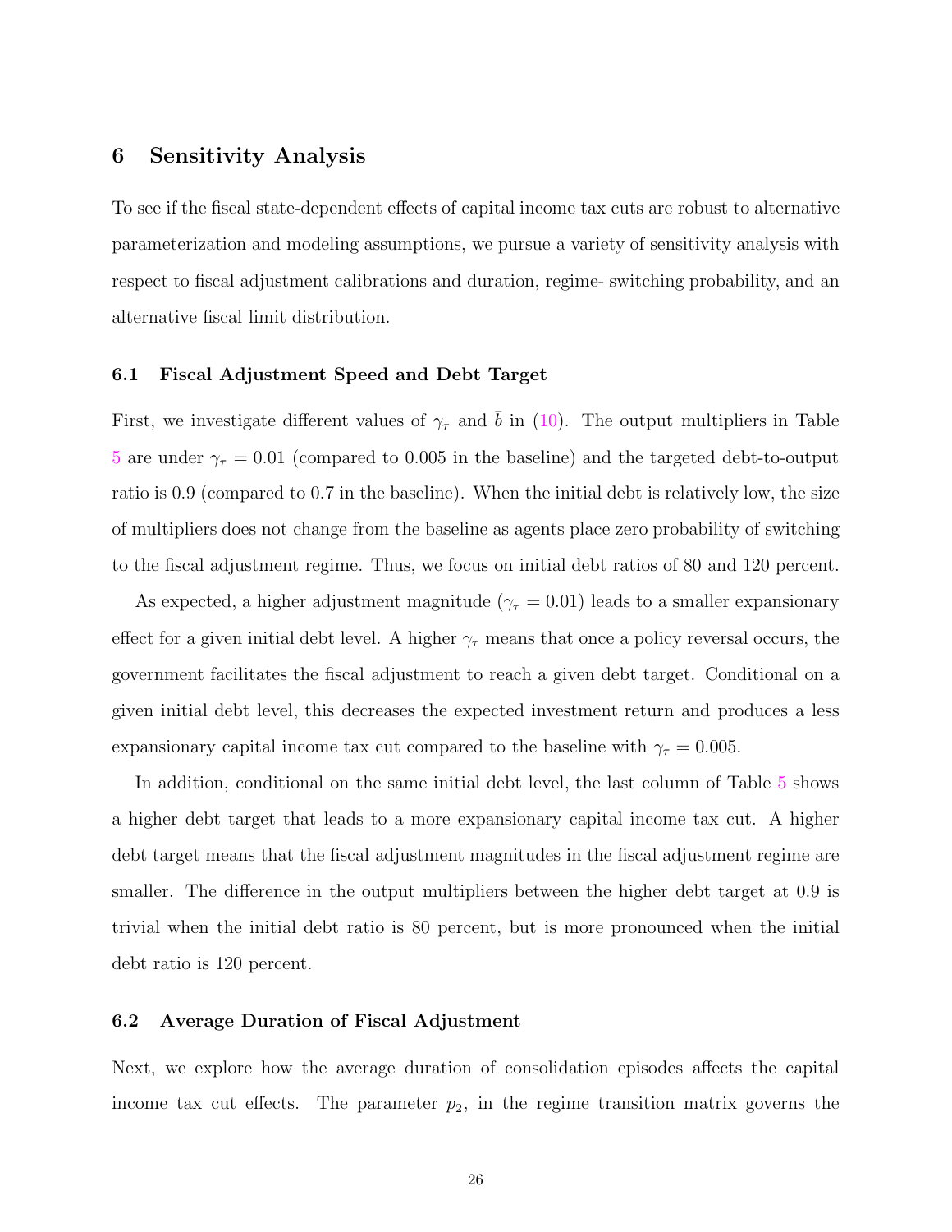## 6 Sensitivity Analysis

To see if the fiscal state-dependent effects of capital income tax cuts are robust to alternative parameterization and modeling assumptions, we pursue a variety of sensitivity analysis with respect to fiscal adjustment calibrations and duration, regime- switching probability, and an alternative fiscal limit distribution.

### 6.1 Fiscal Adjustment Speed and Debt Target

First, we investigate different values of $\gamma_\tau$ and $\bar{b}$ in (10). The output multipliers in Table 5 are under $\gamma_\tau = 0.01$ (compared to 0.005 in the baseline) and the targeted debt-to-output ratio is 0.9 (compared to 0.7 in the baseline). When the initial debt is relatively low, the size of multipliers does not change from the baseline as agents place zero probability of switching to the fiscal adjustment regime. Thus, we focus on initial debt ratios of 80 and 120 percent.

As expected, a higher adjustment magnitude ($\gamma_\tau = 0.01$) leads to a smaller expansionary effect for a given initial debt level. A higher $\gamma_\tau$ means that once a policy reversal occurs, the government facilitates the fiscal adjustment to reach a given debt target. Conditional on a given initial debt level, this decreases the expected investment return and produces a less expansionary capital income tax cut compared to the baseline with $\gamma_\tau = 0.005$.

In addition, conditional on the same initial debt level, the last column of Table 5 shows a higher debt target that leads to a more expansionary capital income tax cut. A higher debt target means that the fiscal adjustment magnitudes in the fiscal adjustment regime are smaller. The difference in the output multipliers between the higher debt target at 0.9 is trivial when the initial debt ratio is 80 percent, but is more pronounced when the initial debt ratio is 120 percent.

### 6.2 Average Duration of Fiscal Adjustment

Next, we explore how the average duration of consolidation episodes affects the capital income tax cut effects. The parameter $p_2$, in the regime transition matrix governs the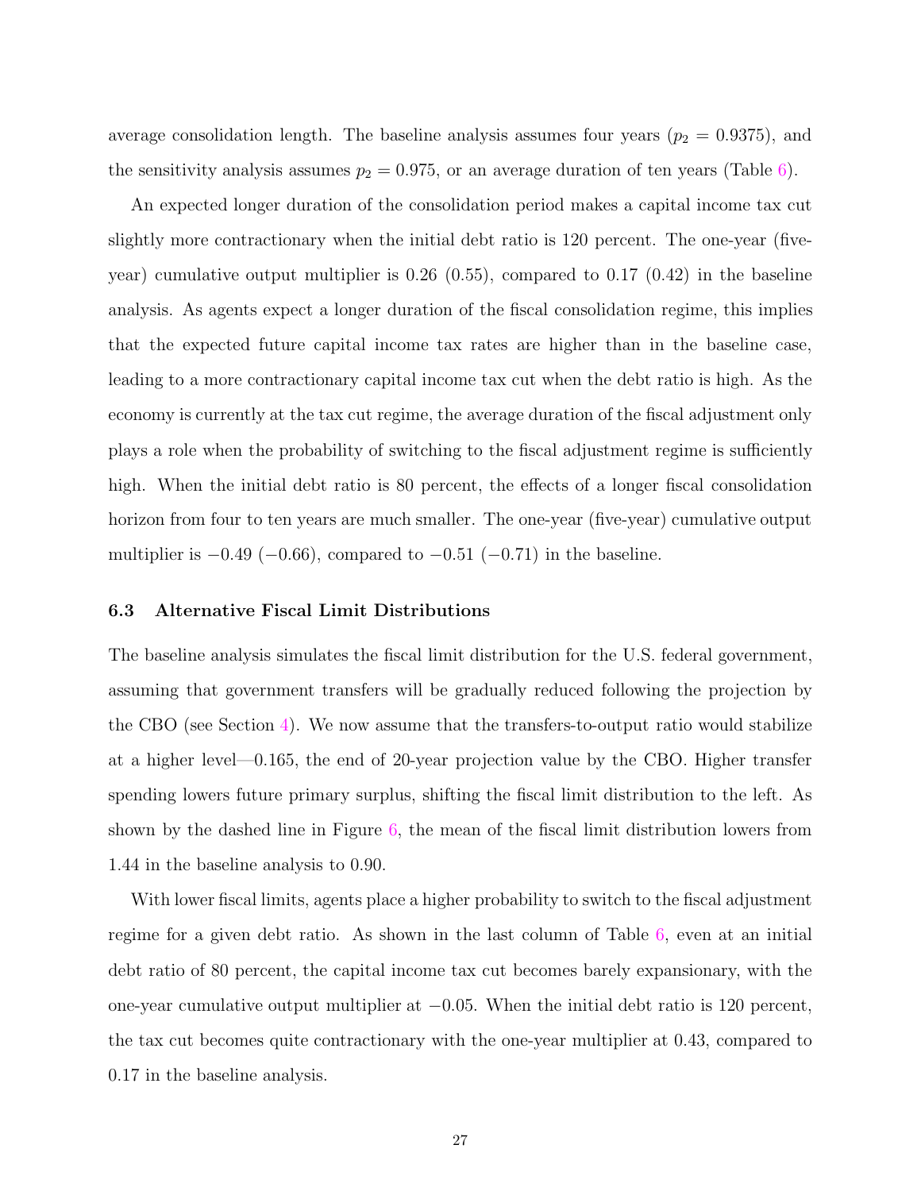average consolidation length. The baseline analysis assumes four years ($p_2 = 0.9375$), and the sensitivity analysis assumes $p_2 = 0.975$, or an average duration of ten years (Table 6).

An expected longer duration of the consolidation period makes a capital income tax cut slightly more contractionary when the initial debt ratio is 120 percent. The one-year (five-year) cumulative output multiplier is 0.26 (0.55), compared to 0.17 (0.42) in the baseline analysis. As agents expect a longer duration of the fiscal consolidation regime, this implies that the expected future capital income tax rates are higher than in the baseline case, leading to a more contractionary capital income tax cut when the debt ratio is high. As the economy is currently at the tax cut regime, the average duration of the fiscal adjustment only plays a role when the probability of switching to the fiscal adjustment regime is sufficiently high. When the initial debt ratio is 80 percent, the effects of a longer fiscal consolidation horizon from four to ten years are much smaller. The one-year (five-year) cumulative output multiplier is $-0.49$ ($-0.66$), compared to $-0.51$ ($-0.71$) in the baseline.

### 6.3 Alternative Fiscal Limit Distributions

The baseline analysis simulates the fiscal limit distribution for the U.S. federal government, assuming that government transfers will be gradually reduced following the projection by the CBO (see Section 4). We now assume that the transfers-to-output ratio would stabilize at a higher level—0.165, the end of 20-year projection value by the CBO. Higher transfer spending lowers future primary surplus, shifting the fiscal limit distribution to the left. As shown by the dashed line in Figure 6, the mean of the fiscal limit distribution lowers from 1.44 in the baseline analysis to 0.90.

With lower fiscal limits, agents place a higher probability to switch to the fiscal adjustment regime for a given debt ratio. As shown in the last column of Table 6, even at an initial debt ratio of 80 percent, the capital income tax cut becomes barely expansionary, with the one-year cumulative output multiplier at $-0.05$. When the initial debt ratio is 120 percent, the tax cut becomes quite contractionary with the one-year multiplier at 0.43, compared to 0.17 in the baseline analysis.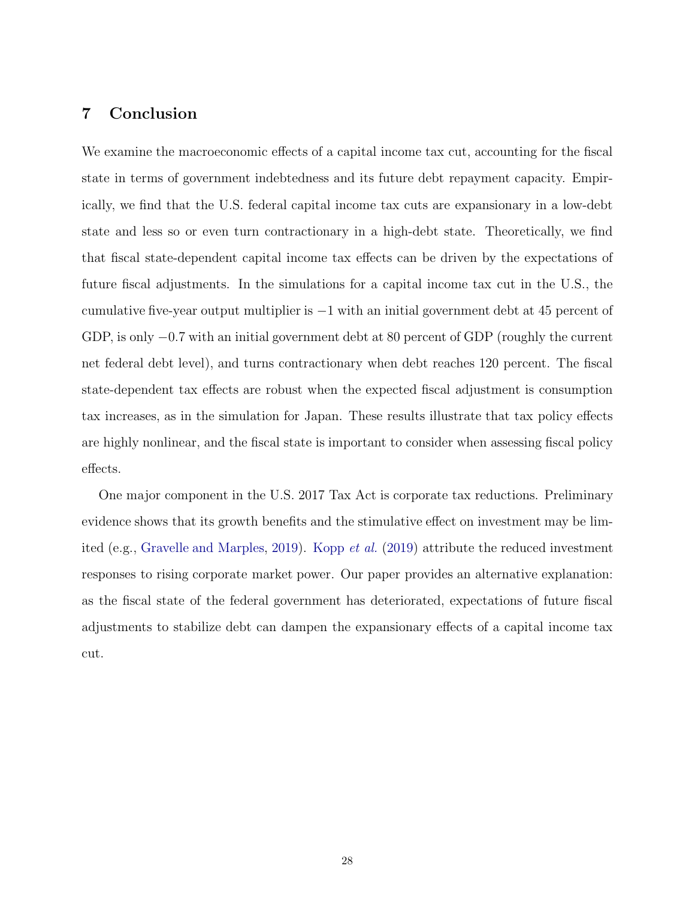## 7 Conclusion

We examine the macroeconomic effects of a capital income tax cut, accounting for the fiscal state in terms of government indebtedness and its future debt repayment capacity. Empirically, we find that the U.S. federal capital income tax cuts are expansionary in a low-debt state and less so or even turn contractionary in a high-debt state. Theoretically, we find that fiscal state-dependent capital income tax effects can be driven by the expectations of future fiscal adjustments. In the simulations for a capital income tax cut in the U.S., the cumulative five-year output multiplier is $-1$ with an initial government debt at 45 percent of GDP, is only $-0.7$ with an initial government debt at 80 percent of GDP (roughly the current net federal debt level), and turns contractionary when debt reaches 120 percent. The fiscal state-dependent tax effects are robust when the expected fiscal adjustment is consumption tax increases, as in the simulation for Japan. These results illustrate that tax policy effects are highly nonlinear, and the fiscal state is important to consider when assessing fiscal policy effects.

One major component in the U.S. 2017 Tax Act is corporate tax reductions. Preliminary evidence shows that its growth benefits and the stimulative effect on investment may be limited (e.g., Gravelle and Marples, 2019). Kopp *et al.* (2019) attribute the reduced investment responses to rising corporate market power. Our paper provides an alternative explanation: as the fiscal state of the federal government has deteriorated, expectations of future fiscal adjustments to stabilize debt can dampen the expansionary effects of a capital income tax cut.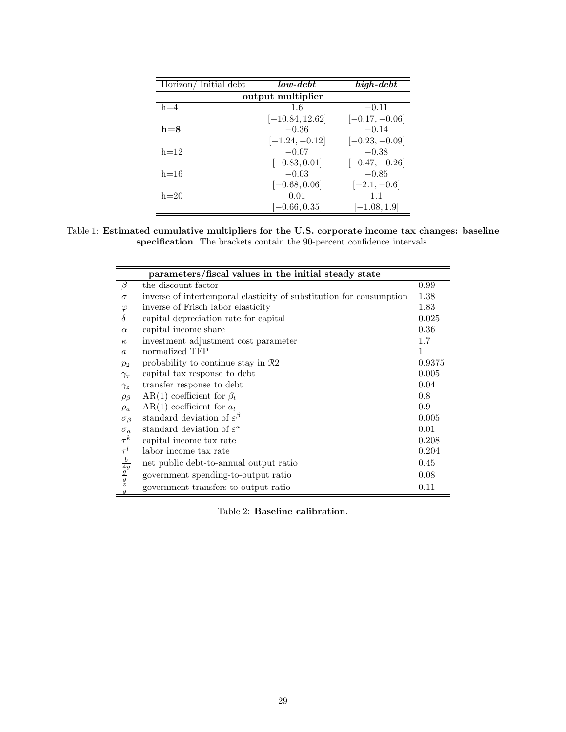| Horizon/ Initial debt | ***low-debt*** | ***high-debt*** |
|---|---|---|
| **output multiplier** | | |
| h=4 | 1.6 | −0.11 |
| | [−10.84, 12.62] | [−0.17, −0.06] |
| **h=8** | −0.36 | −0.14 |
| | [−1.24, −0.12] | [−0.23, −0.09] |
| h=12 | −0.07 | −0.38 |
| | [−0.83, 0.01] | [−0.47, −0.26] |
| h=16 | −0.03 | −0.85 |
| | [−0.68, 0.06] | [−2.1, −0.6] |
| h=20 | 0.01 | 1.1 |
| | [−0.66, 0.35] | [−1.08, 1.9] |

Table 1: **Estimated cumulative multipliers for the U.S. corporate income tax changes: baseline specification**. The brackets contain the 90-percent confidence intervals.

| | **parameters/fiscal values in the initial steady state** | |
|---|---|---|
| $\beta$ | the discount factor | 0.99 |
| $\sigma$ | inverse of intertemporal elasticity of substitution for consumption | 1.38 |
| $\varphi$ | inverse of Frisch labor elasticity | 1.83 |
| $\delta$ | capital depreciation rate for capital | 0.025 |
| $\alpha$ | capital income share | 0.36 |
| $\kappa$ | investment adjustment cost parameter | 1.7 |
| $a$ | normalized TFP | 1 |
| $p_2$ | probability to continue stay in $\Re 2$ | 0.9375 |
| $\gamma_\tau$ | capital tax response to debt | 0.005 |
| $\gamma_z$ | transfer response to debt | 0.04 |
| $\rho_\beta$ | AR(1) coefficient for $\beta_t$ | 0.8 |
| $\rho_a$ | AR(1) coefficient for $a_t$ | 0.9 |
| $\sigma_\beta$ | standard deviation of $\varepsilon^\beta$ | 0.005 |
| $\sigma_a$ | standard deviation of $\varepsilon^a$ | 0.01 |
| $\tau^k$ | capital income tax rate | 0.208 |
| $\tau^l$ | labor income tax rate | 0.204 |
| $\frac{b}{4y}$ | net public debt-to-annual output ratio | 0.45 |
| $\frac{g}{y}$ | government spending-to-output ratio | 0.08 |
| $\frac{z}{y}$ | government transfers-to-output ratio | 0.11 |

Table 2: **Baseline calibration**.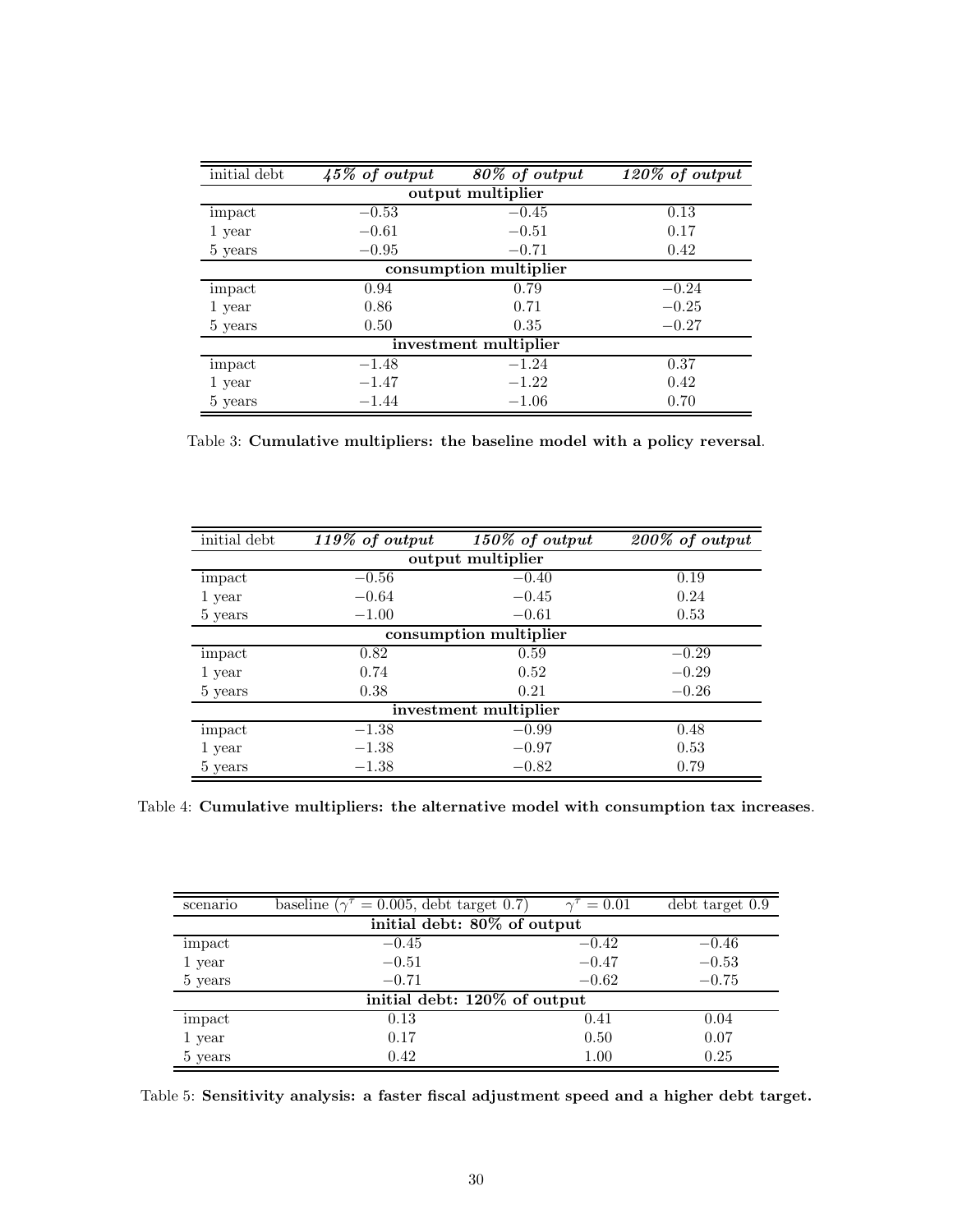| initial debt | *45% of output* | *80% of output* | *120% of output* |
|---|---|---|---|
| **output multiplier** | | | |
| impact | −0.53 | −0.45 | 0.13 |
| 1 year | −0.61 | −0.51 | 0.17 |
| 5 years | −0.95 | −0.71 | 0.42 |
| **consumption multiplier** | | | |
| impact | 0.94 | 0.79 | −0.24 |
| 1 year | 0.86 | 0.71 | −0.25 |
| 5 years | 0.50 | 0.35 | −0.27 |
| **investment multiplier** | | | |
| impact | −1.48 | −1.24 | 0.37 |
| 1 year | −1.47 | −1.22 | 0.42 |
| 5 years | −1.44 | −1.06 | 0.70 |

Table 3: **Cumulative multipliers: the baseline model with a policy reversal**.

| initial debt | *119% of output* | *150% of output* | *200% of output* |
|---|---|---|---|
| **output multiplier** | | | |
| impact | −0.56 | −0.40 | 0.19 |
| 1 year | −0.64 | −0.45 | 0.24 |
| 5 years | −1.00 | −0.61 | 0.53 |
| **consumption multiplier** | | | |
| impact | 0.82 | 0.59 | −0.29 |
| 1 year | 0.74 | 0.52 | −0.29 |
| 5 years | 0.38 | 0.21 | −0.26 |
| **investment multiplier** | | | |
| impact | −1.38 | −0.99 | 0.48 |
| 1 year | −1.38 | −0.97 | 0.53 |
| 5 years | −1.38 | −0.82 | 0.79 |

Table 4: **Cumulative multipliers: the alternative model with consumption tax increases**.

| scenario | baseline ($\gamma^{\tau} = 0.005$, debt target 0.7) | $\gamma^{\tau} = 0.01$ | debt target 0.9 |
|---|---|---|---|
| **initial debt: 80% of output** | | | |
| impact | −0.45 | −0.42 | −0.46 |
| 1 year | −0.51 | −0.47 | −0.53 |
| 5 years | −0.71 | −0.62 | −0.75 |
| **initial debt: 120% of output** | | | |
| impact | 0.13 | 0.41 | 0.04 |
| 1 year | 0.17 | 0.50 | 0.07 |
| 5 years | 0.42 | 1.00 | 0.25 |

Table 5: **Sensitivity analysis: a faster fiscal adjustment speed and a higher debt target.**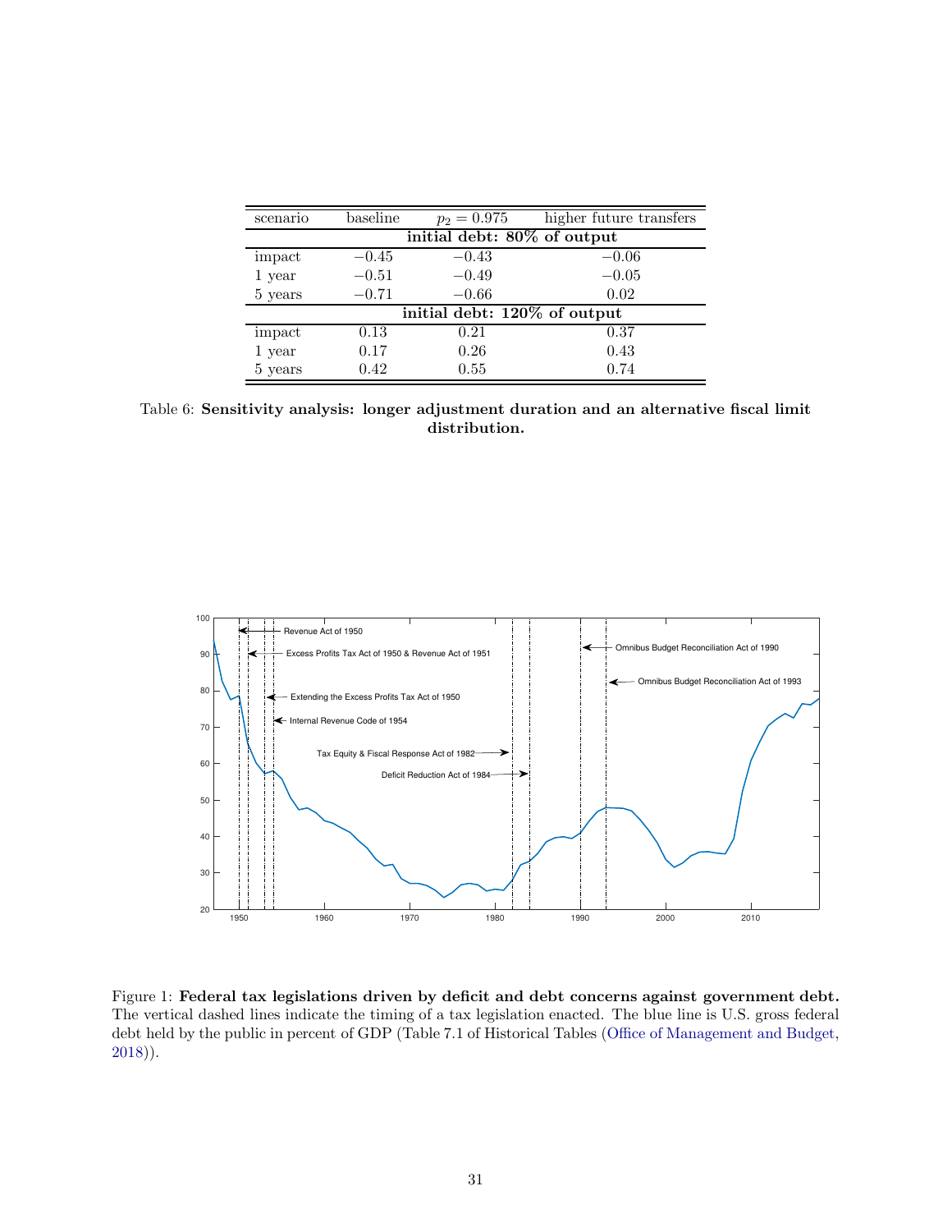| scenario | baseline | $p_2 = 0.975$ | higher future transfers |
| --- | --- | --- | --- |
| **initial debt: 80% of output** | | | |
| impact | $-0.45$ | $-0.43$ | $-0.06$ |
| 1 year | $-0.51$ | $-0.49$ | $-0.05$ |
| 5 years | $-0.71$ | $-0.66$ | 0.02 |
| **initial debt: 120% of output** | | | |
| impact | 0.13 | 0.21 | 0.37 |
| 1 year | 0.17 | 0.26 | 0.43 |
| 5 years | 0.42 | 0.55 | 0.74 |

Table 6: **Sensitivity analysis: longer adjustment duration and an alternative fiscal limit distribution.**

Figure 1: **Federal tax legislations driven by deficit and debt concerns against government debt.** The vertical dashed lines indicate the timing of a tax legislation enacted. The blue line is U.S. gross federal debt held by the public in percent of GDP (Table 7.1 of Historical Tables (Office of Management and Budget, 2018)).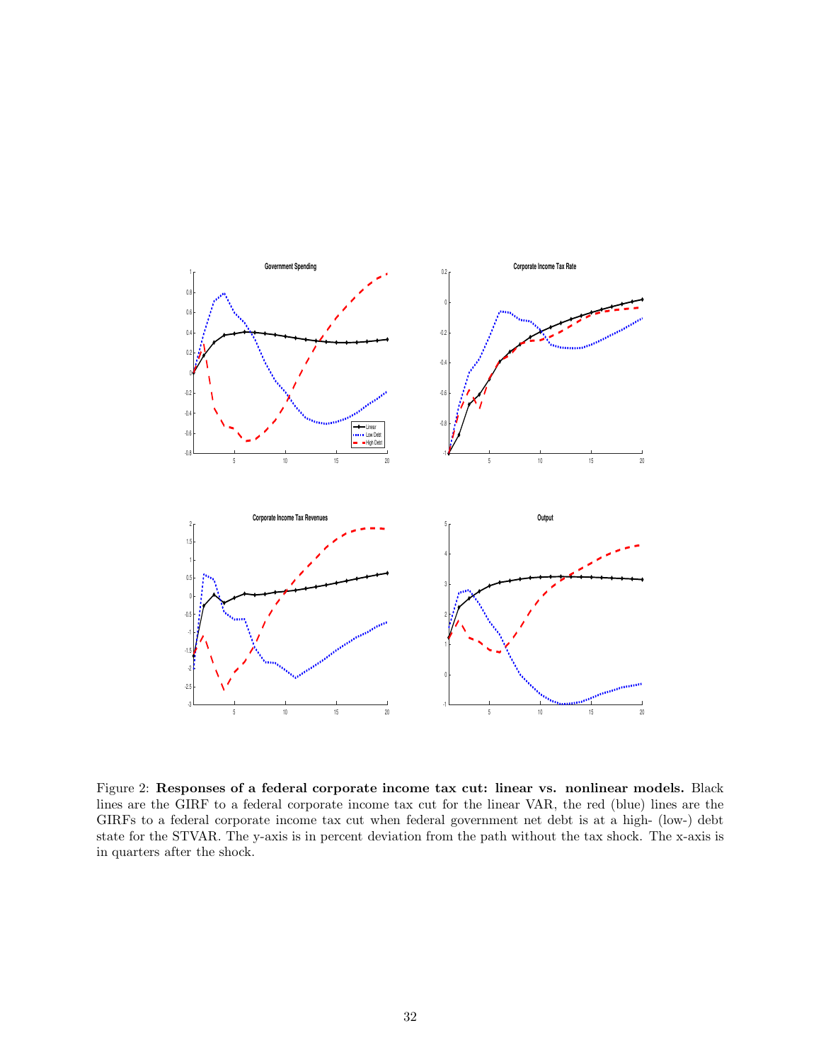Figure 2: **Responses of a federal corporate income tax cut: linear vs. nonlinear models.** Black lines are the GIRF to a federal corporate income tax cut for the linear VAR, the red (blue) lines are the GIRFs to a federal corporate income tax cut when federal government net debt is at a high- (low-) debt state for the STVAR. The y-axis is in percent deviation from the path without the tax shock. The x-axis is in quarters after the shock.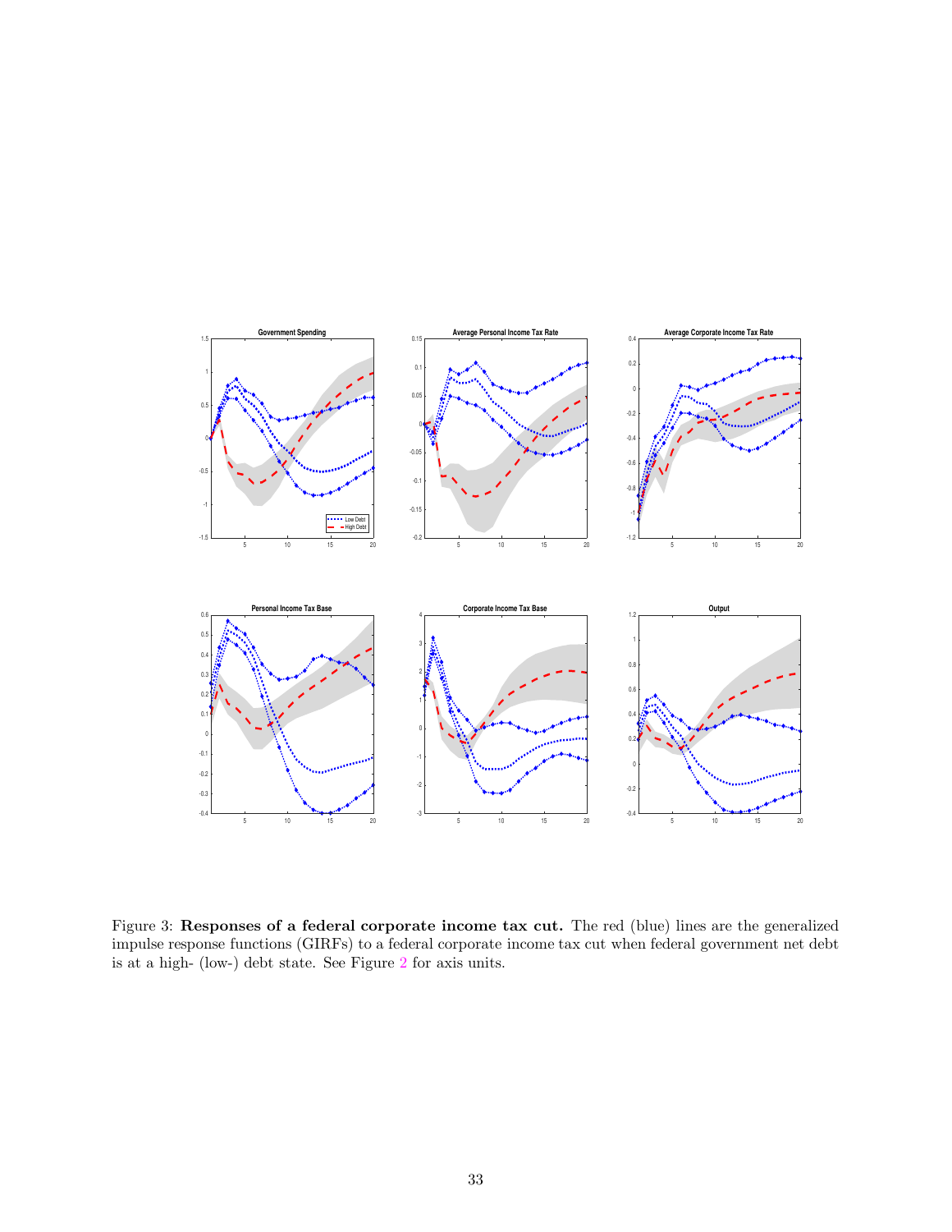Figure 3: **Responses of a federal corporate income tax cut.** The red (blue) lines are the generalized impulse response functions (GIRFs) to a federal corporate income tax cut when federal government net debt is at a high- (low-) debt state. See Figure 2 for axis units.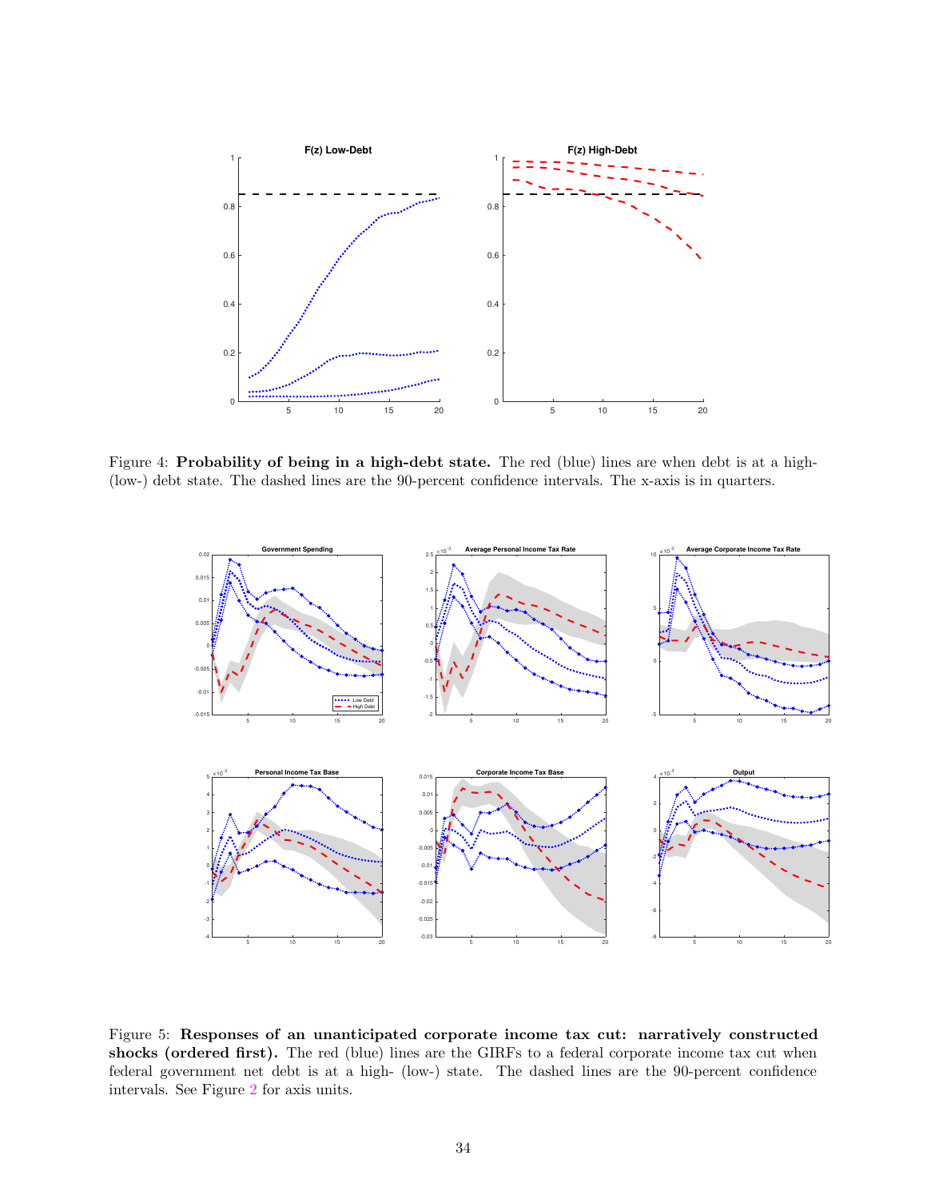Figure 4: **Probability of being in a high-debt state.** The red (blue) lines are when debt is at a high- (low-) debt state. The dashed lines are the 90-percent confidence intervals. The x-axis is in quarters.

Figure 5: **Responses of an unanticipated corporate income tax cut: narratively constructed shocks (ordered first).** The red (blue) lines are the GIRFs to a federal corporate income tax cut when federal government net debt is at a high- (low-) state. The dashed lines are the 90-percent confidence intervals. See Figure 2 for axis units.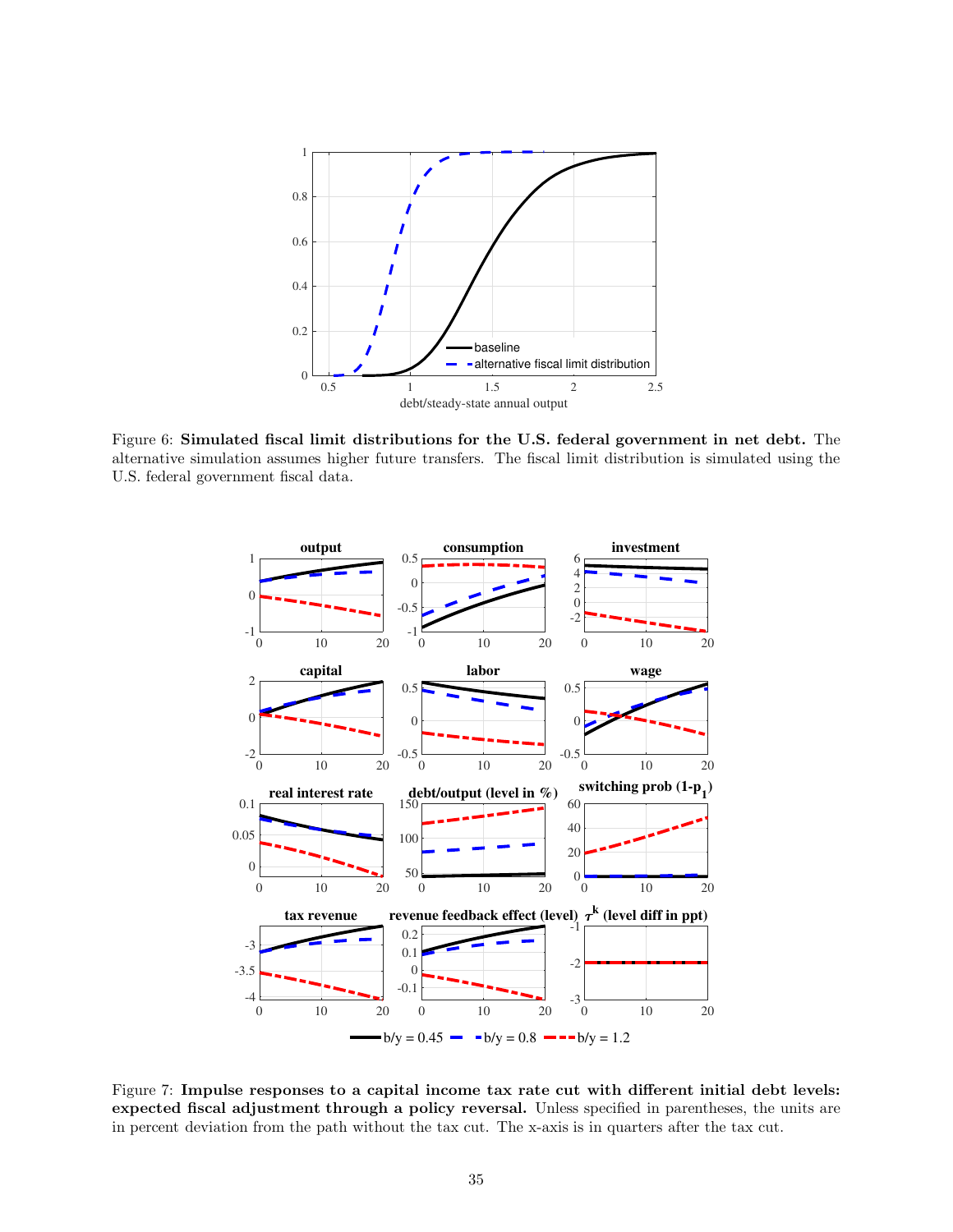Figure 6: **Simulated fiscal limit distributions for the U.S. federal government in net debt.** The alternative simulation assumes higher future transfers. The fiscal limit distribution is simulated using the U.S. federal government fiscal data.

Figure 7: **Impulse responses to a capital income tax rate cut with different initial debt levels: expected fiscal adjustment through a policy reversal.** Unless specified in parentheses, the units are in percent deviation from the path without the tax cut. The x-axis is in quarters after the tax cut.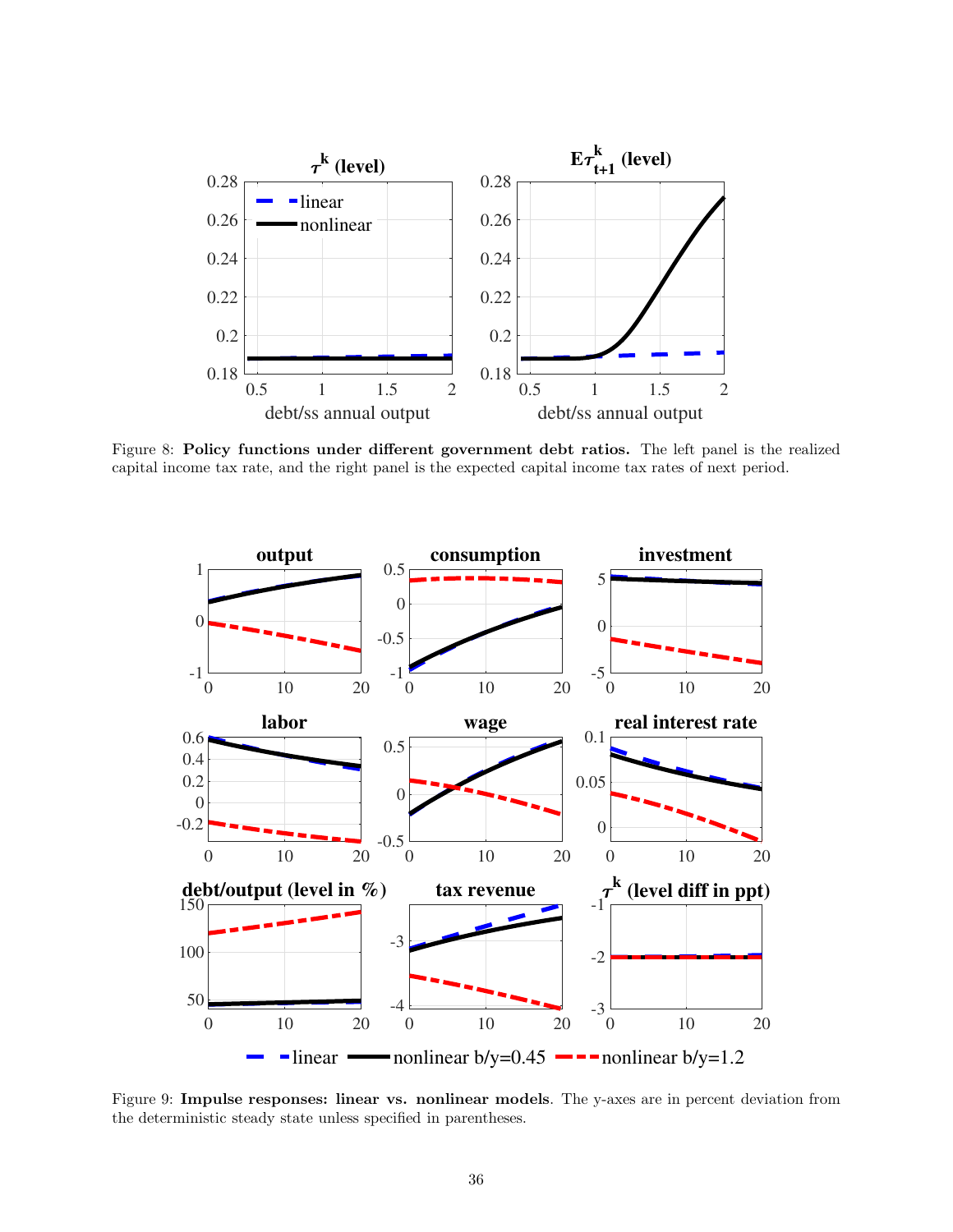Figure 8: **Policy functions under different government debt ratios.** The left panel is the realized capital income tax rate, and the right panel is the expected capital income tax rates of next period.

Figure 9: **Impulse responses: linear vs. nonlinear models**. The y-axes are in percent deviation from the deterministic steady state unless specified in parentheses.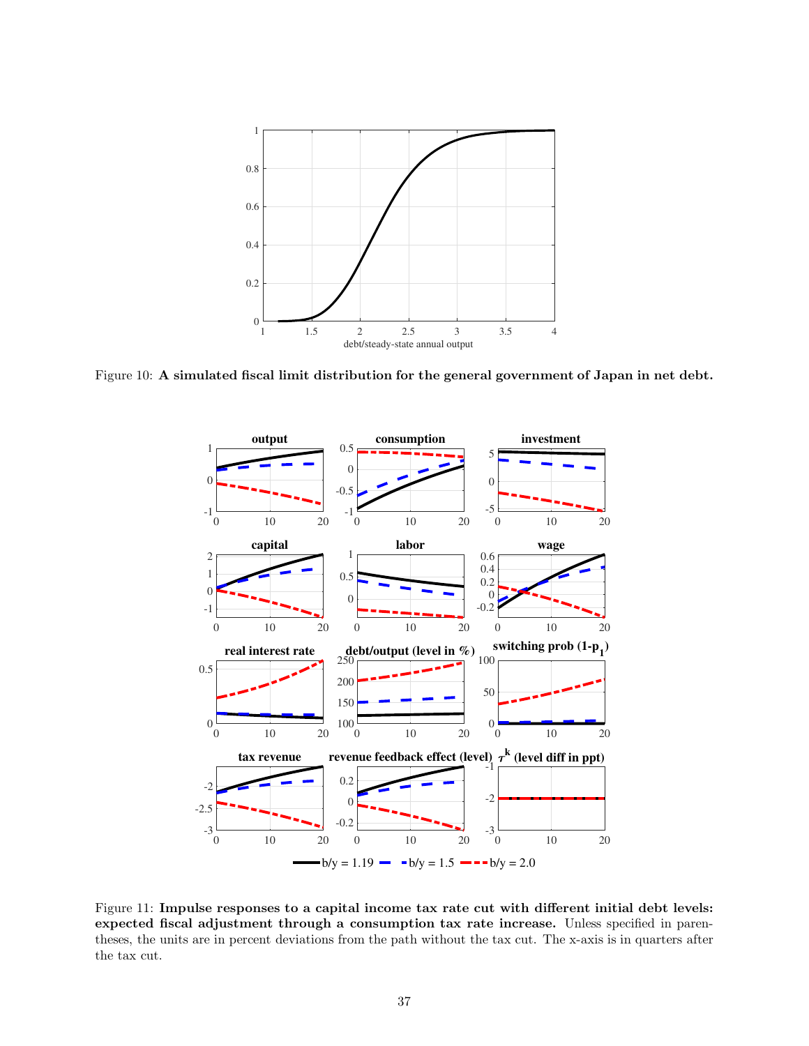Figure 10: **A simulated fiscal limit distribution for the general government of Japan in net debt.**

Figure 11: **Impulse responses to a capital income tax rate cut with different initial debt levels: expected fiscal adjustment through a consumption tax rate increase.** Unless specified in parentheses, the units are in percent deviations from the path without the tax cut. The x-axis is in quarters after the tax cut.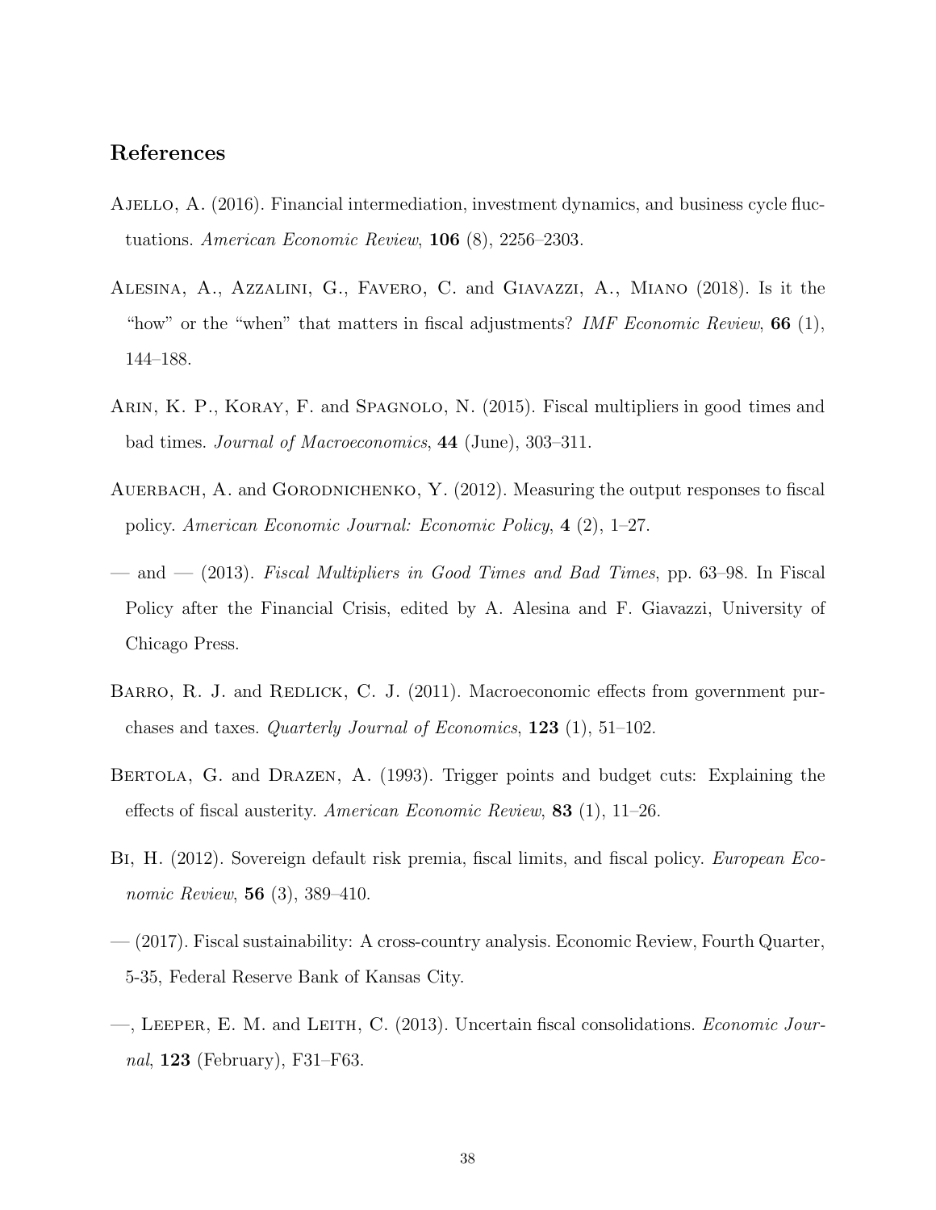## References

Ajello, A. (2016). Financial intermediation, investment dynamics, and business cycle fluctuations. *American Economic Review*, **106** (8), 2256–2303.

Alesina, A., Azzalini, G., Favero, C. and Giavazzi, A., Miano (2018). Is it the "how" or the "when" that matters in fiscal adjustments? *IMF Economic Review*, **66** (1), 144–188.

Arin, K. P., Koray, F. and Spagnolo, N. (2015). Fiscal multipliers in good times and bad times. *Journal of Macroeconomics*, **44** (June), 303–311.

Auerbach, A. and Gorodnichenko, Y. (2012). Measuring the output responses to fiscal policy. *American Economic Journal: Economic Policy*, **4** (2), 1–27.

— and — (2013). *Fiscal Multipliers in Good Times and Bad Times*, pp. 63–98. In Fiscal Policy after the Financial Crisis, edited by A. Alesina and F. Giavazzi, University of Chicago Press.

Barro, R. J. and Redlick, C. J. (2011). Macroeconomic effects from government purchases and taxes. *Quarterly Journal of Economics*, **123** (1), 51–102.

Bertola, G. and Drazen, A. (1993). Trigger points and budget cuts: Explaining the effects of fiscal austerity. *American Economic Review*, **83** (1), 11–26.

Bi, H. (2012). Sovereign default risk premia, fiscal limits, and fiscal policy. *European Economic Review*, **56** (3), 389–410.

— (2017). Fiscal sustainability: A cross-country analysis. Economic Review, Fourth Quarter, 5-35, Federal Reserve Bank of Kansas City.

—, Leeper, E. M. and Leith, C. (2013). Uncertain fiscal consolidations. *Economic Journal*, **123** (February), F31–F63.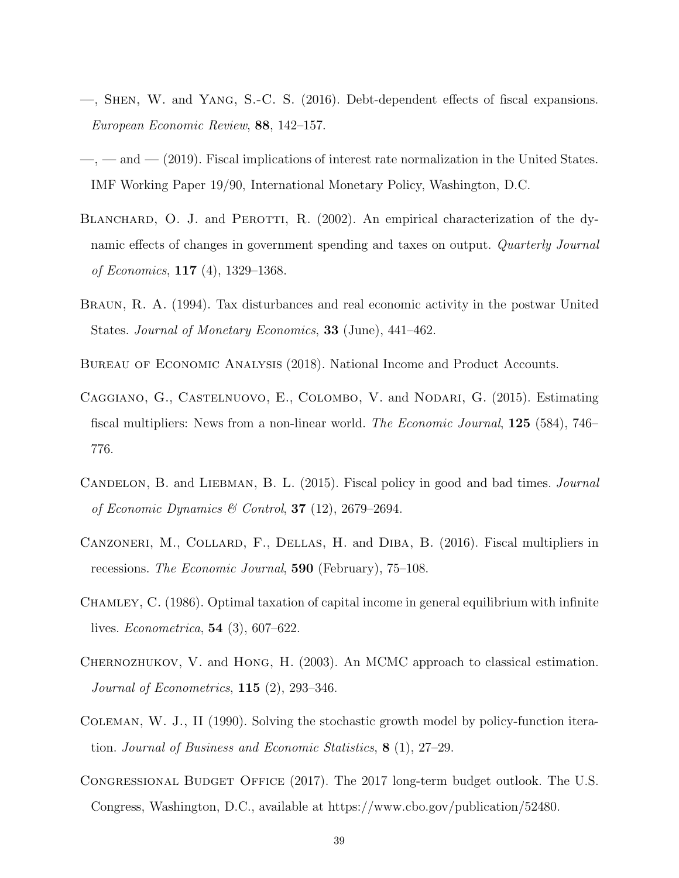—, Shen, W. and Yang, S.-C. S. (2016). Debt-dependent effects of fiscal expansions. *European Economic Review*, **88**, 142–157.

—, — and — (2019). Fiscal implications of interest rate normalization in the United States. IMF Working Paper 19/90, International Monetary Policy, Washington, D.C.

Blanchard, O. J. and Perotti, R. (2002). An empirical characterization of the dynamic effects of changes in government spending and taxes on output. *Quarterly Journal of Economics*, **117** (4), 1329–1368.

Braun, R. A. (1994). Tax disturbances and real economic activity in the postwar United States. *Journal of Monetary Economics*, **33** (June), 441–462.

Bureau of Economic Analysis (2018). National Income and Product Accounts.

Caggiano, G., Castelnuovo, E., Colombo, V. and Nodari, G. (2015). Estimating fiscal multipliers: News from a non-linear world. *The Economic Journal*, **125** (584), 746–776.

Candelon, B. and Liebman, B. L. (2015). Fiscal policy in good and bad times. *Journal of Economic Dynamics & Control*, **37** (12), 2679–2694.

Canzoneri, M., Collard, F., Dellas, H. and Diba, B. (2016). Fiscal multipliers in recessions. *The Economic Journal*, **590** (February), 75–108.

Chamley, C. (1986). Optimal taxation of capital income in general equilibrium with infinite lives. *Econometrica*, **54** (3), 607–622.

Chernozhukov, V. and Hong, H. (2003). An MCMC approach to classical estimation. *Journal of Econometrics*, **115** (2), 293–346.

Coleman, W. J., II (1990). Solving the stochastic growth model by policy-function iteration. *Journal of Business and Economic Statistics*, **8** (1), 27–29.

Congressional Budget Office (2017). The 2017 long-term budget outlook. The U.S. Congress, Washington, D.C., available at https://www.cbo.gov/publication/52480.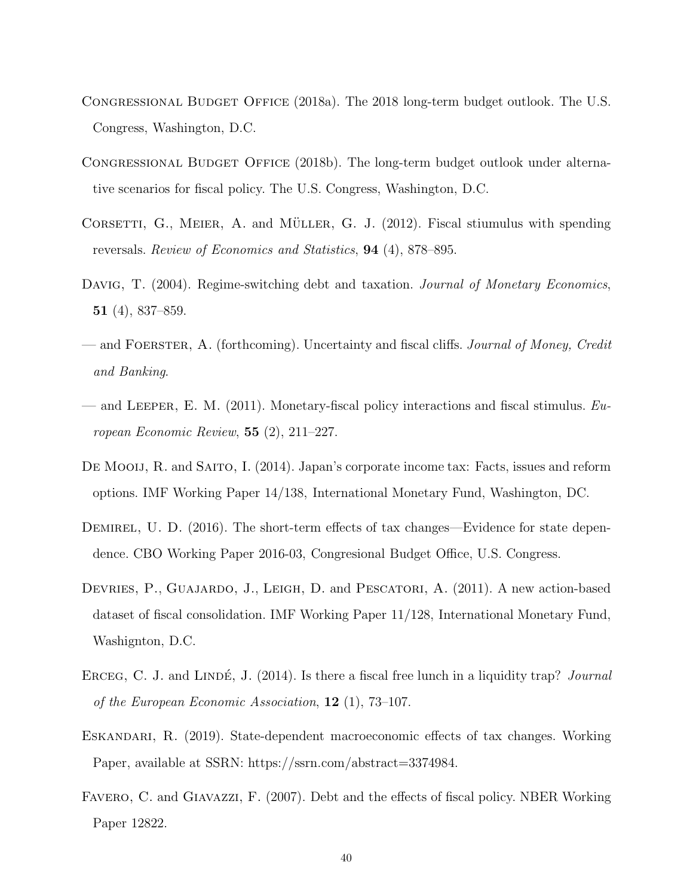Congressional Budget Office (2018a). The 2018 long-term budget outlook. The U.S. Congress, Washington, D.C.

Congressional Budget Office (2018b). The long-term budget outlook under alternative scenarios for fiscal policy. The U.S. Congress, Washington, D.C.

Corsetti, G., Meier, A. and Müller, G. J. (2012). Fiscal stiumulus with spending reversals. *Review of Economics and Statistics*, **94** (4), 878–895.

Davig, T. (2004). Regime-switching debt and taxation. *Journal of Monetary Economics*, **51** (4), 837–859.

— and Foerster, A. (forthcoming). Uncertainty and fiscal cliffs. *Journal of Money, Credit and Banking*.

— and Leeper, E. M. (2011). Monetary-fiscal policy interactions and fiscal stimulus. *European Economic Review*, **55** (2), 211–227.

De Mooij, R. and Saito, I. (2014). Japan's corporate income tax: Facts, issues and reform options. IMF Working Paper 14/138, International Monetary Fund, Washington, DC.

Demirel, U. D. (2016). The short-term effects of tax changes—Evidence for state dependence. CBO Working Paper 2016-03, Congresional Budget Office, U.S. Congress.

Devries, P., Guajardo, J., Leigh, D. and Pescatori, A. (2011). A new action-based dataset of fiscal consolidation. IMF Working Paper 11/128, International Monetary Fund, Washigнton, D.C.

Erceg, C. J. and Lindé, J. (2014). Is there a fiscal free lunch in a liquidity trap? *Journal of the European Economic Association*, **12** (1), 73–107.

Eskandari, R. (2019). State-dependent macroeconomic effects of tax changes. Working Paper, available at SSRN: https://ssrn.com/abstract=3374984.

Favero, C. and Giavazzi, F. (2007). Debt and the effects of fiscal policy. NBER Working Paper 12822.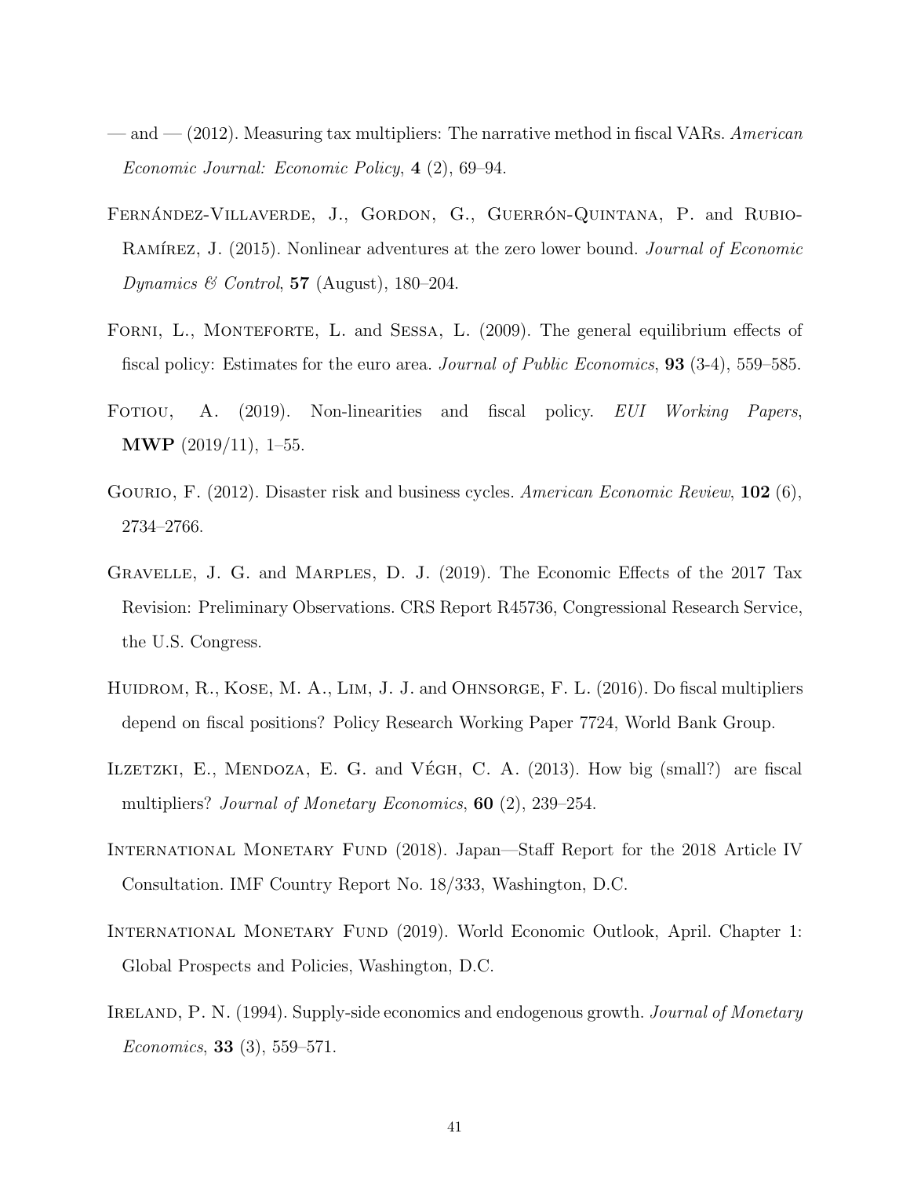— and — (2012). Measuring tax multipliers: The narrative method in fiscal VARs. *American Economic Journal: Economic Policy*, **4** (2), 69–94.

Fernández-Villaverde, J., Gordon, G., Guerrón-Quintana, P. and Rubio-Ramírez, J. (2015). Nonlinear adventures at the zero lower bound. *Journal of Economic Dynamics & Control*, **57** (August), 180–204.

Forni, L., Monteforte, L. and Sessa, L. (2009). The general equilibrium effects of fiscal policy: Estimates for the euro area. *Journal of Public Economics*, **93** (3-4), 559–585.

Fotiou, A. (2019). Non-linearities and fiscal policy. *EUI Working Papers*, **MWP** (2019/11), 1–55.

Gourio, F. (2012). Disaster risk and business cycles. *American Economic Review*, **102** (6), 2734–2766.

Gravelle, J. G. and Marples, D. J. (2019). The Economic Effects of the 2017 Tax Revision: Preliminary Observations. CRS Report R45736, Congressional Research Service, the U.S. Congress.

Huidrom, R., Kose, M. A., Lim, J. J. and Ohnsorge, F. L. (2016). Do fiscal multipliers depend on fiscal positions? Policy Research Working Paper 7724, World Bank Group.

Ilzetzki, E., Mendoza, E. G. and Végh, C. A. (2013). How big (small?) are fiscal multipliers? *Journal of Monetary Economics*, **60** (2), 239–254.

International Monetary Fund (2018). Japan—Staff Report for the 2018 Article IV Consultation. IMF Country Report No. 18/333, Washington, D.C.

International Monetary Fund (2019). World Economic Outlook, April. Chapter 1: Global Prospects and Policies, Washington, D.C.

Ireland, P. N. (1994). Supply-side economics and endogenous growth. *Journal of Monetary Economics*, **33** (3), 559–571.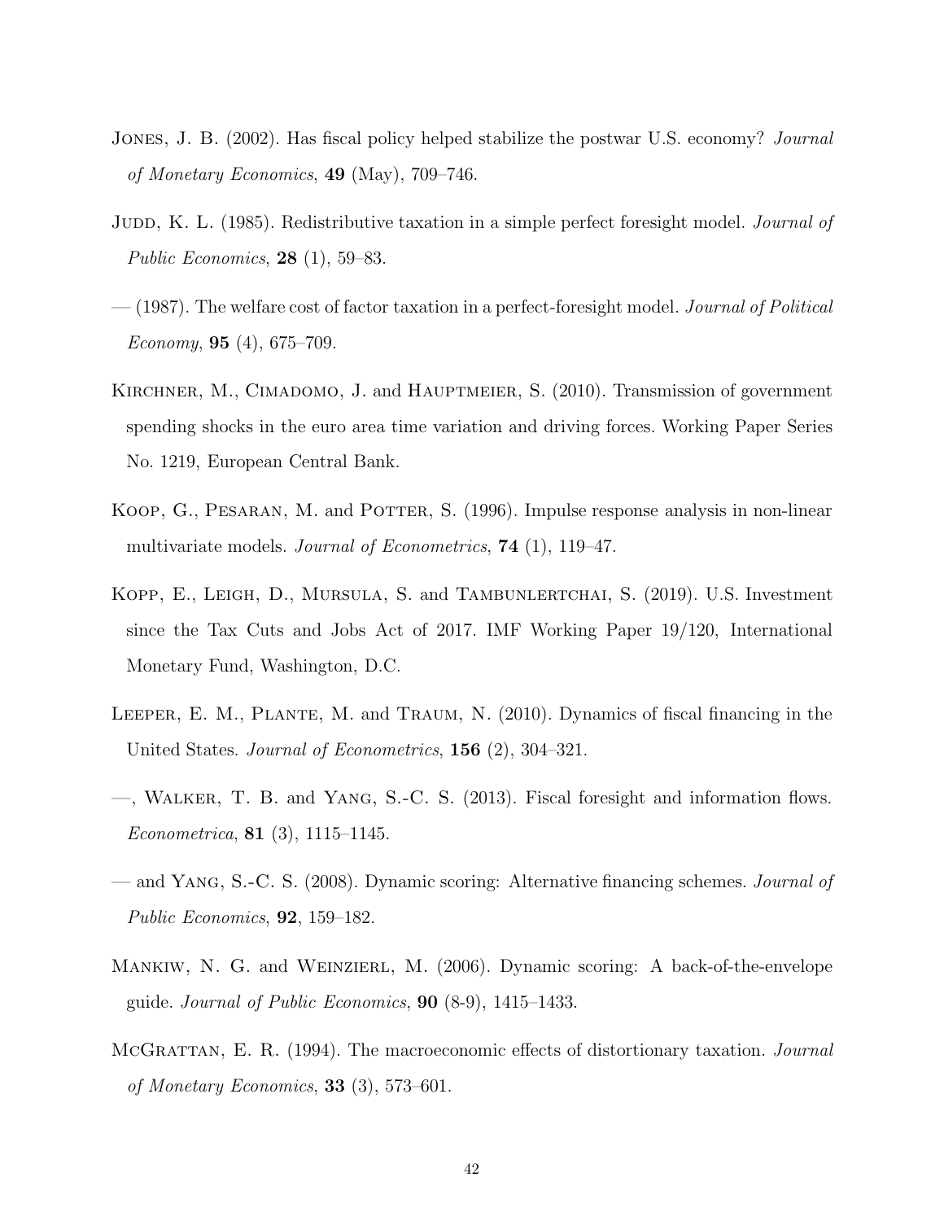Jones, J. B. (2002). Has fiscal policy helped stabilize the postwar U.S. economy? *Journal of Monetary Economics*, **49** (May), 709–746.

Judd, K. L. (1985). Redistributive taxation in a simple perfect foresight model. *Journal of Public Economics*, **28** (1), 59–83.

— (1987). The welfare cost of factor taxation in a perfect-foresight model. *Journal of Political Economy*, **95** (4), 675–709.

Kirchner, M., Cimadomo, J. and Hauptmeier, S. (2010). Transmission of government spending shocks in the euro area time variation and driving forces. Working Paper Series No. 1219, European Central Bank.

Koop, G., Pesaran, M. and Potter, S. (1996). Impulse response analysis in non-linear multivariate models. *Journal of Econometrics*, **74** (1), 119–47.

Kopp, E., Leigh, D., Mursula, S. and Tambunlertchai, S. (2019). U.S. Investment since the Tax Cuts and Jobs Act of 2017. IMF Working Paper 19/120, International Monetary Fund, Washington, D.C.

Leeper, E. M., Plante, M. and Traum, N. (2010). Dynamics of fiscal financing in the United States. *Journal of Econometrics*, **156** (2), 304–321.

—, Walker, T. B. and Yang, S.-C. S. (2013). Fiscal foresight and information flows. *Econometrica*, **81** (3), 1115–1145.

— and Yang, S.-C. S. (2008). Dynamic scoring: Alternative financing schemes. *Journal of Public Economics*, **92**, 159–182.

Mankiw, N. G. and Weinzierl, M. (2006). Dynamic scoring: A back-of-the-envelope guide. *Journal of Public Economics*, **90** (8-9), 1415–1433.

McGrattan, E. R. (1994). The macroeconomic effects of distortionary taxation. *Journal of Monetary Economics*, **33** (3), 573–601.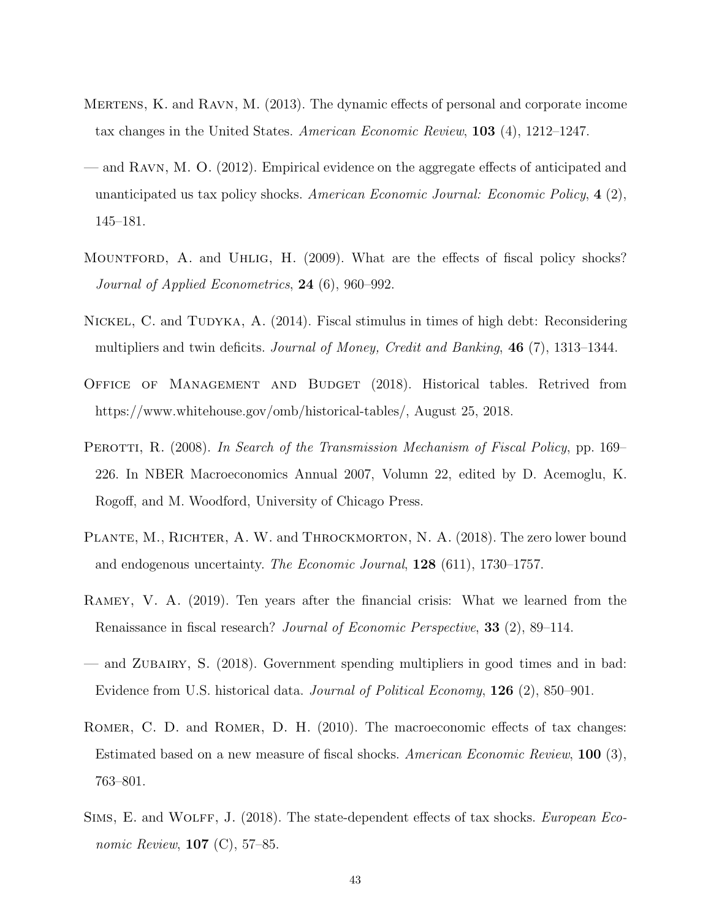Mertens, K. and Ravn, M. (2013). The dynamic effects of personal and corporate income tax changes in the United States. *American Economic Review*, **103** (4), 1212–1247.

— and Ravn, M. O. (2012). Empirical evidence on the aggregate effects of anticipated and unanticipated us tax policy shocks. *American Economic Journal: Economic Policy*, **4** (2), 145–181.

Mountford, A. and Uhlig, H. (2009). What are the effects of fiscal policy shocks? *Journal of Applied Econometrics*, **24** (6), 960–992.

Nickel, C. and Tudyka, A. (2014). Fiscal stimulus in times of high debt: Reconsidering multipliers and twin deficits. *Journal of Money, Credit and Banking*, **46** (7), 1313–1344.

Office of Management and Budget (2018). Historical tables. Retrived from https://www.whitehouse.gov/omb/historical-tables/, August 25, 2018.

Perotti, R. (2008). *In Search of the Transmission Mechanism of Fiscal Policy*, pp. 169–226. In NBER Macroeconomics Annual 2007, Volumn 22, edited by D. Acemoglu, K. Rogoff, and M. Woodford, University of Chicago Press.

Plante, M., Richter, A. W. and Throckmorton, N. A. (2018). The zero lower bound and endogenous uncertainty. *The Economic Journal*, **128** (611), 1730–1757.

Ramey, V. A. (2019). Ten years after the financial crisis: What we learned from the Renaissance in fiscal research? *Journal of Economic Perspective*, **33** (2), 89–114.

— and Zubairy, S. (2018). Government spending multipliers in good times and in bad: Evidence from U.S. historical data. *Journal of Political Economy*, **126** (2), 850–901.

Romer, C. D. and Romer, D. H. (2010). The macroeconomic effects of tax changes: Estimated based on a new measure of fiscal shocks. *American Economic Review*, **100** (3), 763–801.

Sims, E. and Wolff, J. (2018). The state-dependent effects of tax shocks. *European Economic Review*, **107** (C), 57–85.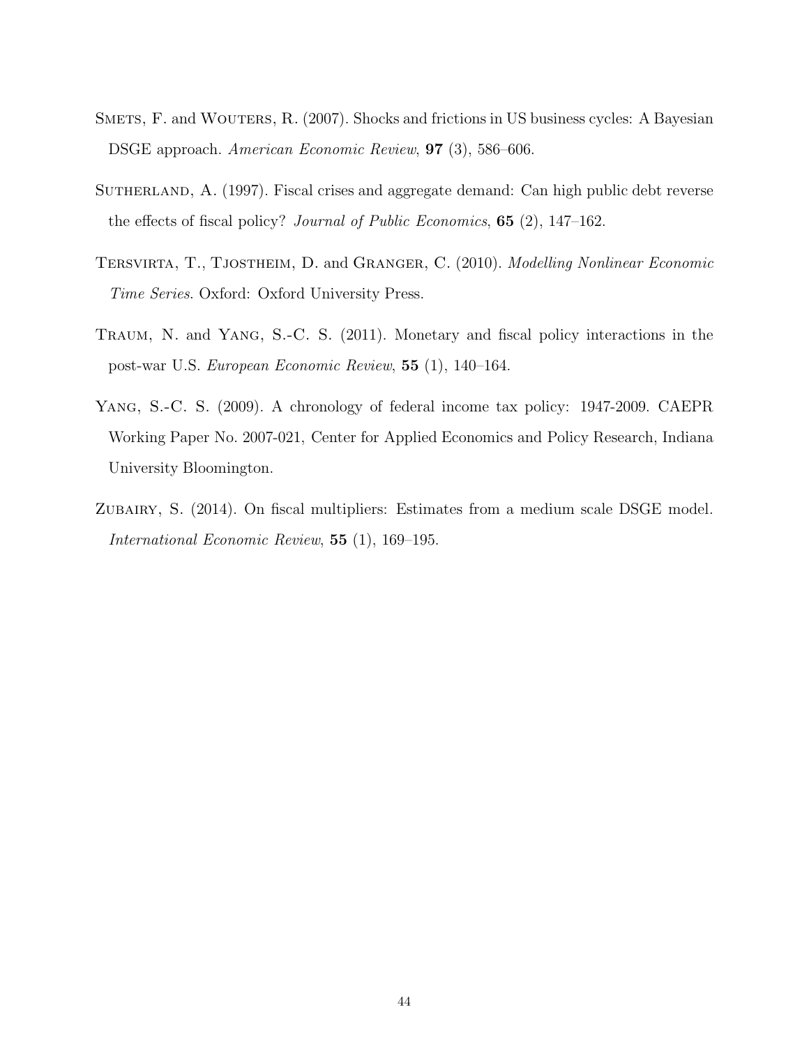Smets, F. and Wouters, R. (2007). Shocks and frictions in US business cycles: A Bayesian DSGE approach. *American Economic Review*, **97** (3), 586–606.

Sutherland, A. (1997). Fiscal crises and aggregate demand: Can high public debt reverse the effects of fiscal policy? *Journal of Public Economics*, **65** (2), 147–162.

Tersvirta, T., Tjostheim, D. and Granger, C. (2010). *Modelling Nonlinear Economic Time Series*. Oxford: Oxford University Press.

Traum, N. and Yang, S.-C. S. (2011). Monetary and fiscal policy interactions in the post-war U.S. *European Economic Review*, **55** (1), 140–164.

Yang, S.-C. S. (2009). A chronology of federal income tax policy: 1947-2009. CAEPR Working Paper No. 2007-021, Center for Applied Economics and Policy Research, Indiana University Bloomington.

Zubairy, S. (2014). On fiscal multipliers: Estimates from a medium scale DSGE model. *International Economic Review*, **55** (1), 169–195.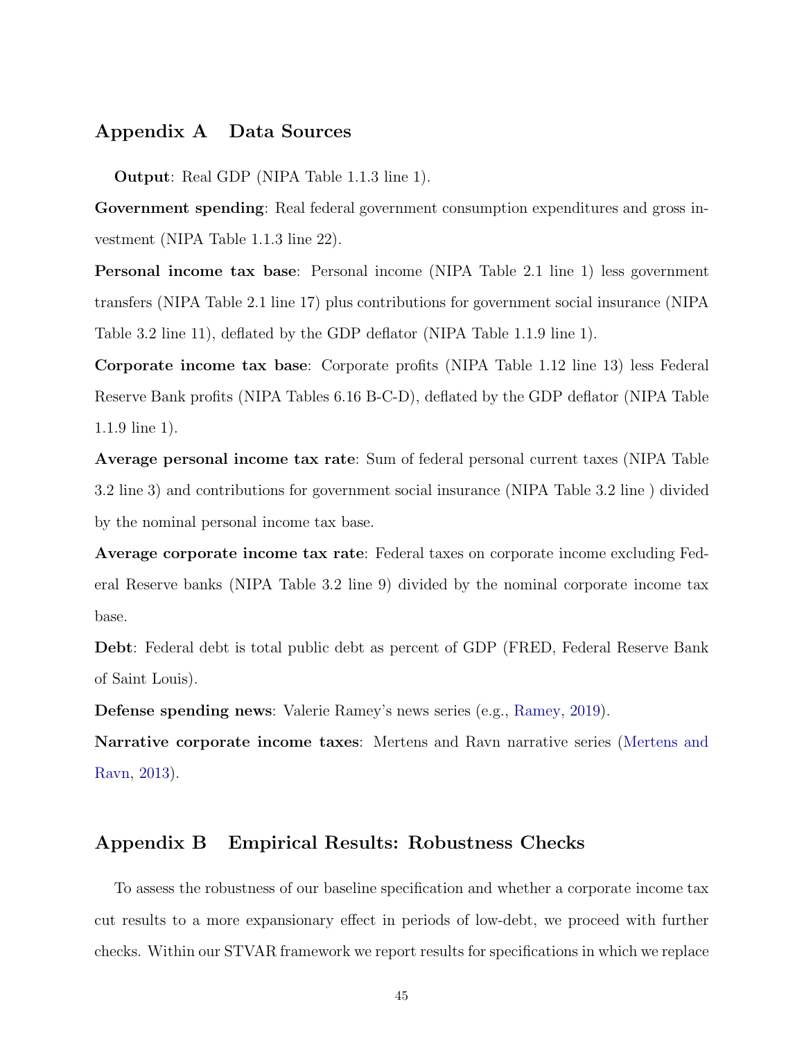## Appendix A Data Sources

**Output**: Real GDP (NIPA Table 1.1.3 line 1).

**Government spending**: Real federal government consumption expenditures and gross investment (NIPA Table 1.1.3 line 22).

**Personal income tax base**: Personal income (NIPA Table 2.1 line 1) less government transfers (NIPA Table 2.1 line 17) plus contributions for government social insurance (NIPA Table 3.2 line 11), deflated by the GDP deflator (NIPA Table 1.1.9 line 1).

**Corporate income tax base**: Corporate profits (NIPA Table 1.12 line 13) less Federal Reserve Bank profits (NIPA Tables 6.16 B-C-D), deflated by the GDP deflator (NIPA Table 1.1.9 line 1).

**Average personal income tax rate**: Sum of federal personal current taxes (NIPA Table 3.2 line 3) and contributions for government social insurance (NIPA Table 3.2 line ) divided by the nominal personal income tax base.

**Average corporate income tax rate**: Federal taxes on corporate income excluding Federal Reserve banks (NIPA Table 3.2 line 9) divided by the nominal corporate income tax base.

**Debt**: Federal debt is total public debt as percent of GDP (FRED, Federal Reserve Bank of Saint Louis).

**Defense spending news**: Valerie Ramey's news series (e.g., Ramey, 2019).

**Narrative corporate income taxes**: Mertens and Ravn narrative series (Mertens and Ravn, 2013).

## Appendix B Empirical Results: Robustness Checks

To assess the robustness of our baseline specification and whether a corporate income tax cut results to a more expansionary effect in periods of low-debt, we proceed with further checks. Within our STVAR framework we report results for specifications in which we replace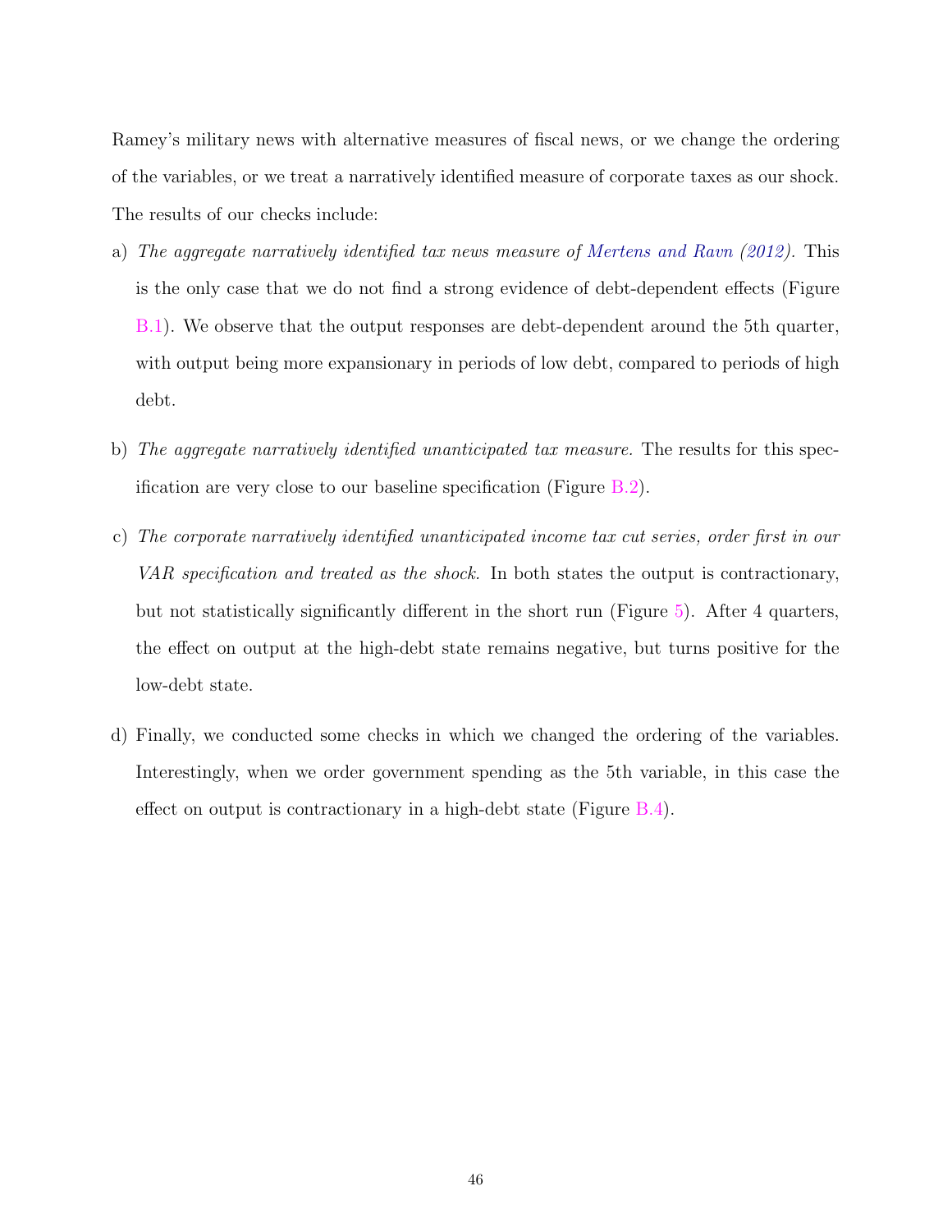Ramey's military news with alternative measures of fiscal news, or we change the ordering of the variables, or we treat a narratively identified measure of corporate taxes as our shock. The results of our checks include:

a) *The aggregate narratively identified tax news measure of Mertens and Ravn (2012).* This is the only case that we do not find a strong evidence of debt-dependent effects (Figure B.1). We observe that the output responses are debt-dependent around the 5th quarter, with output being more expansionary in periods of low debt, compared to periods of high debt.

b) *The aggregate narratively identified unanticipated tax measure.* The results for this specification are very close to our baseline specification (Figure B.2).

c) *The corporate narratively identified unanticipated income tax cut series, order first in our VAR specification and treated as the shock.* In both states the output is contractionary, but not statistically significantly different in the short run (Figure 5). After 4 quarters, the effect on output at the high-debt state remains negative, but turns positive for the low-debt state.

d) Finally, we conducted some checks in which we changed the ordering of the variables. Interestingly, when we order government spending as the 5th variable, in this case the effect on output is contractionary in a high-debt state (Figure B.4).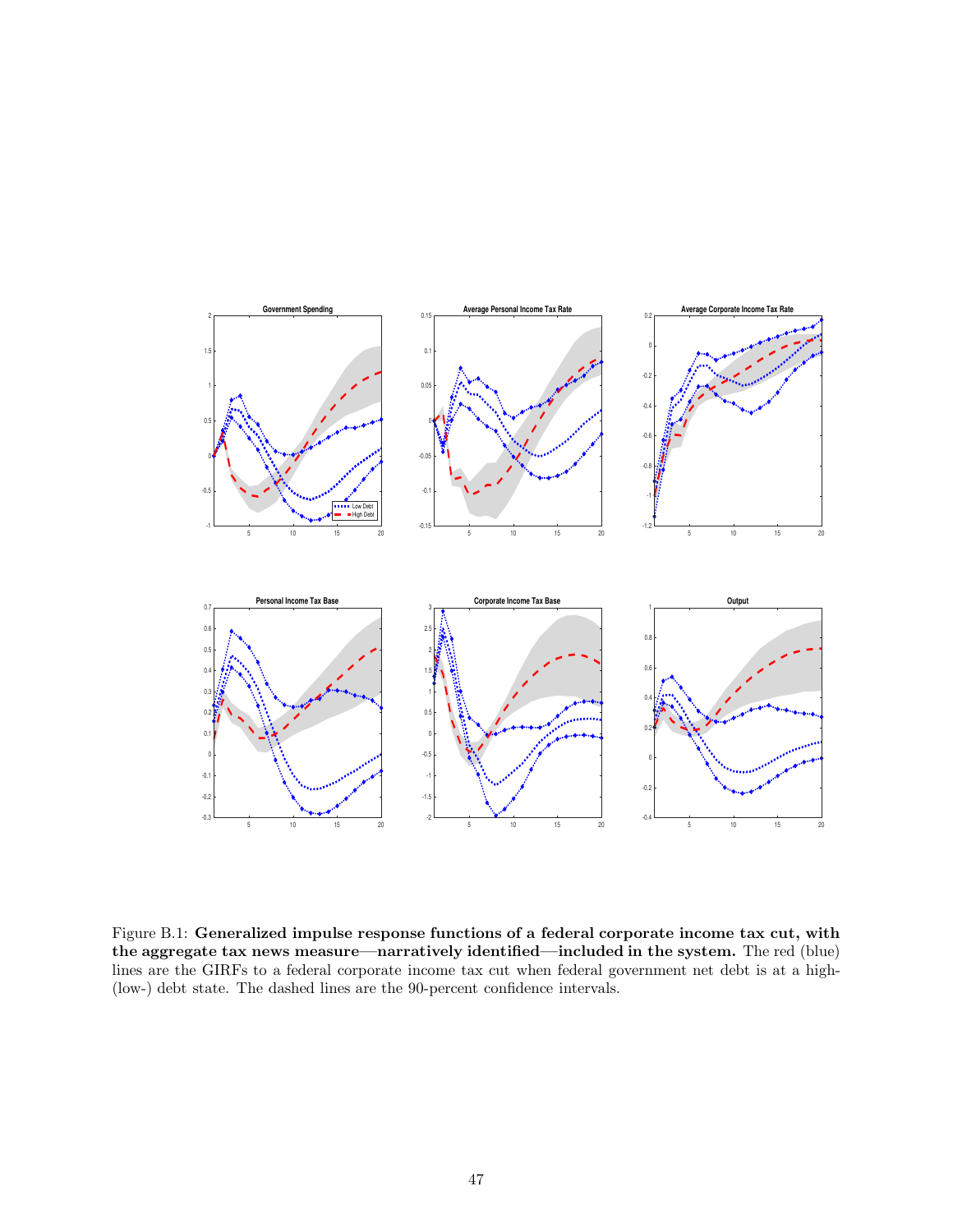Figure B.1: **Generalized impulse response functions of a federal corporate income tax cut, with the aggregate tax news measure—narratively identified—included in the system.** The red (blue) lines are the GIRFs to a federal corporate income tax cut when federal government net debt is at a high- (low-) debt state. The dashed lines are the 90-percent confidence intervals.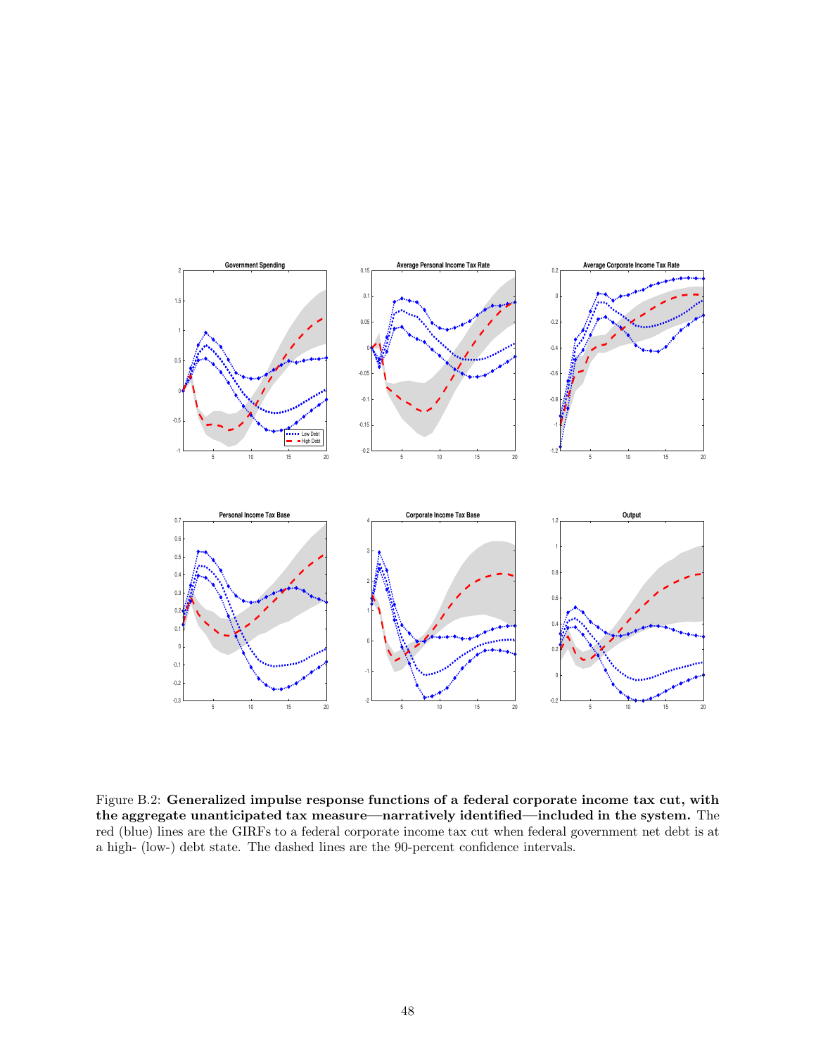Figure B.2: **Generalized impulse response functions of a federal corporate income tax cut, with the aggregate unanticipated tax measure—narratively identified—included in the system.** The red (blue) lines are the GIRFs to a federal corporate income tax cut when federal government net debt is at a high- (low-) debt state. The dashed lines are the 90-percent confidence intervals.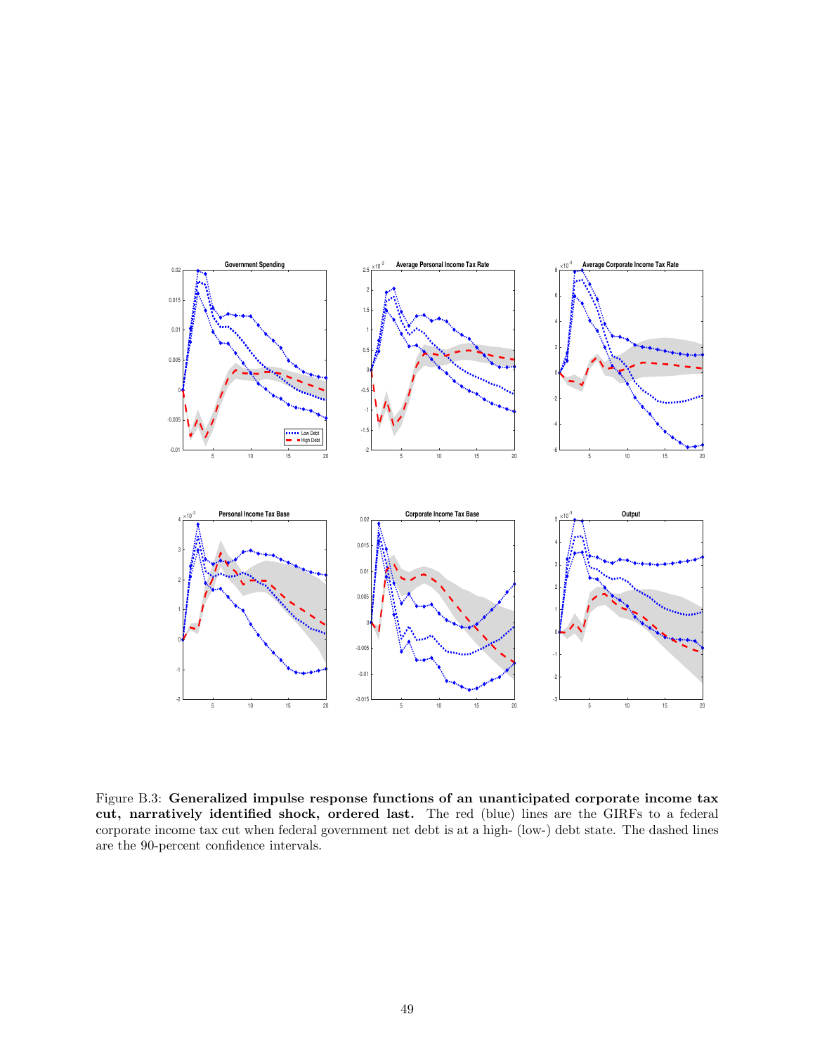Figure B.3: **Generalized impulse response functions of an unanticipated corporate income tax cut, narratively identified shock, ordered last.** The red (blue) lines are the GIRFs to a federal corporate income tax cut when federal government net debt is at a high- (low-) debt state. The dashed lines are the 90-percent confidence intervals.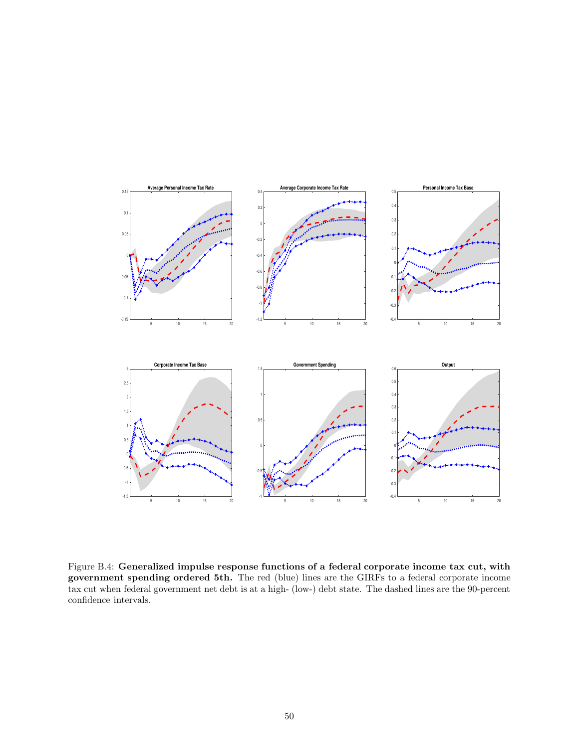Figure B.4: **Generalized impulse response functions of a federal corporate income tax cut, with government spending ordered 5th.** The red (blue) lines are the GIRFs to a federal corporate income tax cut when federal government net debt is at a high- (low-) debt state. The dashed lines are the 90-percent confidence intervals.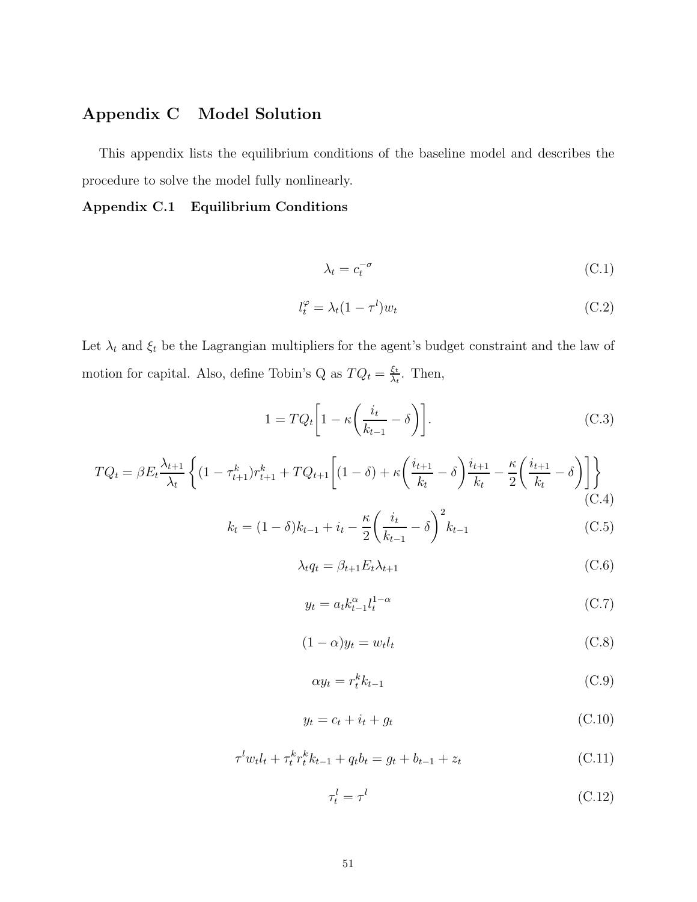## Appendix C Model Solution

This appendix lists the equilibrium conditions of the baseline model and describes the procedure to solve the model fully nonlinearly.

### Appendix C.1 Equilibrium Conditions

$$\lambda_t = c_t^{-\sigma} \tag{C.1}$$

$$l_t^{\varphi} = \lambda_t (1 - \tau^l) w_t \tag{C.2}$$

Let $\lambda_t$ and $\xi_t$ be the Lagrangian multipliers for the agent's budget constraint and the law of motion for capital. Also, define Tobin's Q as $TQ_t = \frac{\xi_t}{\lambda_t}$. Then,

$$1 = TQ_t \left[ 1 - \kappa \left( \frac{i_t}{k_{t-1}} - \delta \right) \right]. \tag{C.3}$$

$$TQ_t = \beta E_t \frac{\lambda_{t+1}}{\lambda_t} \left\{ (1 - \tau_{t+1}^k) r_{t+1}^k + TQ_{t+1} \left[ (1 - \delta) + \kappa \left( \frac{i_{t+1}}{k_t} - \delta \right) \frac{i_{t+1}}{k_t} - \frac{\kappa}{2} \left( \frac{i_{t+1}}{k_t} - \delta \right) \right] \right\} \tag{C.4}$$

$$k_t = (1 - \delta) k_{t-1} + i_t - \frac{\kappa}{2} \left( \frac{i_t}{k_{t-1}} - \delta \right)^2 k_{t-1} \tag{C.5}$$

$$\lambda_t q_t = \beta_{t+1} E_t \lambda_{t+1} \tag{C.6}$$

$$y_t = a_t k_{t-1}^{\alpha} l_t^{1-\alpha} \tag{C.7}$$

$$(1 - \alpha) y_t = w_t l_t \tag{C.8}$$

$$\alpha y_t = r_t^k k_{t-1} \tag{C.9}$$

$$y_t = c_t + i_t + g_t \tag{C.10}$$

$$\tau^l w_t l_t + \tau_t^k r_t^k k_{t-1} + q_t b_t = g_t + b_{t-1} + z_t \tag{C.11}$$

$$\tau_t^l = \tau^l \tag{C.12}$$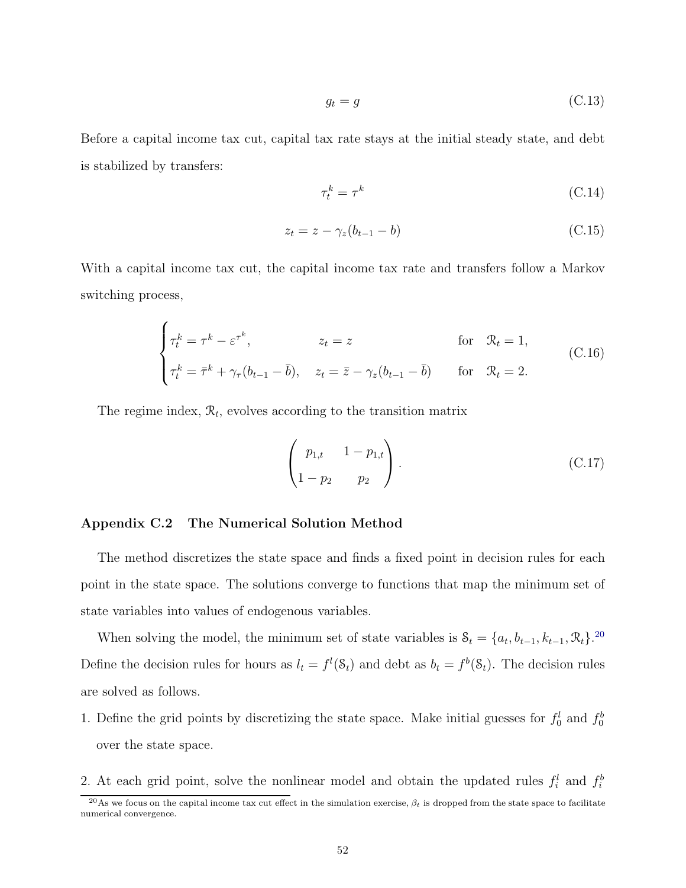$$g_t = g \tag{C.13}$$

Before a capital income tax cut, capital tax rate stays at the initial steady state, and debt is stabilized by transfers:

$$\tau_t^k = \tau^k \tag{C.14}$$

$$z_t = z - \gamma_z(b_{t-1} - b) \tag{C.15}$$

With a capital income tax cut, the capital income tax rate and transfers follow a Markov switching process,

$$\begin{cases} \tau_t^k = \tau^k - \varepsilon^{\tau^k}, & z_t = z & \text{for} \quad \mathcal{R}_t = 1, \\ \tau_t^k = \bar{\tau}^k + \gamma_\tau(b_{t-1} - \bar{b}), & z_t = \bar{z} - \gamma_z(b_{t-1} - \bar{b}) & \text{for} \quad \mathcal{R}_t = 2. \end{cases} \tag{C.16}$$

The regime index, $\mathcal{R}_t$, evolves according to the transition matrix

$$\begin{pmatrix} p_{1,t} & 1 - p_{1,t} \\ 1 - p_2 & p_2 \end{pmatrix}. \tag{C.17}$$

### Appendix C.2 The Numerical Solution Method

The method discretizes the state space and finds a fixed point in decision rules for each point in the state space. The solutions converge to functions that map the minimum set of state variables into values of endogenous variables.

When solving the model, the minimum set of state variables is $\mathcal{S}_t = \{a_t, b_{t-1}, k_{t-1}, \mathcal{R}_t\}$.[20] Define the decision rules for hours as $l_t = f^l(\mathcal{S}_t)$ and debt as $b_t = f^b(\mathcal{S}_t)$. The decision rules are solved as follows.

1. Define the grid points by discretizing the state space. Make initial guesses for $f_0^l$ and $f_0^b$ over the state space.

2. At each grid point, solve the nonlinear model and obtain the updated rules $f_i^l$ and $f_i^b$

[20] As we focus on the capital income tax cut effect in the simulation exercise, $\beta_t$ is dropped from the state space to facilitate numerical convergence.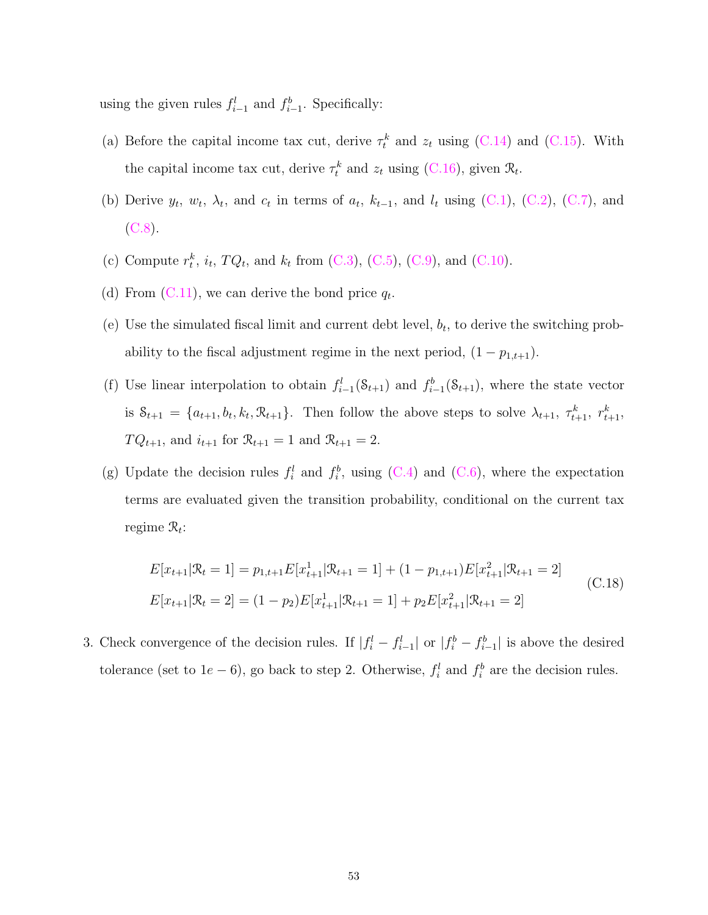using the given rules $f^l_{i-1}$ and $f^b_{i-1}$. Specifically:

(a) Before the capital income tax cut, derive $\tau^k_t$ and $z_t$ using (C.14) and (C.15). With the capital income tax cut, derive $\tau^k_t$ and $z_t$ using (C.16), given $\mathcal{R}_t$.

(b) Derive $y_t$, $w_t$, $\lambda_t$, and $c_t$ in terms of $a_t$, $k_{t-1}$, and $l_t$ using (C.1), (C.2), (C.7), and (C.8).

(c) Compute $r^k_t$, $i_t$, $TQ_t$, and $k_t$ from (C.3), (C.5), (C.9), and (C.10).

(d) From (C.11), we can derive the bond price $q_t$.

(e) Use the simulated fiscal limit and current debt level, $b_t$, to derive the switching probability to the fiscal adjustment regime in the next period, $(1 - p_{1,t+1})$.

(f) Use linear interpolation to obtain $f^l_{i-1}(\mathcal{S}_{t+1})$ and $f^b_{i-1}(\mathcal{S}_{t+1})$, where the state vector is $\mathcal{S}_{t+1} = \{a_{t+1}, b_t, k_t, \mathcal{R}_{t+1}\}$. Then follow the above steps to solve $\lambda_{t+1}$, $\tau^k_{t+1}$, $r^k_{t+1}$, $TQ_{t+1}$, and $i_{t+1}$ for $\mathcal{R}_{t+1} = 1$ and $\mathcal{R}_{t+1} = 2$.

(g) Update the decision rules $f^l_i$ and $f^b_i$, using (C.4) and (C.6), where the expectation terms are evaluated given the transition probability, conditional on the current tax regime $\mathcal{R}_t$:

$$
\begin{aligned}
E[x_{t+1}|\mathcal{R}_t = 1] &= p_{1,t+1} E[x^1_{t+1}|\mathcal{R}_{t+1} = 1] + (1 - p_{1,t+1}) E[x^2_{t+1}|\mathcal{R}_{t+1} = 2] \\
E[x_{t+1}|\mathcal{R}_t = 2] &= (1 - p_2) E[x^1_{t+1}|\mathcal{R}_{t+1} = 1] + p_2 E[x^2_{t+1}|\mathcal{R}_{t+1} = 2]
\end{aligned}
\tag{C.18}
$$

3. Check convergence of the decision rules. If $|f^l_i - f^l_{i-1}|$ or $|f^b_i - f^b_{i-1}|$ is above the desired tolerance (set to $1e-6$), go back to step 2. Otherwise, $f^l_i$ and $f^b_i$ are the decision rules.